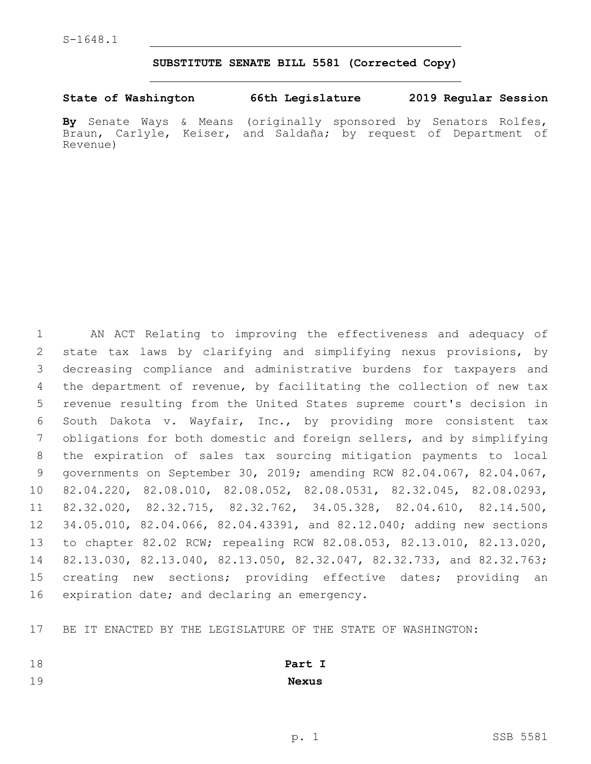S-1648.1

# SUBSTITUTE SENATE BILL 5581 (Corrected Copy)

**State of Washington 66th Legislature 2019 Regular Session**

**By** Senate Ways & Means (originally sponsored by Senators Rolfes, Braun, Carlyle, Keiser, and Saldaña; by request of Department of Revenue)

AN ACT Relating to improving the effectiveness and adequacy of state tax laws by clarifying and simplifying nexus provisions, by decreasing compliance and administrative burdens for taxpayers and the department of revenue, by facilitating the collection of new tax revenue resulting from the United States supreme court's decision in South Dakota v. Wayfair, Inc., by providing more consistent tax obligations for both domestic and foreign sellers, and by simplifying the expiration of sales tax sourcing mitigation payments to local governments on September 30, 2019; amending RCW 82.04.067, 82.04.067, 82.04.220, 82.08.010, 82.08.052, 82.08.0531, 82.32.045, 82.08.0293, 82.32.020, 82.32.715, 82.32.762, 34.05.328, 82.04.610, 82.14.500, 34.05.010, 82.04.066, 82.04.43391, and 82.12.040; adding new sections to chapter 82.02 RCW; repealing RCW 82.08.053, 82.13.010, 82.13.020, 82.13.030, 82.13.040, 82.13.050, 82.32.047, 82.32.733, and 82.32.763; creating new sections; providing effective dates; providing an expiration date; and declaring an emergency.

BE IT ENACTED BY THE LEGISLATURE OF THE STATE OF WASHINGTON:

## Part I
## Nexus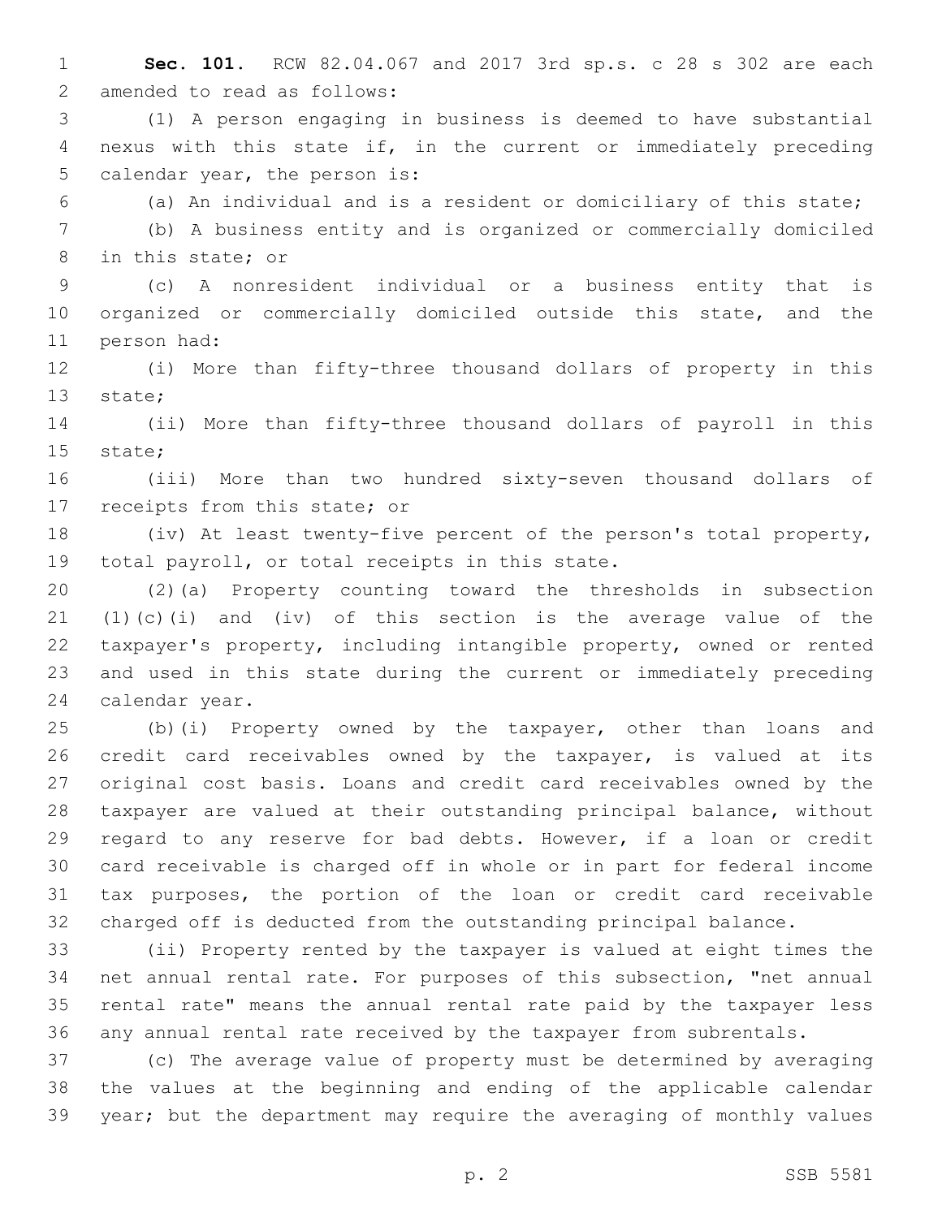**Sec. 101.** RCW 82.04.067 and 2017 3rd sp.s. c 28 s 302 are each amended to read as follows:

(1) A person engaging in business is deemed to have substantial nexus with this state if, in the current or immediately preceding calendar year, the person is:

(a) An individual and is a resident or domiciliary of this state;

(b) A business entity and is organized or commercially domiciled in this state; or

(c) A nonresident individual or a business entity that is organized or commercially domiciled outside this state, and the person had:

(i) More than fifty-three thousand dollars of property in this state;

(ii) More than fifty-three thousand dollars of payroll in this state;

(iii) More than two hundred sixty-seven thousand dollars of receipts from this state; or

(iv) At least twenty-five percent of the person's total property, total payroll, or total receipts in this state.

(2)(a) Property counting toward the thresholds in subsection (1)(c)(i) and (iv) of this section is the average value of the taxpayer's property, including intangible property, owned or rented and used in this state during the current or immediately preceding calendar year.

(b)(i) Property owned by the taxpayer, other than loans and credit card receivables owned by the taxpayer, is valued at its original cost basis. Loans and credit card receivables owned by the taxpayer are valued at their outstanding principal balance, without regard to any reserve for bad debts. However, if a loan or credit card receivable is charged off in whole or in part for federal income tax purposes, the portion of the loan or credit card receivable charged off is deducted from the outstanding principal balance.

(ii) Property rented by the taxpayer is valued at eight times the net annual rental rate. For purposes of this subsection, "net annual rental rate" means the annual rental rate paid by the taxpayer less any annual rental rate received by the taxpayer from subrentals.

(c) The average value of property must be determined by averaging the values at the beginning and ending of the applicable calendar year; but the department may require the averaging of monthly values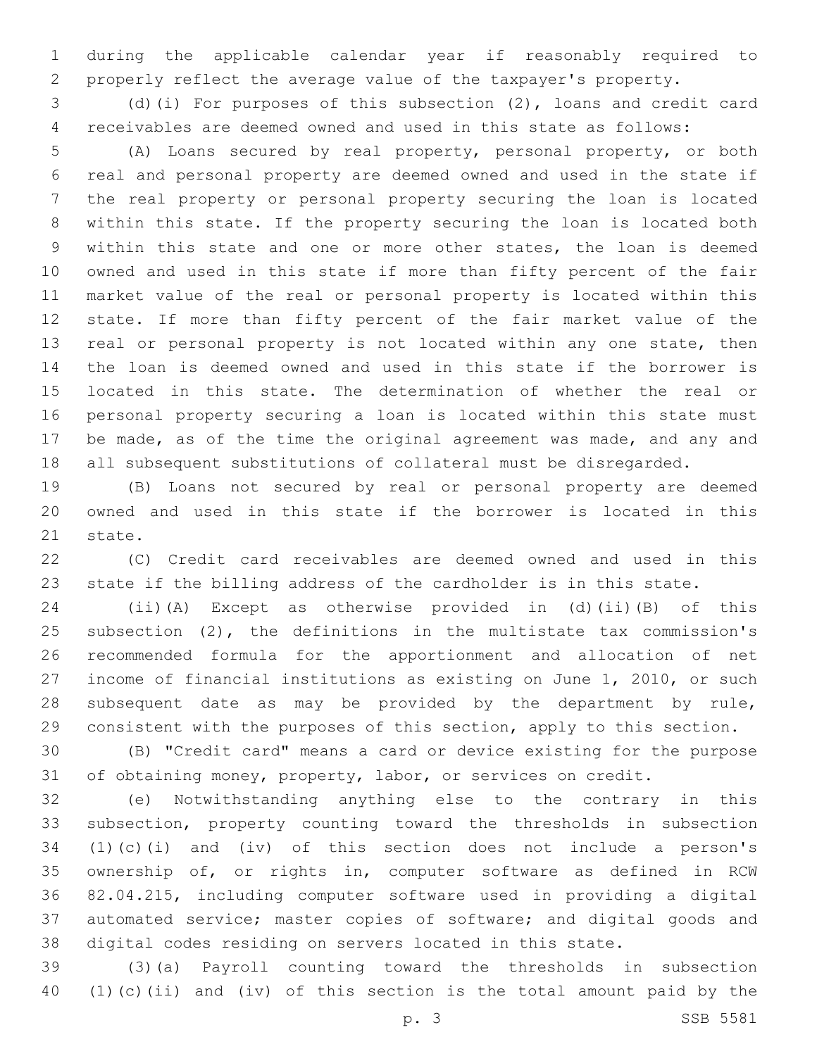during the applicable calendar year if reasonably required to properly reflect the average value of the taxpayer's property.

(d)(i) For purposes of this subsection (2), loans and credit card receivables are deemed owned and used in this state as follows:

(A) Loans secured by real property, personal property, or both real and personal property are deemed owned and used in the state if the real property or personal property securing the loan is located within this state. If the property securing the loan is located both within this state and one or more other states, the loan is deemed owned and used in this state if more than fifty percent of the fair market value of the real or personal property is located within this state. If more than fifty percent of the fair market value of the real or personal property is not located within any one state, then the loan is deemed owned and used in this state if the borrower is located in this state. The determination of whether the real or personal property securing a loan is located within this state must be made, as of the time the original agreement was made, and any and all subsequent substitutions of collateral must be disregarded.

(B) Loans not secured by real or personal property are deemed owned and used in this state if the borrower is located in this state.

(C) Credit card receivables are deemed owned and used in this state if the billing address of the cardholder is in this state.

(ii)(A) Except as otherwise provided in (d)(ii)(B) of this subsection (2), the definitions in the multistate tax commission's recommended formula for the apportionment and allocation of net income of financial institutions as existing on June 1, 2010, or such subsequent date as may be provided by the department by rule, consistent with the purposes of this section, apply to this section.

(B) "Credit card" means a card or device existing for the purpose of obtaining money, property, labor, or services on credit.

(e) Notwithstanding anything else to the contrary in this subsection, property counting toward the thresholds in subsection (1)(c)(i) and (iv) of this section does not include a person's ownership of, or rights in, computer software as defined in RCW 82.04.215, including computer software used in providing a digital automated service; master copies of software; and digital goods and digital codes residing on servers located in this state.

(3)(a) Payroll counting toward the thresholds in subsection (1)(c)(ii) and (iv) of this section is the total amount paid by the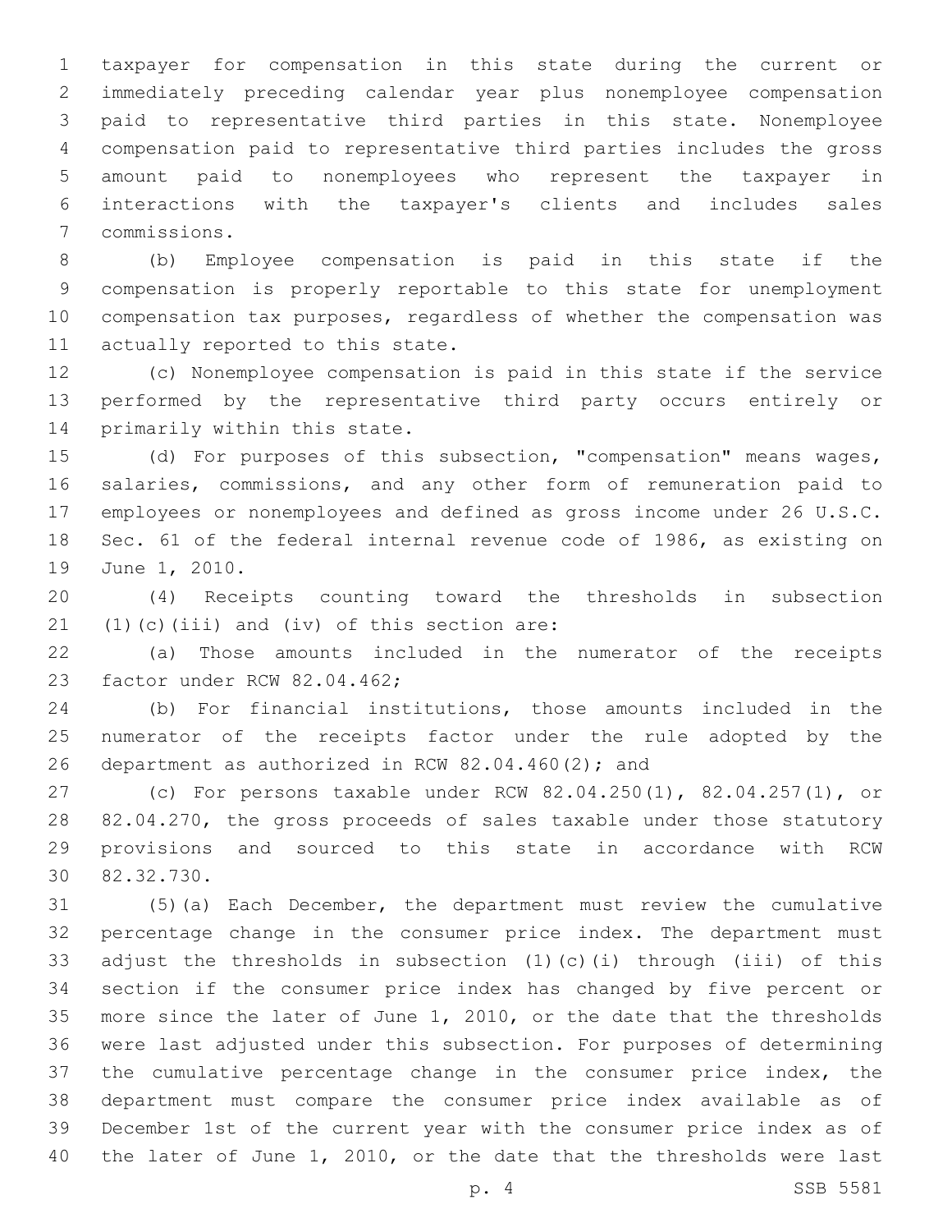taxpayer for compensation in this state during the current or immediately preceding calendar year plus nonemployee compensation paid to representative third parties in this state. Nonemployee compensation paid to representative third parties includes the gross amount paid to nonemployees who represent the taxpayer in interactions with the taxpayer's clients and includes sales commissions.

(b) Employee compensation is paid in this state if the compensation is properly reportable to this state for unemployment compensation tax purposes, regardless of whether the compensation was actually reported to this state.

(c) Nonemployee compensation is paid in this state if the service performed by the representative third party occurs entirely or primarily within this state.

(d) For purposes of this subsection, "compensation" means wages, salaries, commissions, and any other form of remuneration paid to employees or nonemployees and defined as gross income under 26 U.S.C. Sec. 61 of the federal internal revenue code of 1986, as existing on June 1, 2010.

(4) Receipts counting toward the thresholds in subsection (1)(c)(iii) and (iv) of this section are:

(a) Those amounts included in the numerator of the receipts factor under RCW 82.04.462;

(b) For financial institutions, those amounts included in the numerator of the receipts factor under the rule adopted by the department as authorized in RCW 82.04.460(2); and

(c) For persons taxable under RCW 82.04.250(1), 82.04.257(1), or 82.04.270, the gross proceeds of sales taxable under those statutory provisions and sourced to this state in accordance with RCW 82.32.730.

(5)(a) Each December, the department must review the cumulative percentage change in the consumer price index. The department must adjust the thresholds in subsection (1)(c)(i) through (iii) of this section if the consumer price index has changed by five percent or more since the later of June 1, 2010, or the date that the thresholds were last adjusted under this subsection. For purposes of determining the cumulative percentage change in the consumer price index, the department must compare the consumer price index available as of December 1st of the current year with the consumer price index as of the later of June 1, 2010, or the date that the thresholds were last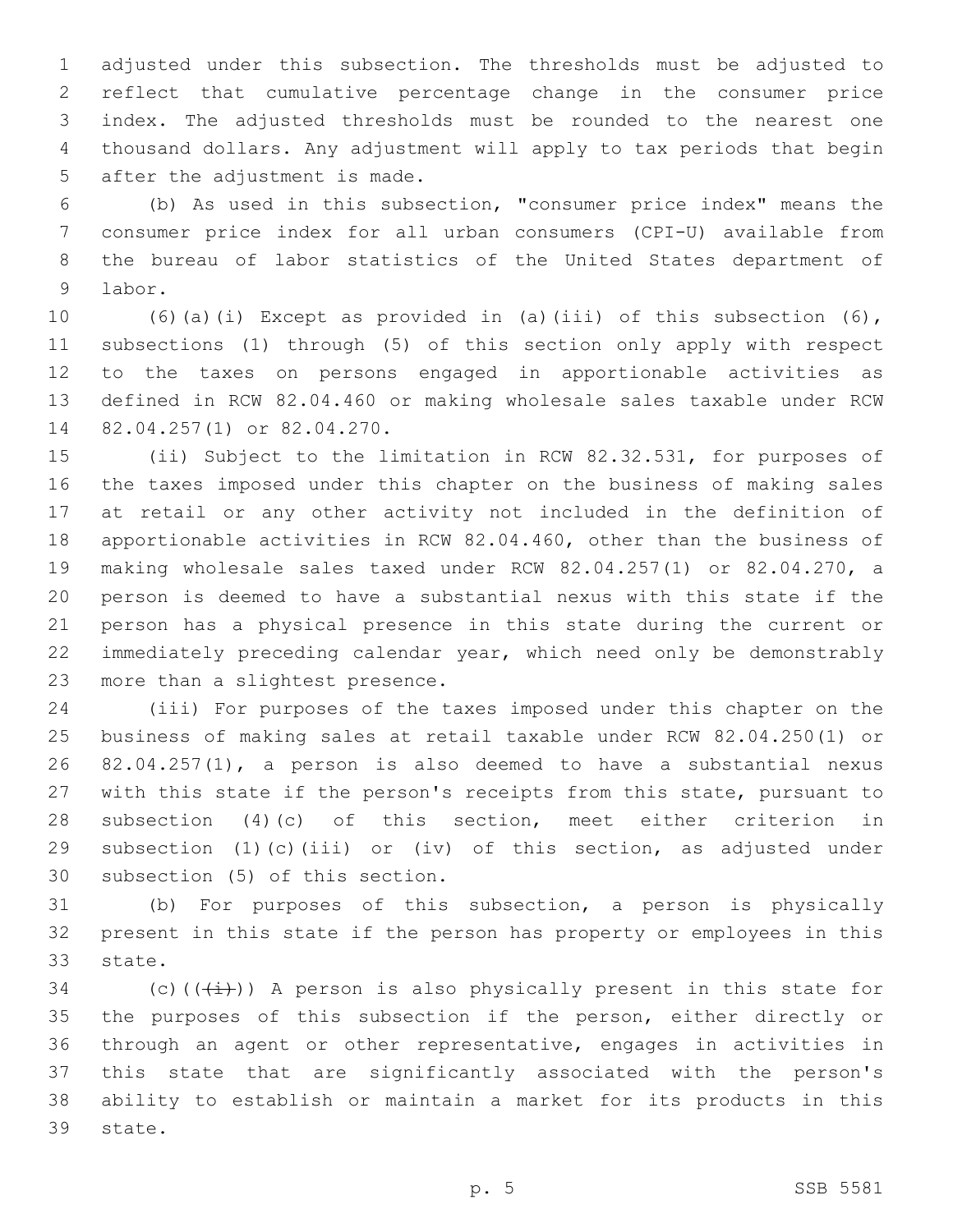adjusted under this subsection. The thresholds must be adjusted to reflect that cumulative percentage change in the consumer price index. The adjusted thresholds must be rounded to the nearest one thousand dollars. Any adjustment will apply to tax periods that begin after the adjustment is made.

(b) As used in this subsection, "consumer price index" means the consumer price index for all urban consumers (CPI-U) available from the bureau of labor statistics of the United States department of labor.

(6)(a)(i) Except as provided in (a)(iii) of this subsection (6), subsections (1) through (5) of this section only apply with respect to the taxes on persons engaged in apportionable activities as defined in RCW 82.04.460 or making wholesale sales taxable under RCW 82.04.257(1) or 82.04.270.

(ii) Subject to the limitation in RCW 82.32.531, for purposes of the taxes imposed under this chapter on the business of making sales at retail or any other activity not included in the definition of apportionable activities in RCW 82.04.460, other than the business of making wholesale sales taxed under RCW 82.04.257(1) or 82.04.270, a person is deemed to have a substantial nexus with this state if the person has a physical presence in this state during the current or immediately preceding calendar year, which need only be demonstrably more than a slightest presence.

(iii) For purposes of the taxes imposed under this chapter on the business of making sales at retail taxable under RCW 82.04.250(1) or 82.04.257(1), a person is also deemed to have a substantial nexus with this state if the person's receipts from this state, pursuant to subsection (4)(c) of this section, meet either criterion in subsection (1)(c)(iii) or (iv) of this section, as adjusted under subsection (5) of this section.

(b) For purposes of this subsection, a person is physically present in this state if the person has property or employees in this state.

(c)((~~(i)~~)) A person is also physically present in this state for the purposes of this subsection if the person, either directly or through an agent or other representative, engages in activities in this state that are significantly associated with the person's ability to establish or maintain a market for its products in this state.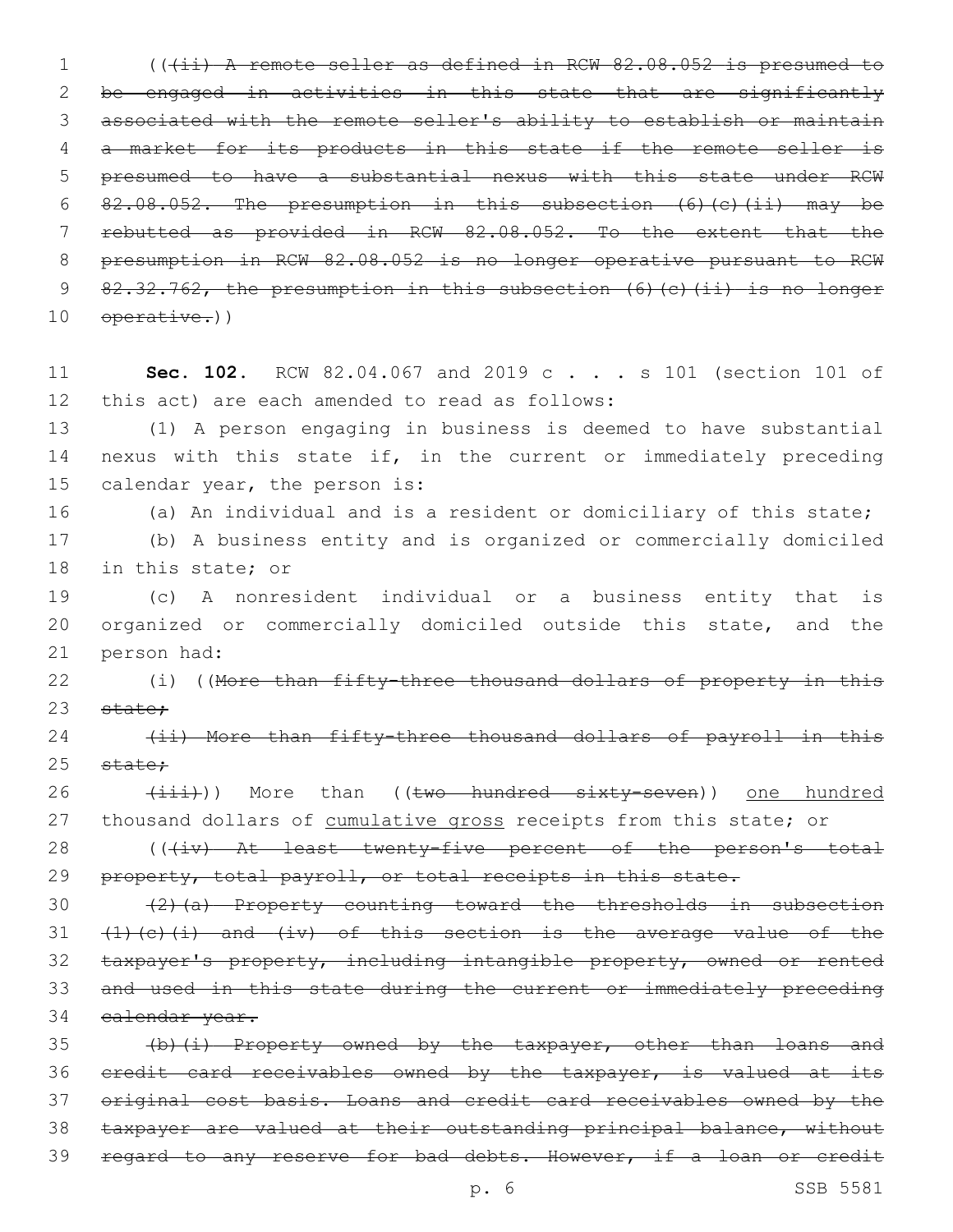((~~(ii) A remote seller as defined in RCW 82.08.052 is presumed to be engaged in activities in this state that are significantly associated with the remote seller's ability to establish or maintain a market for its products in this state if the remote seller is presumed to have a substantial nexus with this state under RCW 82.08.052. The presumption in this subsection (6)(c)(ii) may be rebutted as provided in RCW 82.08.052. To the extent that the presumption in RCW 82.08.052 is no longer operative pursuant to RCW 82.32.762, the presumption in this subsection (6)(c)(ii) is no longer operative.~~))

**Sec. 102.** RCW 82.04.067 and 2019 c . . . s 101 (section 101 of this act) are each amended to read as follows:

(1) A person engaging in business is deemed to have substantial nexus with this state if, in the current or immediately preceding calendar year, the person is:

(a) An individual and is a resident or domiciliary of this state;

(b) A business entity and is organized or commercially domiciled in this state; or

(c) A nonresident individual or a business entity that is organized or commercially domiciled outside this state, and the person had:

(i) ((~~More than fifty-three thousand dollars of property in this state;~~

~~(ii) More than fifty-three thousand dollars of payroll in this state;~~

~~(iii)~~)) More than ((~~two hundred sixty-seven~~)) <u>one hundred</u> thousand dollars of <u>cumulative gross</u> receipts from this state; or

((~~(iv) At least twenty-five percent of the person's total property, total payroll, or total receipts in this state.~~

~~(2)(a) Property counting toward the thresholds in subsection (1)(c)(i) and (iv) of this section is the average value of the taxpayer's property, including intangible property, owned or rented and used in this state during the current or immediately preceding calendar year.~~

~~(b)(i) Property owned by the taxpayer, other than loans and credit card receivables owned by the taxpayer, is valued at its original cost basis. Loans and credit card receivables owned by the taxpayer are valued at their outstanding principal balance, without regard to any reserve for bad debts. However, if a loan or credit~~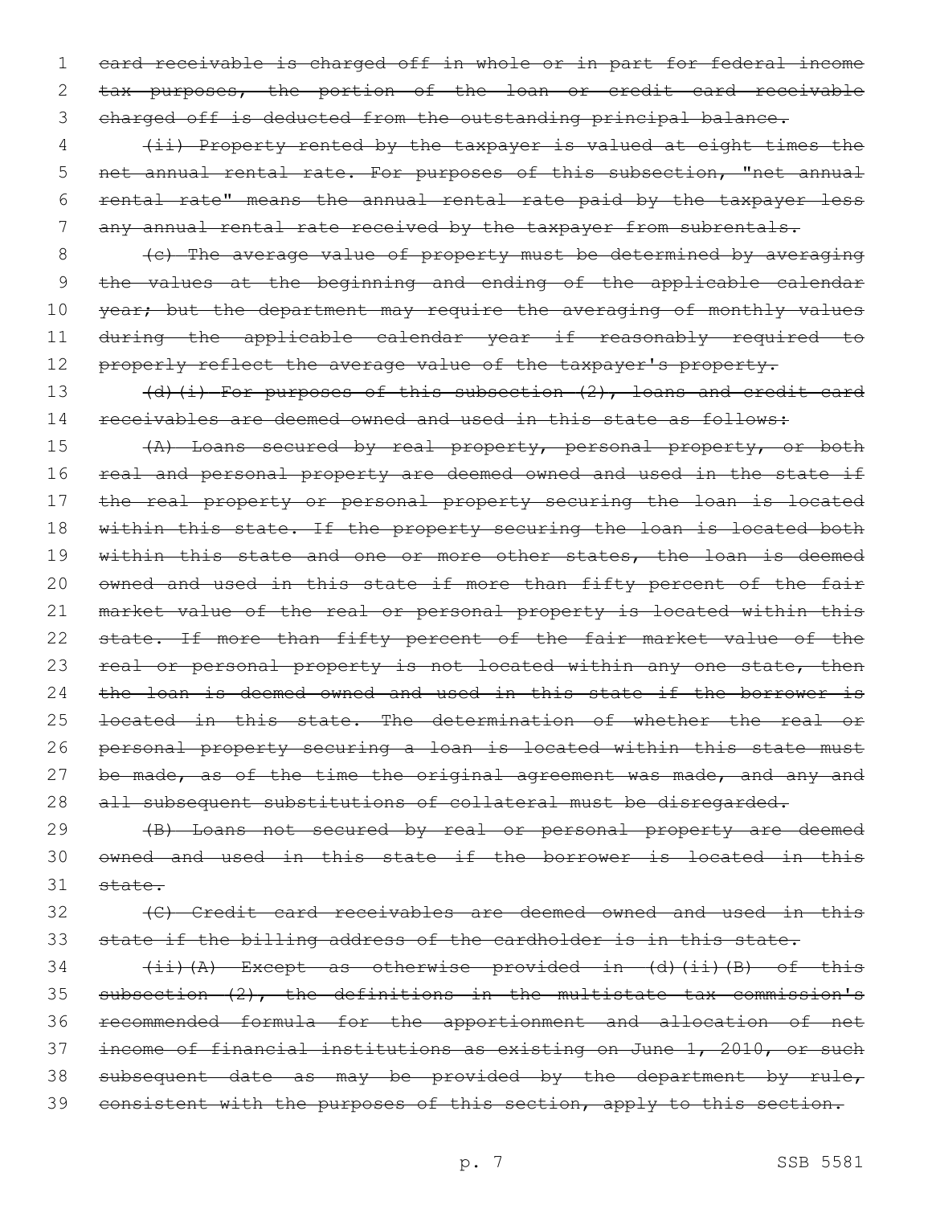~~card receivable is charged off in whole or in part for federal income tax purposes, the portion of the loan or credit card receivable charged off is deducted from the outstanding principal balance.~~

~~(ii) Property rented by the taxpayer is valued at eight times the net annual rental rate. For purposes of this subsection, "net annual rental rate" means the annual rental rate paid by the taxpayer less any annual rental rate received by the taxpayer from subrentals.~~

~~(c) The average value of property must be determined by averaging the values at the beginning and ending of the applicable calendar year; but the department may require the averaging of monthly values during the applicable calendar year if reasonably required to properly reflect the average value of the taxpayer's property.~~

~~(d)(i) For purposes of this subsection (2), loans and credit card receivables are deemed owned and used in this state as follows:~~

~~(A) Loans secured by real property, personal property, or both real and personal property are deemed owned and used in the state if the real property or personal property securing the loan is located within this state. If the property securing the loan is located both within this state and one or more other states, the loan is deemed owned and used in this state if more than fifty percent of the fair market value of the real or personal property is located within this state. If more than fifty percent of the fair market value of the real or personal property is not located within any one state, then the loan is deemed owned and used in this state if the borrower is located in this state. The determination of whether the real or personal property securing a loan is located within this state must be made, as of the time the original agreement was made, and any and all subsequent substitutions of collateral must be disregarded.~~

~~(B) Loans not secured by real or personal property are deemed owned and used in this state if the borrower is located in this state.~~

~~(C) Credit card receivables are deemed owned and used in this state if the billing address of the cardholder is in this state.~~

~~(ii)(A) Except as otherwise provided in (d)(ii)(B) of this subsection (2), the definitions in the multistate tax commission's recommended formula for the apportionment and allocation of net income of financial institutions as existing on June 1, 2010, or such subsequent date as may be provided by the department by rule, consistent with the purposes of this section, apply to this section.~~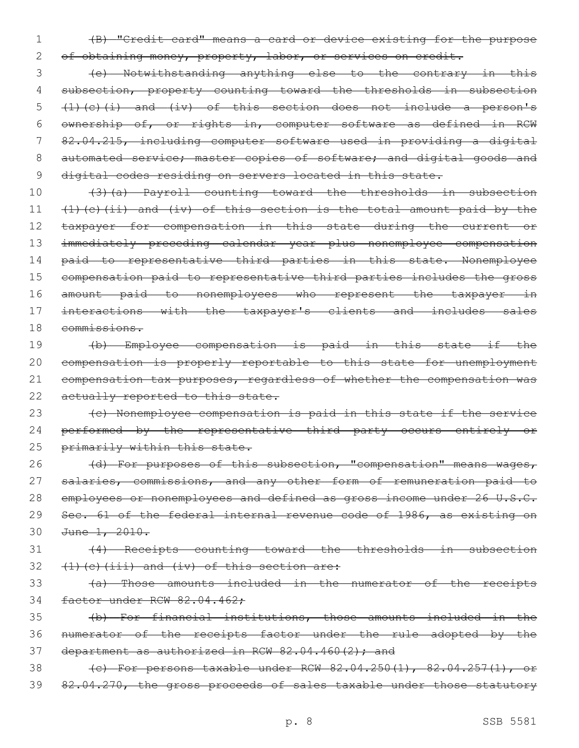~~(B) "Credit card" means a card or device existing for the purpose of obtaining money, property, labor, or services on credit.~~

~~(e) Notwithstanding anything else to the contrary in this subsection, property counting toward the thresholds in subsection (1)(c)(i) and (iv) of this section does not include a person's ownership of, or rights in, computer software as defined in RCW 82.04.215, including computer software used in providing a digital automated service; master copies of software; and digital goods and digital codes residing on servers located in this state.~~

~~(3)(a) Payroll counting toward the thresholds in subsection (1)(c)(ii) and (iv) of this section is the total amount paid by the taxpayer for compensation in this state during the current or immediately preceding calendar year plus nonemployee compensation paid to representative third parties in this state. Nonemployee compensation paid to representative third parties includes the gross amount paid to nonemployees who represent the taxpayer in interactions with the taxpayer's clients and includes sales commissions.~~

~~(b) Employee compensation is paid in this state if the compensation is properly reportable to this state for unemployment compensation tax purposes, regardless of whether the compensation was actually reported to this state.~~

~~(c) Nonemployee compensation is paid in this state if the service performed by the representative third party occurs entirely or primarily within this state.~~

~~(d) For purposes of this subsection, "compensation" means wages, salaries, commissions, and any other form of remuneration paid to employees or nonemployees and defined as gross income under 26 U.S.C. Sec. 61 of the federal internal revenue code of 1986, as existing on June 1, 2010.~~

~~(4) Receipts counting toward the thresholds in subsection (1)(c)(iii) and (iv) of this section are:~~

~~(a) Those amounts included in the numerator of the receipts factor under RCW 82.04.462;~~

~~(b) For financial institutions, those amounts included in the numerator of the receipts factor under the rule adopted by the department as authorized in RCW 82.04.460(2); and~~

~~(c) For persons taxable under RCW 82.04.250(1), 82.04.257(1), or 82.04.270, the gross proceeds of sales taxable under those statutory~~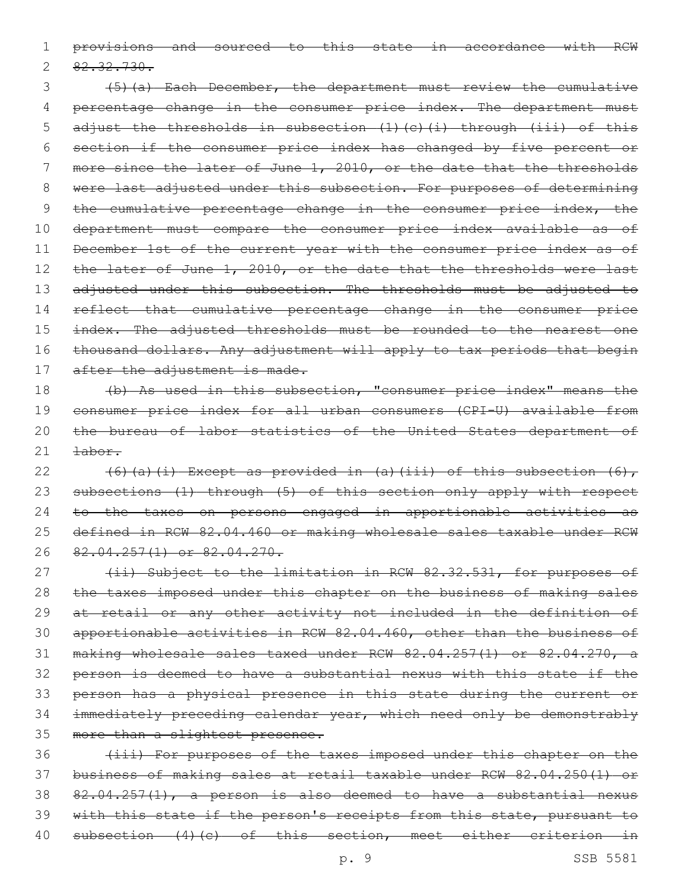~~provisions and sourced to this state in accordance with RCW 82.32.730.~~

~~(5)(a) Each December, the department must review the cumulative percentage change in the consumer price index. The department must adjust the thresholds in subsection (1)(c)(i) through (iii) of this section if the consumer price index has changed by five percent or more since the later of June 1, 2010, or the date that the thresholds were last adjusted under this subsection. For purposes of determining the cumulative percentage change in the consumer price index, the department must compare the consumer price index available as of December 1st of the current year with the consumer price index as of the later of June 1, 2010, or the date that the thresholds were last adjusted under this subsection. The thresholds must be adjusted to reflect that cumulative percentage change in the consumer price index. The adjusted thresholds must be rounded to the nearest one thousand dollars. Any adjustment will apply to tax periods that begin after the adjustment is made.~~

~~(b) As used in this subsection, "consumer price index" means the consumer price index for all urban consumers (CPI-U) available from the bureau of labor statistics of the United States department of labor.~~

~~(6)(a)(i) Except as provided in (a)(iii) of this subsection (6), subsections (1) through (5) of this section only apply with respect to the taxes on persons engaged in apportionable activities as defined in RCW 82.04.460 or making wholesale sales taxable under RCW 82.04.257(1) or 82.04.270.~~

~~(ii) Subject to the limitation in RCW 82.32.531, for purposes of the taxes imposed under this chapter on the business of making sales at retail or any other activity not included in the definition of apportionable activities in RCW 82.04.460, other than the business of making wholesale sales taxed under RCW 82.04.257(1) or 82.04.270, a person is deemed to have a substantial nexus with this state if the person has a physical presence in this state during the current or immediately preceding calendar year, which need only be demonstrably more than a slightest presence.~~

~~(iii) For purposes of the taxes imposed under this chapter on the business of making sales at retail taxable under RCW 82.04.250(1) or 82.04.257(1), a person is also deemed to have a substantial nexus with this state if the person's receipts from this state, pursuant to subsection (4)(c) of this section, meet either criterion in~~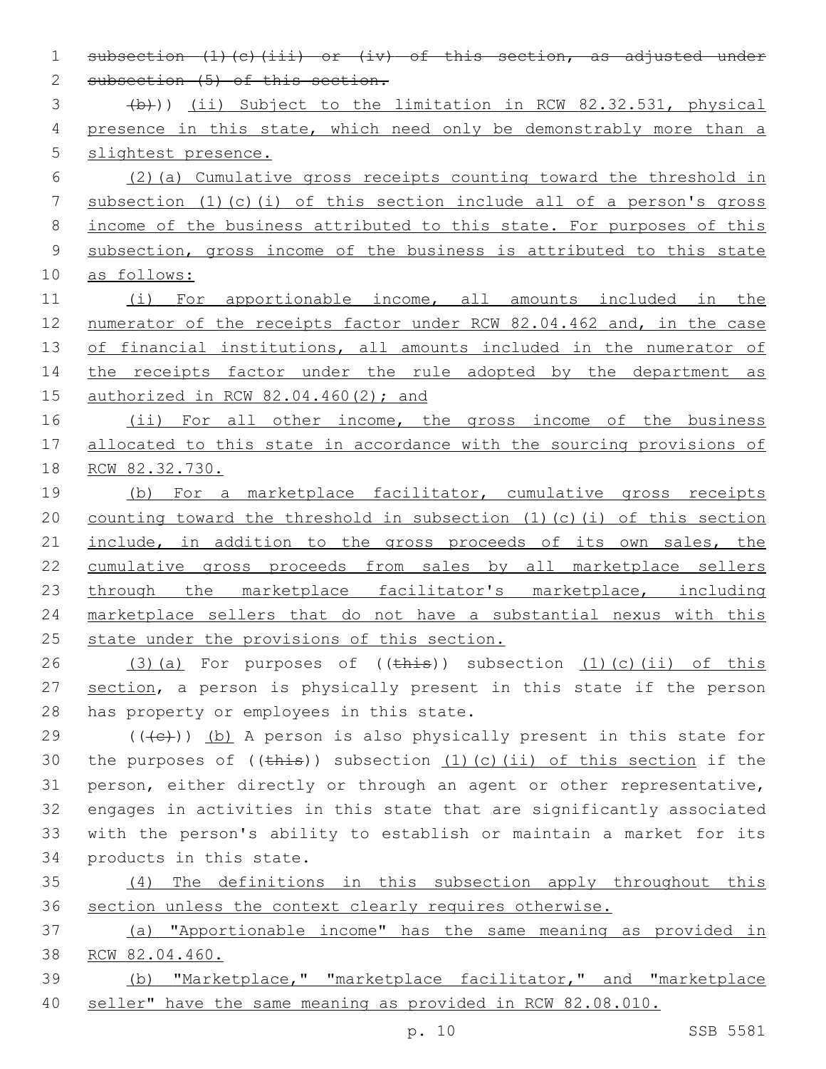~~subsection (1)(c)(iii) or (iv) of this section, as adjusted under subsection (5) of this section.~~

~~(b)~~)) (ii) Subject to the limitation in RCW 82.32.531, physical presence in this state, which need only be demonstrably more than a slightest presence.

(2)(a) Cumulative gross receipts counting toward the threshold in subsection (1)(c)(i) of this section include all of a person's gross income of the business attributed to this state. For purposes of this subsection, gross income of the business is attributed to this state as follows:

(i) For apportionable income, all amounts included in the numerator of the receipts factor under RCW 82.04.462 and, in the case of financial institutions, all amounts included in the numerator of the receipts factor under the rule adopted by the department as authorized in RCW 82.04.460(2); and

(ii) For all other income, the gross income of the business allocated to this state in accordance with the sourcing provisions of RCW 82.32.730.

(b) For a marketplace facilitator, cumulative gross receipts counting toward the threshold in subsection (1)(c)(i) of this section include, in addition to the gross proceeds of its own sales, the cumulative gross proceeds from sales by all marketplace sellers through the marketplace facilitator's marketplace, including marketplace sellers that do not have a substantial nexus with this state under the provisions of this section.

(3)(a) For purposes of ((~~this~~)) subsection (1)(c)(ii) of this section, a person is physically present in this state if the person has property or employees in this state.

((~~(c)~~)) (b) A person is also physically present in this state for the purposes of ((~~this~~)) subsection (1)(c)(ii) of this section if the person, either directly or through an agent or other representative, engages in activities in this state that are significantly associated with the person's ability to establish or maintain a market for its products in this state.

(4) The definitions in this subsection apply throughout this section unless the context clearly requires otherwise.

(a) "Apportionable income" has the same meaning as provided in RCW 82.04.460.

(b) "Marketplace," "marketplace facilitator," and "marketplace seller" have the same meaning as provided in RCW 82.08.010.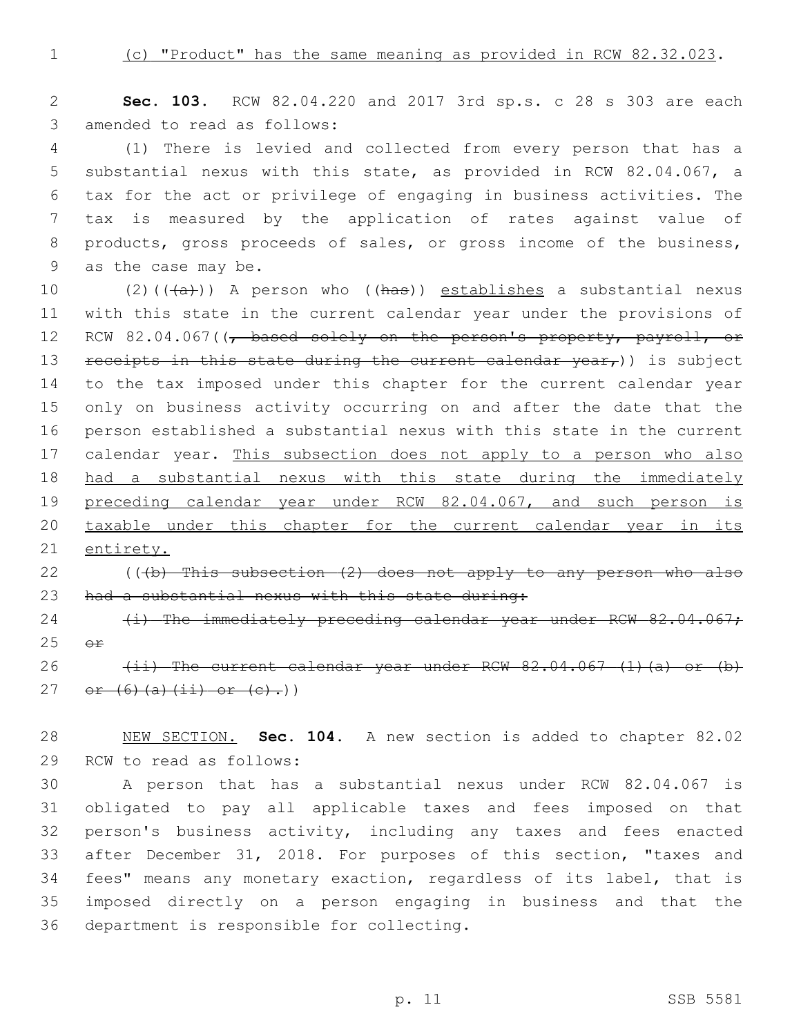(c) "Product" has the same meaning as provided in RCW 82.32.023.

**Sec. 103.** RCW 82.04.220 and 2017 3rd sp.s. c 28 s 303 are each amended to read as follows:

(1) There is levied and collected from every person that has a substantial nexus with this state, as provided in RCW 82.04.067, a tax for the act or privilege of engaging in business activities. The tax is measured by the application of rates against value of products, gross proceeds of sales, or gross income of the business, as the case may be.

(2)((~~(a)~~)) A person who ((~~has~~)) establishes a substantial nexus with this state in the current calendar year under the provisions of RCW 82.04.067((~~, based solely on the person's property, payroll, or receipts in this state during the current calendar year,~~)) is subject to the tax imposed under this chapter for the current calendar year only on business activity occurring on and after the date that the person established a substantial nexus with this state in the current calendar year. This subsection does not apply to a person who also had a substantial nexus with this state during the immediately preceding calendar year under RCW 82.04.067, and such person is taxable under this chapter for the current calendar year in its entirety.

((~~(b) This subsection (2) does not apply to any person who also had a substantial nexus with this state during:~~

~~(i) The immediately preceding calendar year under RCW 82.04.067; or~~

~~(ii) The current calendar year under RCW 82.04.067 (1)(a) or (b) or (6)(a)(ii) or (c).~~))

NEW SECTION. **Sec. 104.** A new section is added to chapter 82.02 RCW to read as follows:

A person that has a substantial nexus under RCW 82.04.067 is obligated to pay all applicable taxes and fees imposed on that person's business activity, including any taxes and fees enacted after December 31, 2018. For purposes of this section, "taxes and fees" means any monetary exaction, regardless of its label, that is imposed directly on a person engaging in business and that the department is responsible for collecting.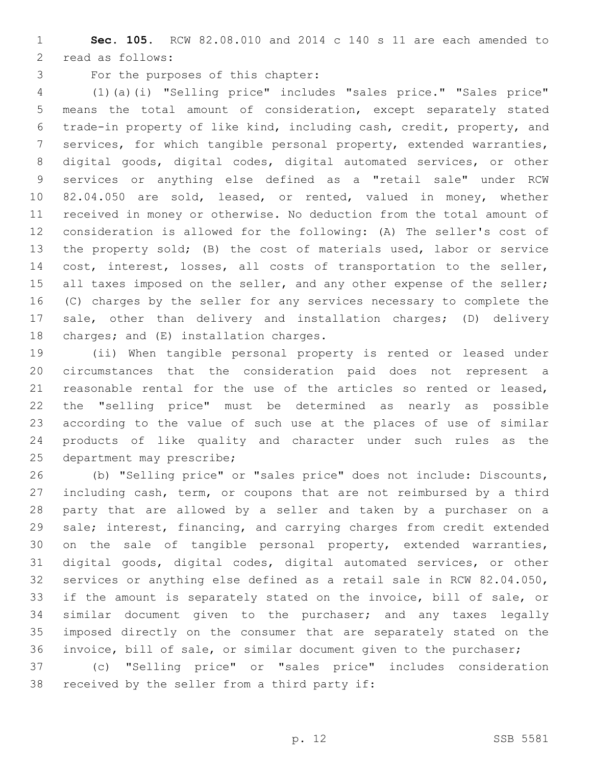**Sec. 105.** RCW 82.08.010 and 2014 c 140 s 11 are each amended to read as follows:

For the purposes of this chapter:

(1)(a)(i) "Selling price" includes "sales price." "Sales price" means the total amount of consideration, except separately stated trade-in property of like kind, including cash, credit, property, and services, for which tangible personal property, extended warranties, digital goods, digital codes, digital automated services, or other services or anything else defined as a "retail sale" under RCW 82.04.050 are sold, leased, or rented, valued in money, whether received in money or otherwise. No deduction from the total amount of consideration is allowed for the following: (A) The seller's cost of the property sold; (B) the cost of materials used, labor or service cost, interest, losses, all costs of transportation to the seller, all taxes imposed on the seller, and any other expense of the seller; (C) charges by the seller for any services necessary to complete the sale, other than delivery and installation charges; (D) delivery charges; and (E) installation charges.

(ii) When tangible personal property is rented or leased under circumstances that the consideration paid does not represent a reasonable rental for the use of the articles so rented or leased, the "selling price" must be determined as nearly as possible according to the value of such use at the places of use of similar products of like quality and character under such rules as the department may prescribe;

(b) "Selling price" or "sales price" does not include: Discounts, including cash, term, or coupons that are not reimbursed by a third party that are allowed by a seller and taken by a purchaser on a sale; interest, financing, and carrying charges from credit extended on the sale of tangible personal property, extended warranties, digital goods, digital codes, digital automated services, or other services or anything else defined as a retail sale in RCW 82.04.050, if the amount is separately stated on the invoice, bill of sale, or similar document given to the purchaser; and any taxes legally imposed directly on the consumer that are separately stated on the invoice, bill of sale, or similar document given to the purchaser;

(c) "Selling price" or "sales price" includes consideration received by the seller from a third party if: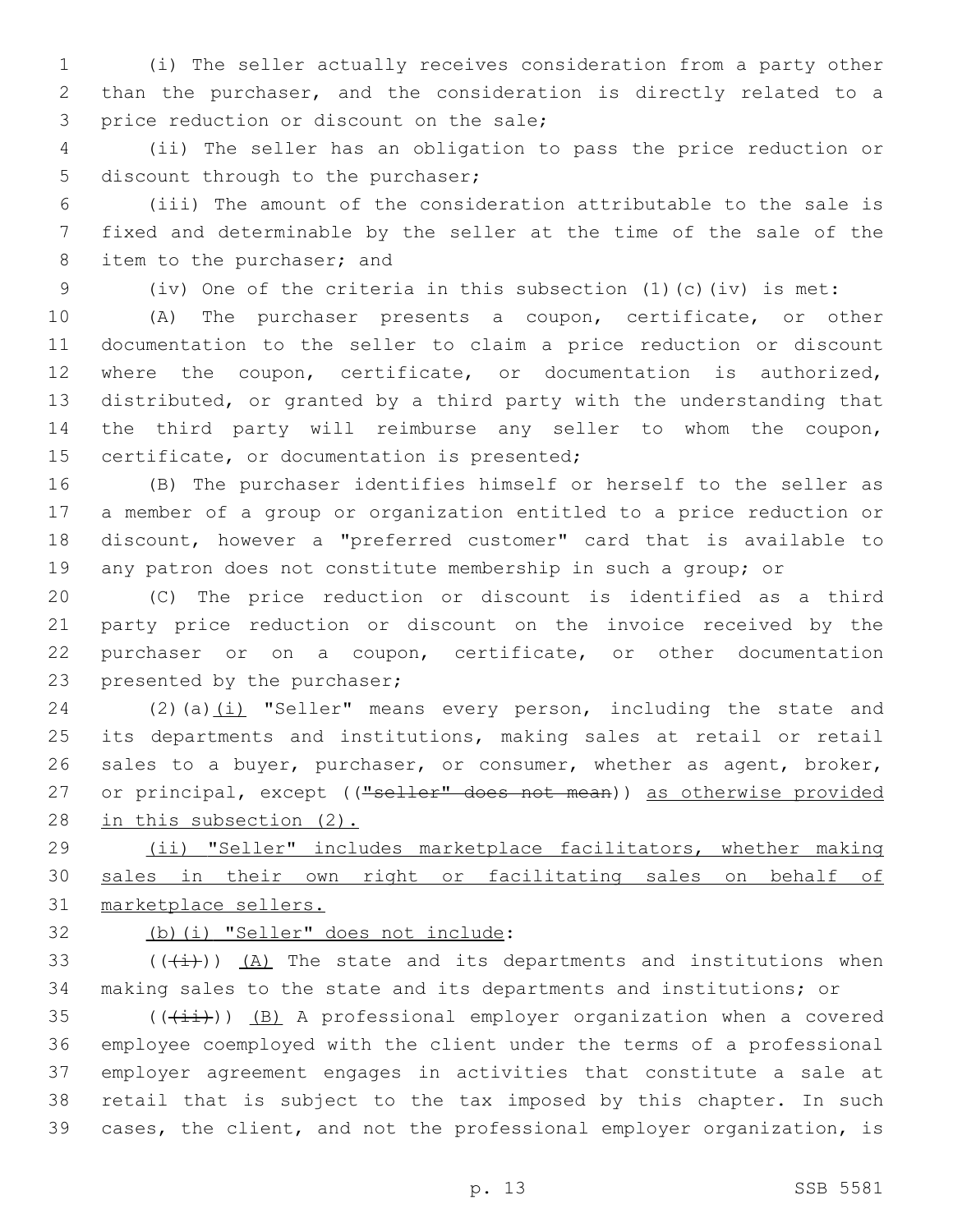(i) The seller actually receives consideration from a party other than the purchaser, and the consideration is directly related to a price reduction or discount on the sale;

(ii) The seller has an obligation to pass the price reduction or discount through to the purchaser;

(iii) The amount of the consideration attributable to the sale is fixed and determinable by the seller at the time of the sale of the item to the purchaser; and

(iv) One of the criteria in this subsection (1)(c)(iv) is met:

(A) The purchaser presents a coupon, certificate, or other documentation to the seller to claim a price reduction or discount where the coupon, certificate, or documentation is authorized, distributed, or granted by a third party with the understanding that the third party will reimburse any seller to whom the coupon, certificate, or documentation is presented;

(B) The purchaser identifies himself or herself to the seller as a member of a group or organization entitled to a price reduction or discount, however a "preferred customer" card that is available to any patron does not constitute membership in such a group; or

(C) The price reduction or discount is identified as a third party price reduction or discount on the invoice received by the purchaser or on a coupon, certificate, or other documentation presented by the purchaser;

(2)(a)<u>(i)</u> "Seller" means every person, including the state and its departments and institutions, making sales at retail or retail sales to a buyer, purchaser, or consumer, whether as agent, broker, or principal, except ((~~"seller" does not mean~~)) <u>as otherwise provided in this subsection (2).</u>

<u>(ii) "Seller" includes marketplace facilitators, whether making sales in their own right or facilitating sales on behalf of marketplace sellers.</u>

<u>(b)(i) "Seller" does not include</u>:

((~~(i)~~)) <u>(A)</u> The state and its departments and institutions when making sales to the state and its departments and institutions; or

((~~(ii)~~)) <u>(B)</u> A professional employer organization when a covered employee coemployed with the client under the terms of a professional employer agreement engages in activities that constitute a sale at retail that is subject to the tax imposed by this chapter. In such cases, the client, and not the professional employer organization, is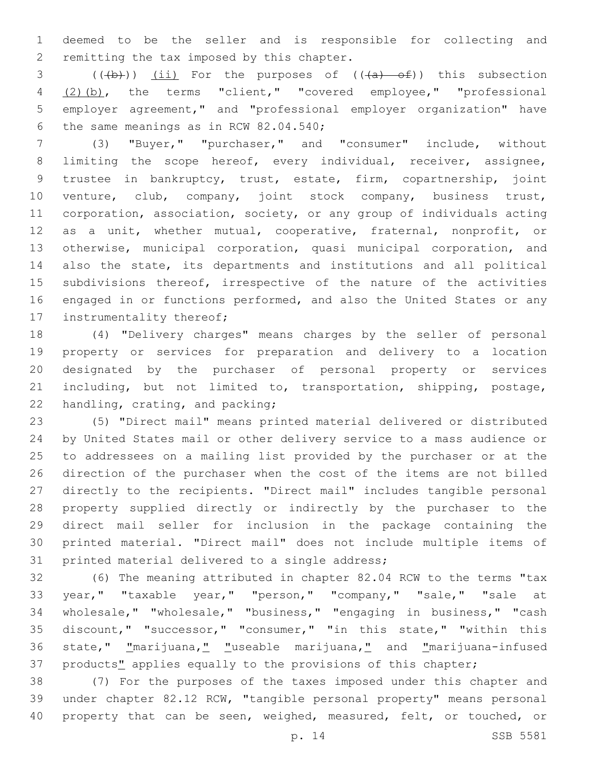deemed to be the seller and is responsible for collecting and remitting the tax imposed by this chapter.

((~~(b)~~)) <u>(ii)</u> For the purposes of ((~~(a) of~~)) this subsection <u>(2)(b)</u>, the terms "client," "covered employee," "professional employer agreement," and "professional employer organization" have the same meanings as in RCW 82.04.540;

(3) "Buyer," "purchaser," and "consumer" include, without limiting the scope hereof, every individual, receiver, assignee, trustee in bankruptcy, trust, estate, firm, copartnership, joint venture, club, company, joint stock company, business trust, corporation, association, society, or any group of individuals acting as a unit, whether mutual, cooperative, fraternal, nonprofit, or otherwise, municipal corporation, quasi municipal corporation, and also the state, its departments and institutions and all political subdivisions thereof, irrespective of the nature of the activities engaged in or functions performed, and also the United States or any instrumentality thereof;

(4) "Delivery charges" means charges by the seller of personal property or services for preparation and delivery to a location designated by the purchaser of personal property or services including, but not limited to, transportation, shipping, postage, handling, crating, and packing;

(5) "Direct mail" means printed material delivered or distributed by United States mail or other delivery service to a mass audience or to addressees on a mailing list provided by the purchaser or at the direction of the purchaser when the cost of the items are not billed directly to the recipients. "Direct mail" includes tangible personal property supplied directly or indirectly by the purchaser to the direct mail seller for inclusion in the package containing the printed material. "Direct mail" does not include multiple items of printed material delivered to a single address;

(6) The meaning attributed in chapter 82.04 RCW to the terms "tax year," "taxable year," "person," "company," "sale," "sale at wholesale," "wholesale," "business," "engaging in business," "cash discount," "successor," "consumer," "in this state," "within this state," <u>"</u>marijuana,<u>"</u> <u>"</u>useable marijuana,<u>"</u> and <u>"</u>marijuana-infused products<u>"</u> applies equally to the provisions of this chapter;

(7) For the purposes of the taxes imposed under this chapter and under chapter 82.12 RCW, "tangible personal property" means personal property that can be seen, weighed, measured, felt, or touched, or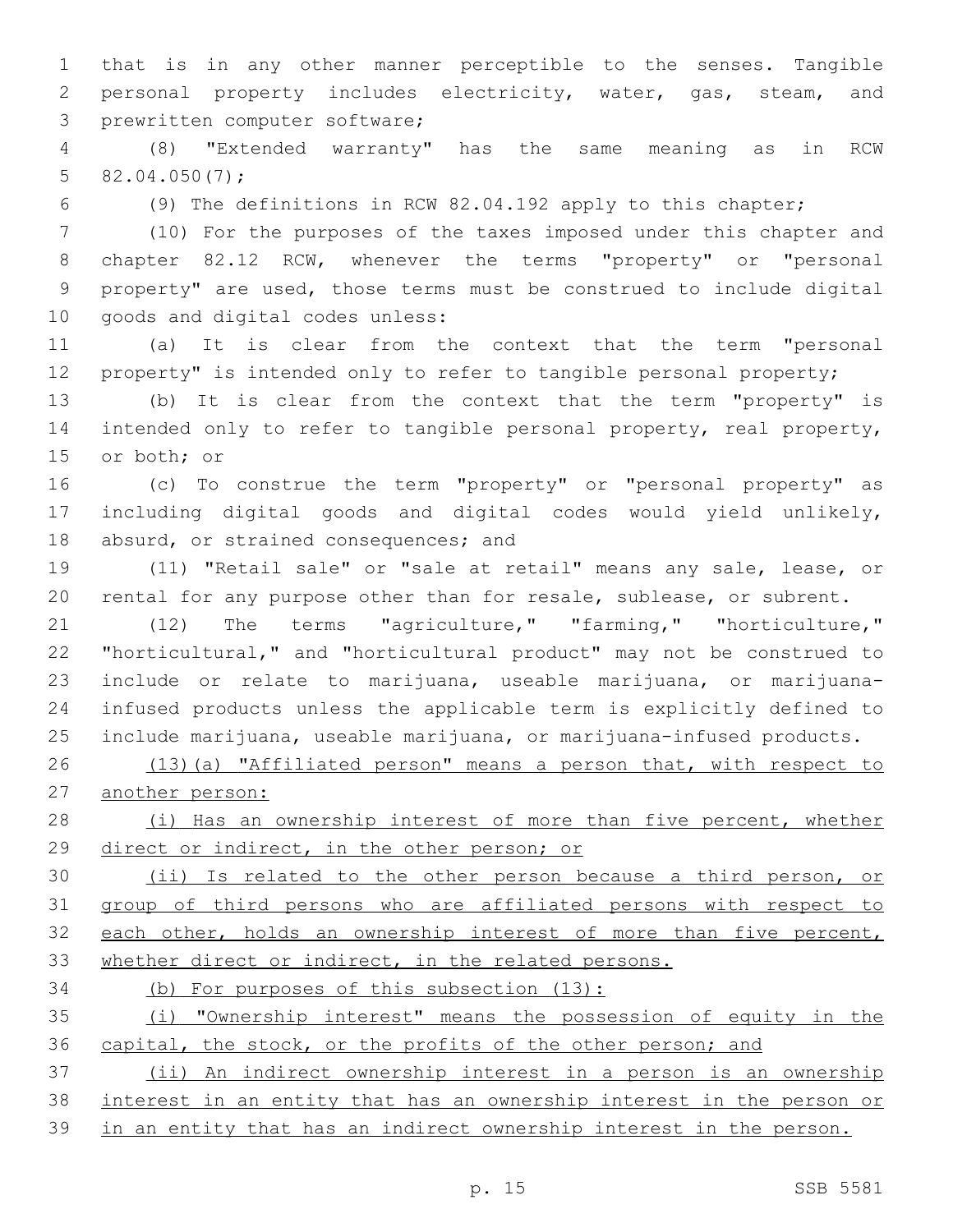that is in any other manner perceptible to the senses. Tangible personal property includes electricity, water, gas, steam, and prewritten computer software;

(8) "Extended warranty" has the same meaning as in RCW 82.04.050(7);

(9) The definitions in RCW 82.04.192 apply to this chapter;

(10) For the purposes of the taxes imposed under this chapter and chapter 82.12 RCW, whenever the terms "property" or "personal property" are used, those terms must be construed to include digital goods and digital codes unless:

(a) It is clear from the context that the term "personal property" is intended only to refer to tangible personal property;

(b) It is clear from the context that the term "property" is intended only to refer to tangible personal property, real property, or both; or

(c) To construe the term "property" or "personal property" as including digital goods and digital codes would yield unlikely, absurd, or strained consequences; and

(11) "Retail sale" or "sale at retail" means any sale, lease, or rental for any purpose other than for resale, sublease, or subrent.

(12) The terms "agriculture," "farming," "horticulture," "horticultural," and "horticultural product" may not be construed to include or relate to marijuana, useable marijuana, or marijuana-infused products unless the applicable term is explicitly defined to include marijuana, useable marijuana, or marijuana-infused products.

<u>(13)(a) "Affiliated person" means a person that, with respect to another person:</u>

<u>(i) Has an ownership interest of more than five percent, whether direct or indirect, in the other person; or</u>

<u>(ii) Is related to the other person because a third person, or group of third persons who are affiliated persons with respect to each other, holds an ownership interest of more than five percent, whether direct or indirect, in the related persons.</u>

<u>(b) For purposes of this subsection (13):</u>

<u>(i) "Ownership interest" means the possession of equity in the capital, the stock, or the profits of the other person; and</u>

<u>(ii) An indirect ownership interest in a person is an ownership interest in an entity that has an ownership interest in the person or in an entity that has an indirect ownership interest in the person.</u>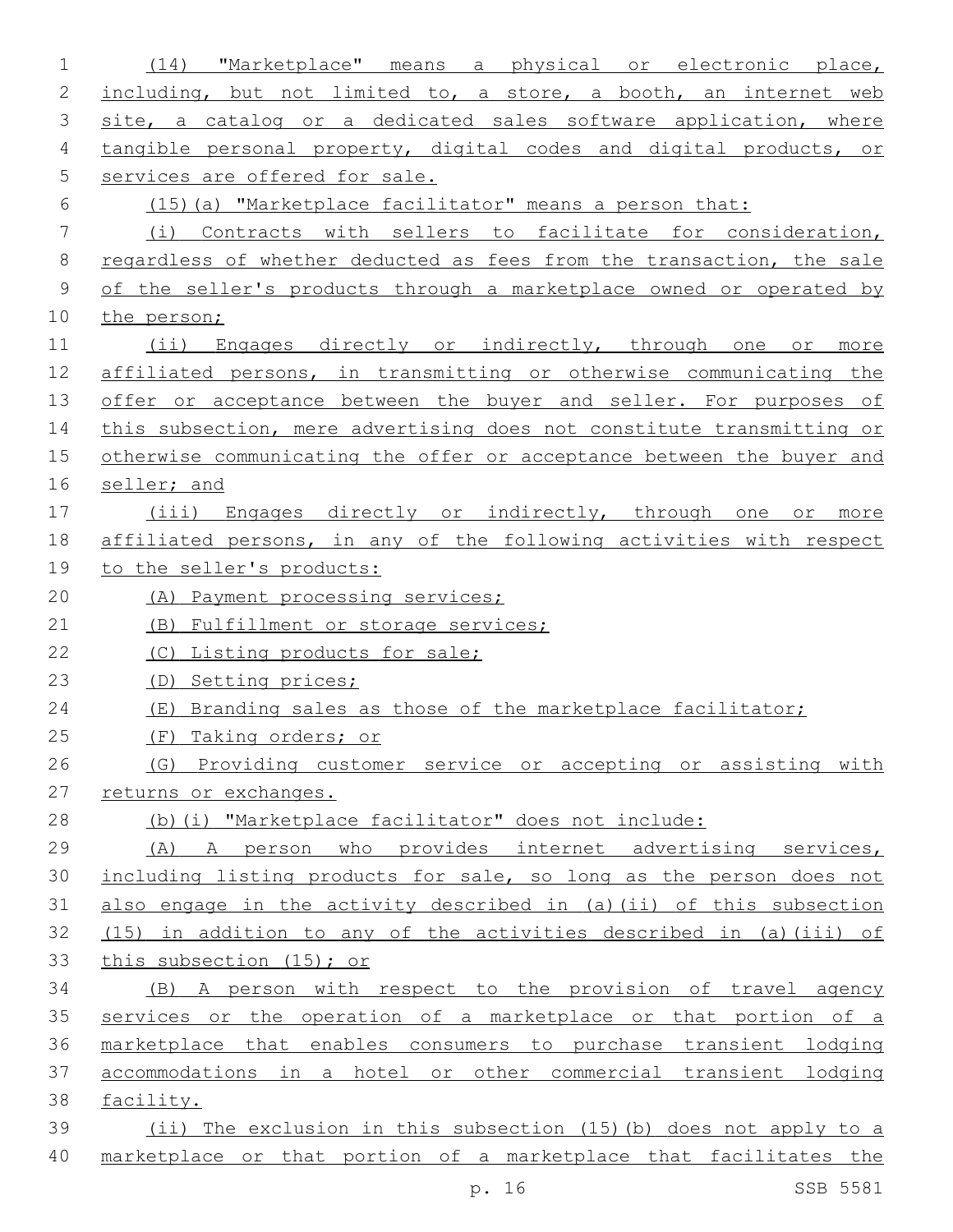(14) "Marketplace" means a physical or electronic place, including, but not limited to, a store, a booth, an internet web site, a catalog or a dedicated sales software application, where tangible personal property, digital codes and digital products, or services are offered for sale.

(15)(a) "Marketplace facilitator" means a person that:

(i) Contracts with sellers to facilitate for consideration, regardless of whether deducted as fees from the transaction, the sale of the seller's products through a marketplace owned or operated by the person;

(ii) Engages directly or indirectly, through one or more affiliated persons, in transmitting or otherwise communicating the offer or acceptance between the buyer and seller. For purposes of this subsection, mere advertising does not constitute transmitting or otherwise communicating the offer or acceptance between the buyer and seller; and

(iii) Engages directly or indirectly, through one or more affiliated persons, in any of the following activities with respect to the seller's products:

(A) Payment processing services;

(B) Fulfillment or storage services;

(C) Listing products for sale;

(D) Setting prices;

(E) Branding sales as those of the marketplace facilitator;

(F) Taking orders; or

(G) Providing customer service or accepting or assisting with returns or exchanges.

(b)(i) "Marketplace facilitator" does not include:

(A) A person who provides internet advertising services, including listing products for sale, so long as the person does not also engage in the activity described in (a)(ii) of this subsection (15) in addition to any of the activities described in (a)(iii) of this subsection (15); or

(B) A person with respect to the provision of travel agency services or the operation of a marketplace or that portion of a marketplace that enables consumers to purchase transient lodging accommodations in a hotel or other commercial transient lodging facility.

(ii) The exclusion in this subsection (15)(b) does not apply to a marketplace or that portion of a marketplace that facilitates the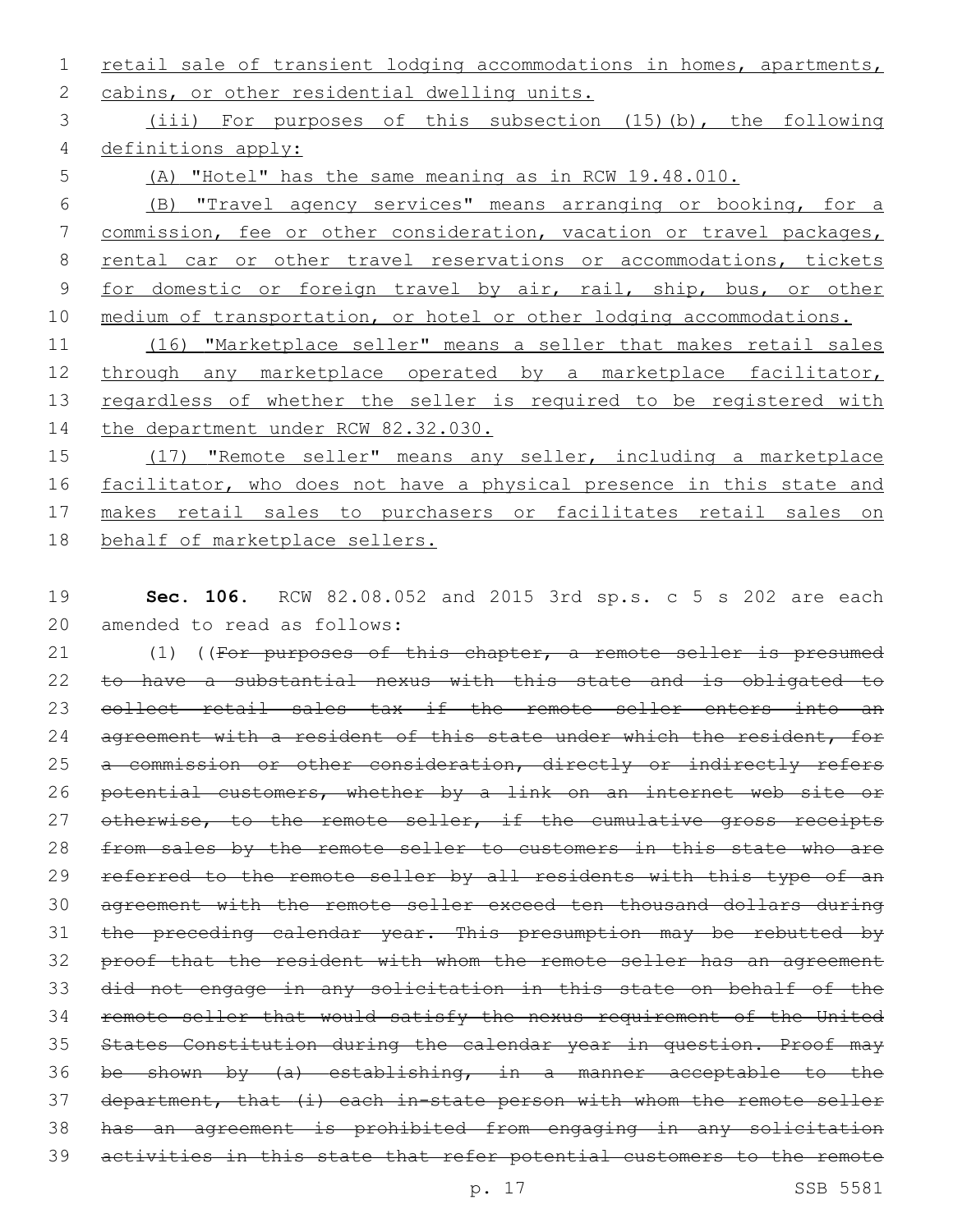retail sale of transient lodging accommodations in homes, apartments, cabins, or other residential dwelling units.

(iii) For purposes of this subsection (15)(b), the following definitions apply:

(A) "Hotel" has the same meaning as in RCW 19.48.010.

(B) "Travel agency services" means arranging or booking, for a commission, fee or other consideration, vacation or travel packages, rental car or other travel reservations or accommodations, tickets for domestic or foreign travel by air, rail, ship, bus, or other medium of transportation, or hotel or other lodging accommodations.

(16) "Marketplace seller" means a seller that makes retail sales through any marketplace operated by a marketplace facilitator, regardless of whether the seller is required to be registered with the department under RCW 82.32.030.

(17) "Remote seller" means any seller, including a marketplace facilitator, who does not have a physical presence in this state and makes retail sales to purchasers or facilitates retail sales on behalf of marketplace sellers.

**Sec. 106.** RCW 82.08.052 and 2015 3rd sp.s. c 5 s 202 are each amended to read as follows:

(1) ((~~For purposes of this chapter, a remote seller is presumed to have a substantial nexus with this state and is obligated to collect retail sales tax if the remote seller enters into an agreement with a resident of this state under which the resident, for a commission or other consideration, directly or indirectly refers potential customers, whether by a link on an internet web site or otherwise, to the remote seller, if the cumulative gross receipts from sales by the remote seller to customers in this state who are referred to the remote seller by all residents with this type of an agreement with the remote seller exceed ten thousand dollars during the preceding calendar year. This presumption may be rebutted by proof that the resident with whom the remote seller has an agreement did not engage in any solicitation in this state on behalf of the remote seller that would satisfy the nexus requirement of the United States Constitution during the calendar year in question. Proof may be shown by (a) establishing, in a manner acceptable to the department, that (i) each in-state person with whom the remote seller has an agreement is prohibited from engaging in any solicitation activities in this state that refer potential customers to the remote~~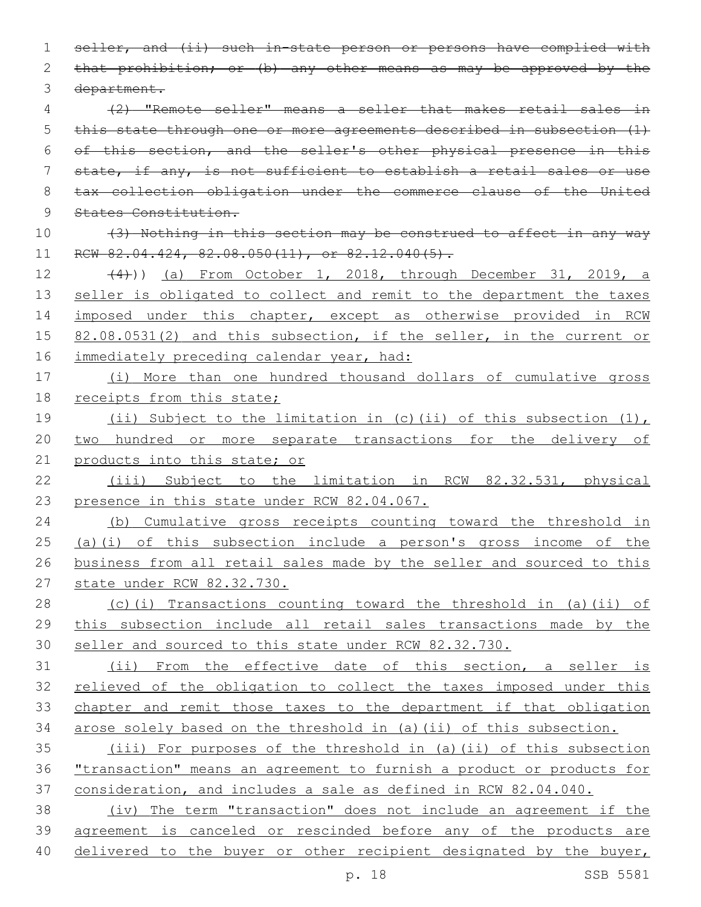~~seller, and (ii) such in-state person or persons have complied with that prohibition; or (b) any other means as may be approved by the department.~~

~~(2) "Remote seller" means a seller that makes retail sales in this state through one or more agreements described in subsection (1) of this section, and the seller's other physical presence in this state, if any, is not sufficient to establish a retail sales or use tax collection obligation under the commerce clause of the United States Constitution.~~

~~(3) Nothing in this section may be construed to affect in any way RCW 82.04.424, 82.08.050(11), or 82.12.040(5).~~

~~(4)~~)) (a) From October 1, 2018, through December 31, 2019, a seller is obligated to collect and remit to the department the taxes imposed under this chapter, except as otherwise provided in RCW 82.08.0531(2) and this subsection, if the seller, in the current or immediately preceding calendar year, had:

(i) More than one hundred thousand dollars of cumulative gross receipts from this state;

(ii) Subject to the limitation in (c)(ii) of this subsection (1), two hundred or more separate transactions for the delivery of products into this state; or

(iii) Subject to the limitation in RCW 82.32.531, physical presence in this state under RCW 82.04.067.

(b) Cumulative gross receipts counting toward the threshold in (a)(i) of this subsection include a person's gross income of the business from all retail sales made by the seller and sourced to this state under RCW 82.32.730.

(c)(i) Transactions counting toward the threshold in (a)(ii) of this subsection include all retail sales transactions made by the seller and sourced to this state under RCW 82.32.730.

(ii) From the effective date of this section, a seller is relieved of the obligation to collect the taxes imposed under this chapter and remit those taxes to the department if that obligation arose solely based on the threshold in (a)(ii) of this subsection.

(iii) For purposes of the threshold in (a)(ii) of this subsection "transaction" means an agreement to furnish a product or products for consideration, and includes a sale as defined in RCW 82.04.040.

(iv) The term "transaction" does not include an agreement if the agreement is canceled or rescinded before any of the products are delivered to the buyer or other recipient designated by the buyer,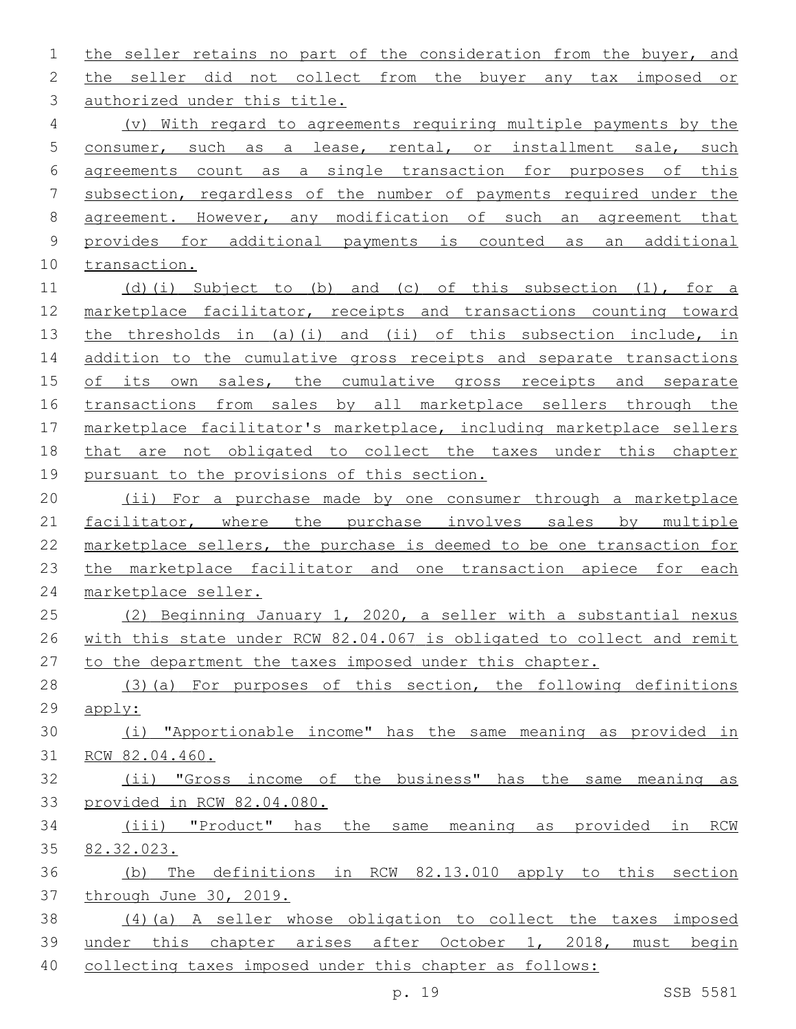the seller retains no part of the consideration from the buyer, and the seller did not collect from the buyer any tax imposed or authorized under this title.

(v) With regard to agreements requiring multiple payments by the consumer, such as a lease, rental, or installment sale, such agreements count as a single transaction for purposes of this subsection, regardless of the number of payments required under the agreement. However, any modification of such an agreement that provides for additional payments is counted as an additional transaction.

(d)(i) Subject to (b) and (c) of this subsection (1), for a marketplace facilitator, receipts and transactions counting toward the thresholds in (a)(i) and (ii) of this subsection include, in addition to the cumulative gross receipts and separate transactions of its own sales, the cumulative gross receipts and separate transactions from sales by all marketplace sellers through the marketplace facilitator's marketplace, including marketplace sellers that are not obligated to collect the taxes under this chapter pursuant to the provisions of this section.

(ii) For a purchase made by one consumer through a marketplace facilitator, where the purchase involves sales by multiple marketplace sellers, the purchase is deemed to be one transaction for the marketplace facilitator and one transaction apiece for each marketplace seller.

(2) Beginning January 1, 2020, a seller with a substantial nexus with this state under RCW 82.04.067 is obligated to collect and remit to the department the taxes imposed under this chapter.

(3)(a) For purposes of this section, the following definitions apply:

(i) "Apportionable income" has the same meaning as provided in RCW 82.04.460.

(ii) "Gross income of the business" has the same meaning as provided in RCW 82.04.080.

(iii) "Product" has the same meaning as provided in RCW 82.32.023.

(b) The definitions in RCW 82.13.010 apply to this section through June 30, 2019.

(4)(a) A seller whose obligation to collect the taxes imposed under this chapter arises after October 1, 2018, must begin collecting taxes imposed under this chapter as follows: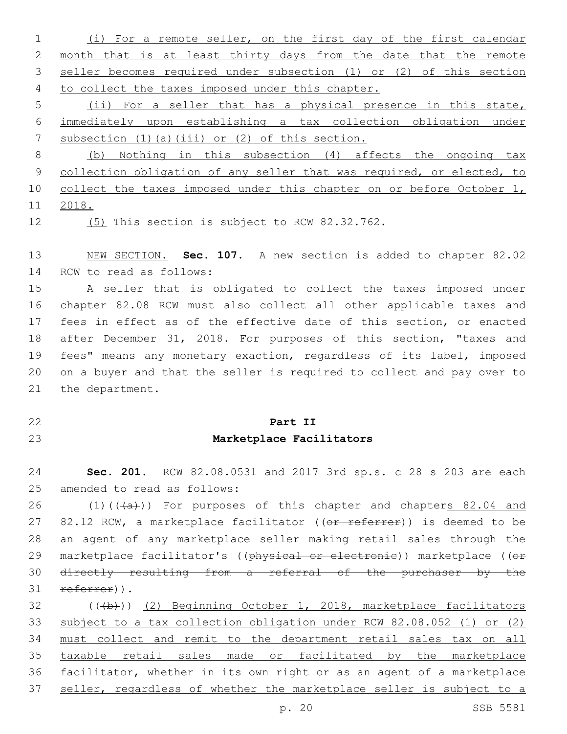(i) For a remote seller, on the first day of the first calendar month that is at least thirty days from the date that the remote seller becomes required under subsection (1) or (2) of this section to collect the taxes imposed under this chapter.

(ii) For a seller that has a physical presence in this state, immediately upon establishing a tax collection obligation under subsection (1)(a)(iii) or (2) of this section.

(b) Nothing in this subsection (4) affects the ongoing tax collection obligation of any seller that was required, or elected, to collect the taxes imposed under this chapter on or before October 1, 2018.

(5) This section is subject to RCW 82.32.762.

NEW SECTION. **Sec. 107.** A new section is added to chapter 82.02 RCW to read as follows:

A seller that is obligated to collect the taxes imposed under chapter 82.08 RCW must also collect all other applicable taxes and fees in effect as of the effective date of this section, or enacted after December 31, 2018. For purposes of this section, "taxes and fees" means any monetary exaction, regardless of its label, imposed on a buyer and that the seller is required to collect and pay over to the department.

## Part II
## Marketplace Facilitators

**Sec. 201.** RCW 82.08.0531 and 2017 3rd sp.s. c 28 s 203 are each amended to read as follows:

(1)(((a))) For purposes of this chapter and chapters 82.04 and 82.12 RCW, a marketplace facilitator ((or referrer)) is deemed to be an agent of any marketplace seller making retail sales through the marketplace facilitator's ((physical or electronic)) marketplace ((or directly resulting from a referral of the purchaser by the referrer)).

(((b))) (2) Beginning October 1, 2018, marketplace facilitators subject to a tax collection obligation under RCW 82.08.052 (1) or (2) must collect and remit to the department retail sales tax on all taxable retail sales made or facilitated by the marketplace facilitator, whether in its own right or as an agent of a marketplace seller, regardless of whether the marketplace seller is subject to a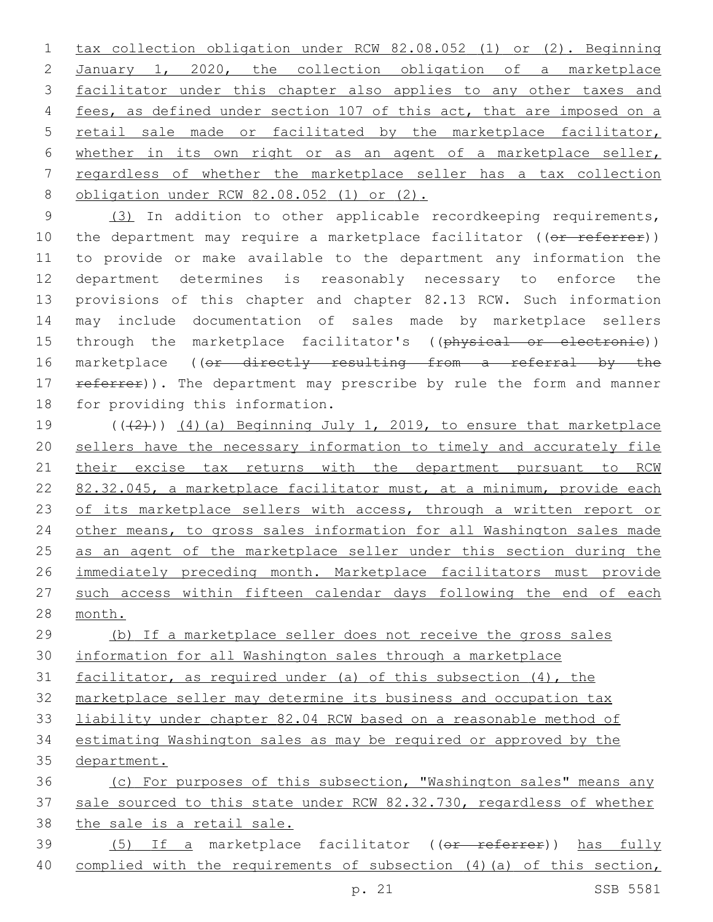tax collection obligation under RCW 82.08.052 (1) or (2). Beginning January 1, 2020, the collection obligation of a marketplace facilitator under this chapter also applies to any other taxes and fees, as defined under section 107 of this act, that are imposed on a retail sale made or facilitated by the marketplace facilitator, whether in its own right or as an agent of a marketplace seller, regardless of whether the marketplace seller has a tax collection obligation under RCW 82.08.052 (1) or (2).

(3) In addition to other applicable recordkeeping requirements, the department may require a marketplace facilitator ((or referrer)) to provide or make available to the department any information the department determines is reasonably necessary to enforce the provisions of this chapter and chapter 82.13 RCW. Such information may include documentation of sales made by marketplace sellers through the marketplace facilitator's ((physical or electronic)) marketplace ((or directly resulting from a referral by the referrer)). The department may prescribe by rule the form and manner for providing this information.

(((2))) (4)(a) Beginning July 1, 2019, to ensure that marketplace sellers have the necessary information to timely and accurately file their excise tax returns with the department pursuant to RCW 82.32.045, a marketplace facilitator must, at a minimum, provide each of its marketplace sellers with access, through a written report or other means, to gross sales information for all Washington sales made as an agent of the marketplace seller under this section during the immediately preceding month. Marketplace facilitators must provide such access within fifteen calendar days following the end of each month.

(b) If a marketplace seller does not receive the gross sales information for all Washington sales through a marketplace facilitator, as required under (a) of this subsection (4), the marketplace seller may determine its business and occupation tax liability under chapter 82.04 RCW based on a reasonable method of estimating Washington sales as may be required or approved by the department.

(c) For purposes of this subsection, "Washington sales" means any sale sourced to this state under RCW 82.32.730, regardless of whether the sale is a retail sale.

(5) If a marketplace facilitator ((or referrer)) has fully complied with the requirements of subsection (4)(a) of this section,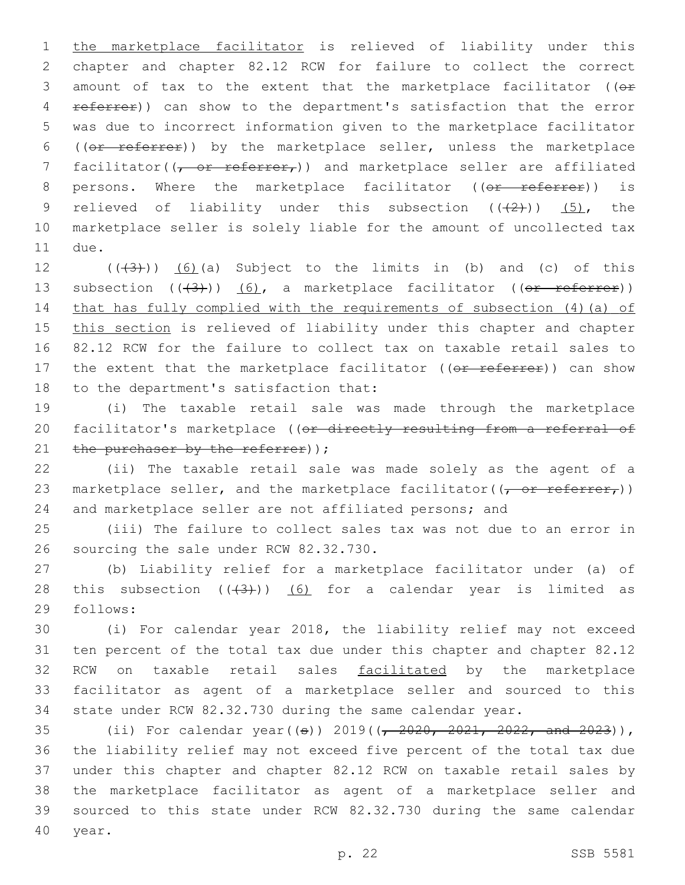the marketplace facilitator is relieved of liability under this chapter and chapter 82.12 RCW for failure to collect the correct amount of tax to the extent that the marketplace facilitator ((~~or referrer~~)) can show to the department's satisfaction that the error was due to incorrect information given to the marketplace facilitator ((~~or referrer~~)) by the marketplace seller, unless the marketplace facilitator((~~, or referrer,~~)) and marketplace seller are affiliated persons. Where the marketplace facilitator ((~~or referrer~~)) is relieved of liability under this subsection ((~~(2)~~)) (5), the marketplace seller is solely liable for the amount of uncollected tax due.

((~~(3)~~)) (6)(a) Subject to the limits in (b) and (c) of this subsection ((~~(3)~~)) (6), a marketplace facilitator ((~~or referrer~~)) that has fully complied with the requirements of subsection (4)(a) of this section is relieved of liability under this chapter and chapter 82.12 RCW for the failure to collect tax on taxable retail sales to the extent that the marketplace facilitator ((~~or referrer~~)) can show to the department's satisfaction that:

(i) The taxable retail sale was made through the marketplace facilitator's marketplace ((~~or directly resulting from a referral of the purchaser by the referrer~~));

(ii) The taxable retail sale was made solely as the agent of a marketplace seller, and the marketplace facilitator((~~, or referrer,~~)) and marketplace seller are not affiliated persons; and

(iii) The failure to collect sales tax was not due to an error in sourcing the sale under RCW 82.32.730.

(b) Liability relief for a marketplace facilitator under (a) of this subsection ((~~(3)~~)) (6) for a calendar year is limited as follows:

(i) For calendar year 2018, the liability relief may not exceed ten percent of the total tax due under this chapter and chapter 82.12 RCW on taxable retail sales facilitated by the marketplace facilitator as agent of a marketplace seller and sourced to this state under RCW 82.32.730 during the same calendar year.

(ii) For calendar year((~~s~~)) 2019((~~, 2020, 2021, 2022, and 2023~~)), the liability relief may not exceed five percent of the total tax due under this chapter and chapter 82.12 RCW on taxable retail sales by the marketplace facilitator as agent of a marketplace seller and sourced to this state under RCW 82.32.730 during the same calendar year.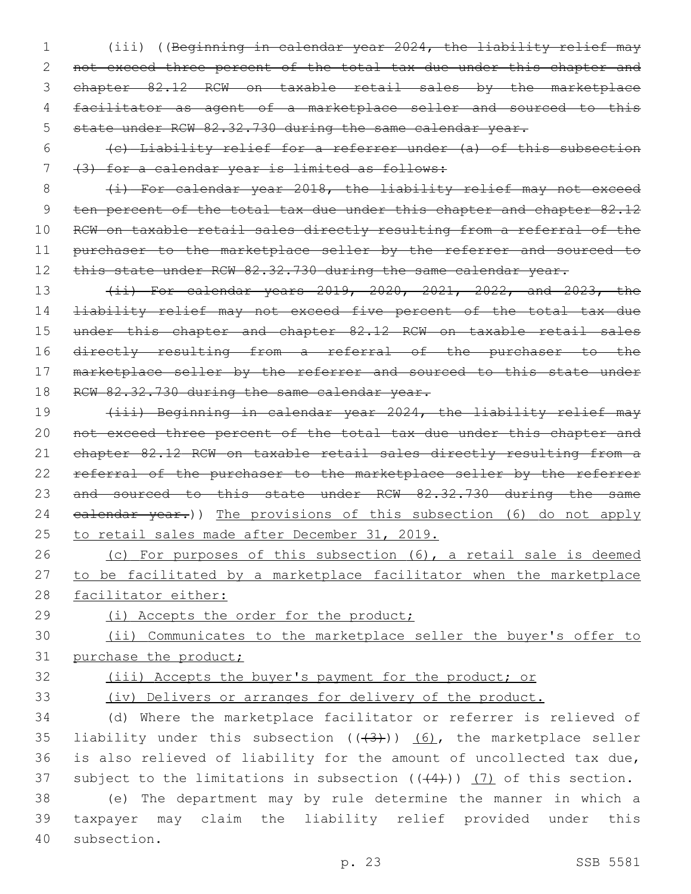(iii) ((~~Beginning in calendar year 2024, the liability relief may not exceed three percent of the total tax due under this chapter and chapter 82.12 RCW on taxable retail sales by the marketplace facilitator as agent of a marketplace seller and sourced to this state under RCW 82.32.730 during the same calendar year.~~

~~(c) Liability relief for a referrer under (a) of this subsection (3) for a calendar year is limited as follows:~~

~~(i) For calendar year 2018, the liability relief may not exceed ten percent of the total tax due under this chapter and chapter 82.12 RCW on taxable retail sales directly resulting from a referral of the purchaser to the marketplace seller by the referrer and sourced to this state under RCW 82.32.730 during the same calendar year.~~

~~(ii) For calendar years 2019, 2020, 2021, 2022, and 2023, the liability relief may not exceed five percent of the total tax due under this chapter and chapter 82.12 RCW on taxable retail sales directly resulting from a referral of the purchaser to the marketplace seller by the referrer and sourced to this state under RCW 82.32.730 during the same calendar year.~~

~~(iii) Beginning in calendar year 2024, the liability relief may not exceed three percent of the total tax due under this chapter and chapter 82.12 RCW on taxable retail sales directly resulting from a referral of the purchaser to the marketplace seller by the referrer and sourced to this state under RCW 82.32.730 during the same calendar year.~~)) <u>The provisions of this subsection (6) do not apply to retail sales made after December 31, 2019.</u>

<u>(c) For purposes of this subsection (6), a retail sale is deemed to be facilitated by a marketplace facilitator when the marketplace facilitator either:</u>

<u>(i) Accepts the order for the product;</u>

<u>(ii) Communicates to the marketplace seller the buyer's offer to purchase the product;</u>

<u>(iii) Accepts the buyer's payment for the product; or</u>

<u>(iv) Delivers or arranges for delivery of the product.</u>

(d) Where the marketplace facilitator or referrer is relieved of liability under this subsection ((~~(3)~~)) <u>(6)</u>, the marketplace seller is also relieved of liability for the amount of uncollected tax due, subject to the limitations in subsection ((~~(4)~~)) <u>(7)</u> of this section.

(e) The department may by rule determine the manner in which a taxpayer may claim the liability relief provided under this subsection.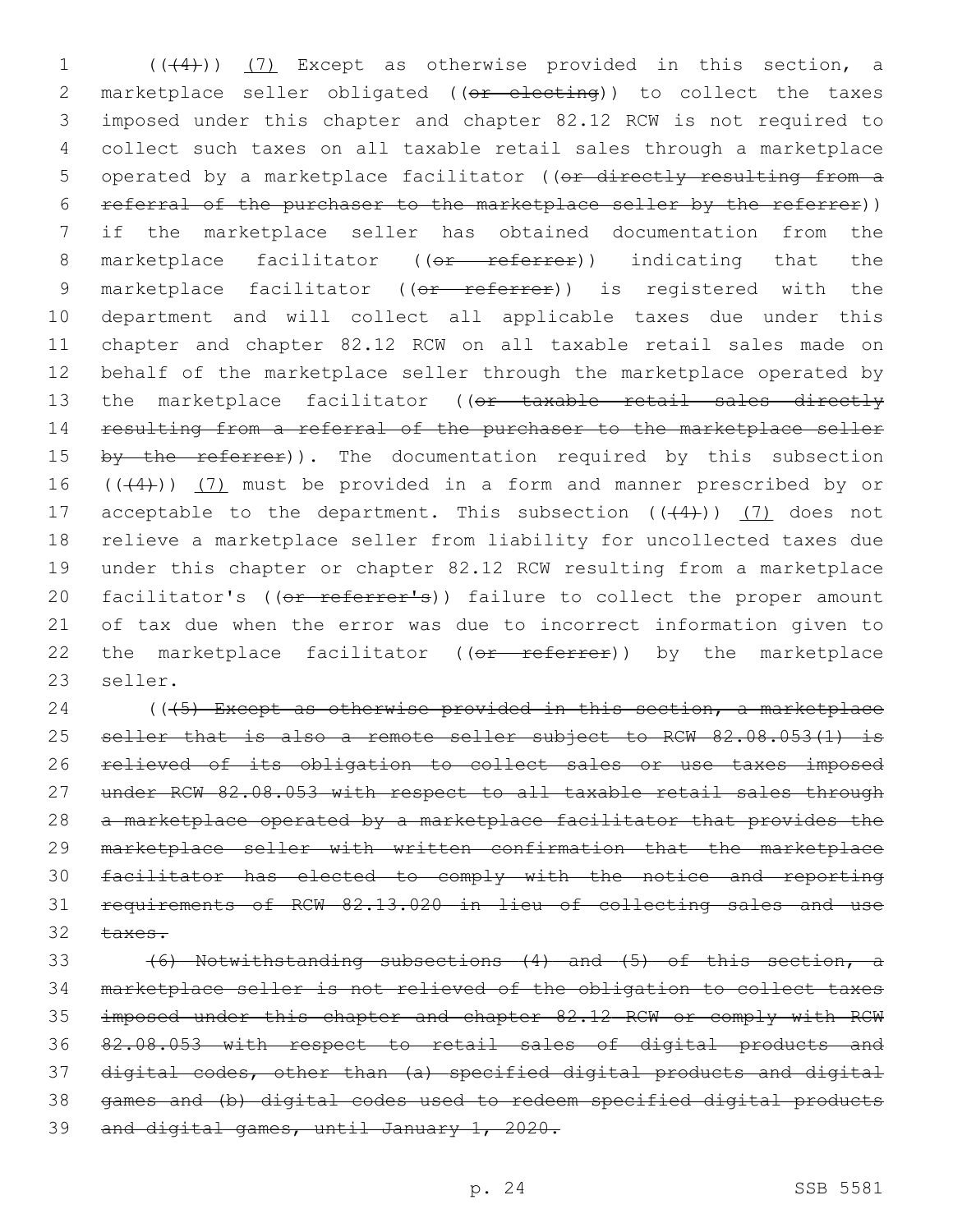(((4))) (7) Except as otherwise provided in this section, a marketplace seller obligated ((~~or electing~~)) to collect the taxes imposed under this chapter and chapter 82.12 RCW is not required to collect such taxes on all taxable retail sales through a marketplace operated by a marketplace facilitator ((~~or directly resulting from a referral of the purchaser to the marketplace seller by the referrer~~)) if the marketplace seller has obtained documentation from the marketplace facilitator ((~~or referrer~~)) indicating that the marketplace facilitator ((~~or referrer~~)) is registered with the department and will collect all applicable taxes due under this chapter and chapter 82.12 RCW on all taxable retail sales made on behalf of the marketplace seller through the marketplace operated by the marketplace facilitator ((~~or taxable retail sales directly resulting from a referral of the purchaser to the marketplace seller by the referrer~~)). The documentation required by this subsection (((4))) (7) must be provided in a form and manner prescribed by or acceptable to the department. This subsection (((4))) (7) does not relieve a marketplace seller from liability for uncollected taxes due under this chapter or chapter 82.12 RCW resulting from a marketplace facilitator's ((~~or referrer's~~)) failure to collect the proper amount of tax due when the error was due to incorrect information given to the marketplace facilitator ((~~or referrer~~)) by the marketplace seller.

((~~(5) Except as otherwise provided in this section, a marketplace seller that is also a remote seller subject to RCW 82.08.053(1) is relieved of its obligation to collect sales or use taxes imposed under RCW 82.08.053 with respect to all taxable retail sales through a marketplace operated by a marketplace facilitator that provides the marketplace seller with written confirmation that the marketplace facilitator has elected to comply with the notice and reporting requirements of RCW 82.13.020 in lieu of collecting sales and use taxes.~~

~~(6) Notwithstanding subsections (4) and (5) of this section, a marketplace seller is not relieved of the obligation to collect taxes imposed under this chapter and chapter 82.12 RCW or comply with RCW 82.08.053 with respect to retail sales of digital products and digital codes, other than (a) specified digital products and digital games and (b) digital codes used to redeem specified digital products and digital games, until January 1, 2020.~~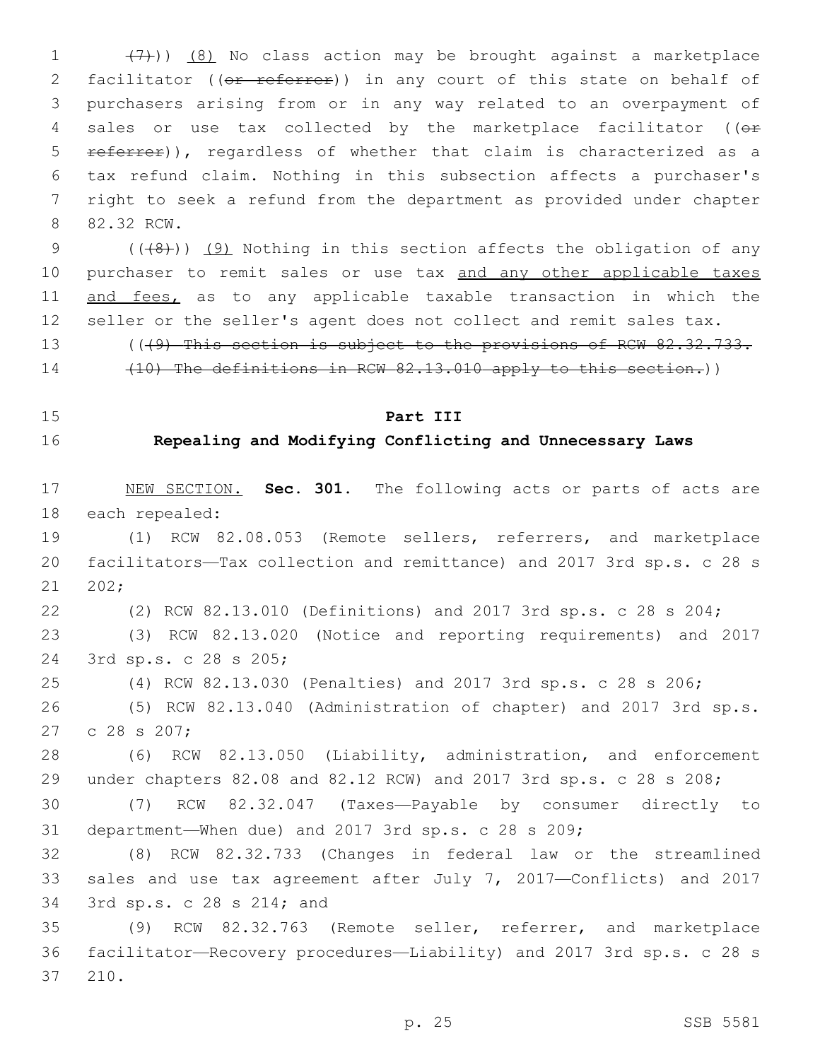((~~(7)~~)) (8) No class action may be brought against a marketplace facilitator ((~~or referrer~~)) in any court of this state on behalf of purchasers arising from or in any way related to an overpayment of sales or use tax collected by the marketplace facilitator ((~~or referrer~~)), regardless of whether that claim is characterized as a tax refund claim. Nothing in this subsection affects a purchaser's right to seek a refund from the department as provided under chapter 82.32 RCW.

((~~(8)~~)) (9) Nothing in this section affects the obligation of any purchaser to remit sales or use tax <u>and any other applicable taxes and fees,</u> as to any applicable taxable transaction in which the seller or the seller's agent does not collect and remit sales tax.

((~~(9) This section is subject to the provisions of RCW 82.32.733.~~

~~(10) The definitions in RCW 82.13.010 apply to this section.~~))

**Part III**

**Repealing and Modifying Conflicting and Unnecessary Laws**

<u>NEW SECTION.</u> **Sec. 301.** The following acts or parts of acts are each repealed:

(1) RCW 82.08.053 (Remote sellers, referrers, and marketplace facilitators—Tax collection and remittance) and 2017 3rd sp.s. c 28 s 202;

(2) RCW 82.13.010 (Definitions) and 2017 3rd sp.s. c 28 s 204;

(3) RCW 82.13.020 (Notice and reporting requirements) and 2017 3rd sp.s. c 28 s 205;

(4) RCW 82.13.030 (Penalties) and 2017 3rd sp.s. c 28 s 206;

(5) RCW 82.13.040 (Administration of chapter) and 2017 3rd sp.s. c 28 s 207;

(6) RCW 82.13.050 (Liability, administration, and enforcement under chapters 82.08 and 82.12 RCW) and 2017 3rd sp.s. c 28 s 208;

(7) RCW 82.32.047 (Taxes—Payable by consumer directly to department—When due) and 2017 3rd sp.s. c 28 s 209;

(8) RCW 82.32.733 (Changes in federal law or the streamlined sales and use tax agreement after July 7, 2017—Conflicts) and 2017 3rd sp.s. c 28 s 214; and

(9) RCW 82.32.763 (Remote seller, referrer, and marketplace facilitator—Recovery procedures—Liability) and 2017 3rd sp.s. c 28 s 210.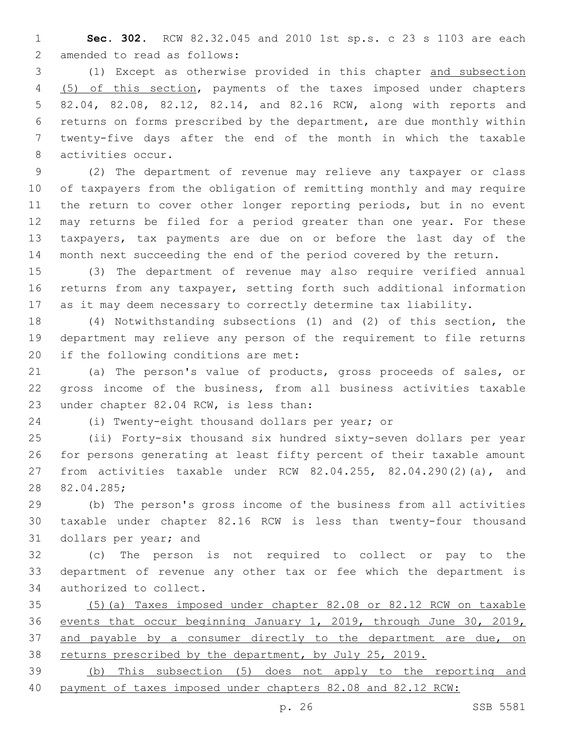**Sec. 302.** RCW 82.32.045 and 2010 1st sp.s. c 23 s 1103 are each amended to read as follows:

(1) Except as otherwise provided in this chapter and subsection (5) of this section, payments of the taxes imposed under chapters 82.04, 82.08, 82.12, 82.14, and 82.16 RCW, along with reports and returns on forms prescribed by the department, are due monthly within twenty-five days after the end of the month in which the taxable activities occur.

(2) The department of revenue may relieve any taxpayer or class of taxpayers from the obligation of remitting monthly and may require the return to cover other longer reporting periods, but in no event may returns be filed for a period greater than one year. For these taxpayers, tax payments are due on or before the last day of the month next succeeding the end of the period covered by the return.

(3) The department of revenue may also require verified annual returns from any taxpayer, setting forth such additional information as it may deem necessary to correctly determine tax liability.

(4) Notwithstanding subsections (1) and (2) of this section, the department may relieve any person of the requirement to file returns if the following conditions are met:

(a) The person's value of products, gross proceeds of sales, or gross income of the business, from all business activities taxable under chapter 82.04 RCW, is less than:

(i) Twenty-eight thousand dollars per year; or

(ii) Forty-six thousand six hundred sixty-seven dollars per year for persons generating at least fifty percent of their taxable amount from activities taxable under RCW 82.04.255, 82.04.290(2)(a), and 82.04.285;

(b) The person's gross income of the business from all activities taxable under chapter 82.16 RCW is less than twenty-four thousand dollars per year; and

(c) The person is not required to collect or pay to the department of revenue any other tax or fee which the department is authorized to collect.

(5)(a) Taxes imposed under chapter 82.08 or 82.12 RCW on taxable events that occur beginning January 1, 2019, through June 30, 2019, and payable by a consumer directly to the department are due, on returns prescribed by the department, by July 25, 2019.

(b) This subsection (5) does not apply to the reporting and payment of taxes imposed under chapters 82.08 and 82.12 RCW: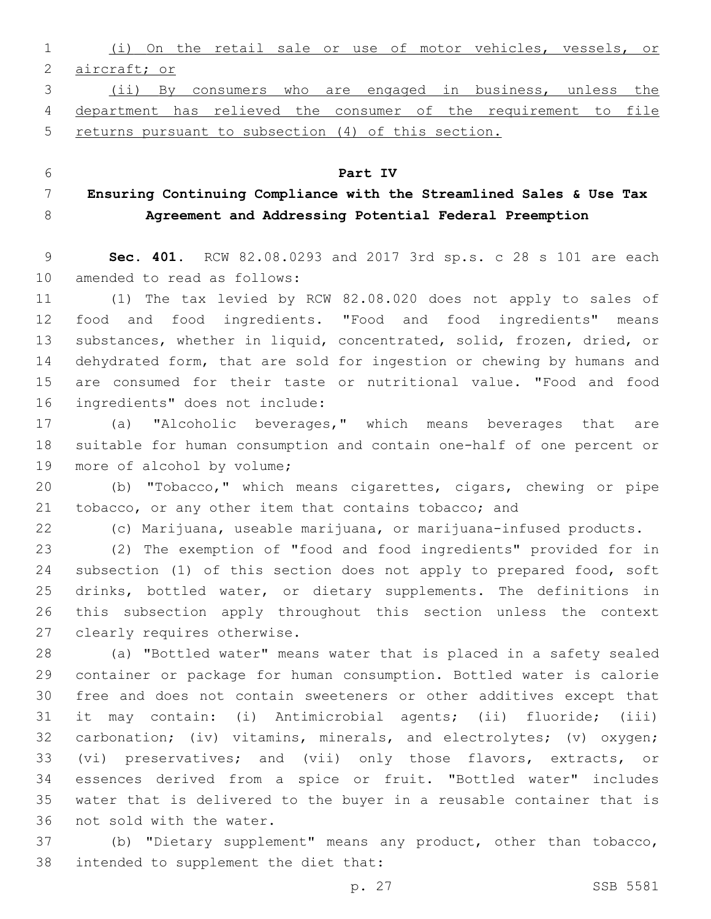(i) On the retail sale or use of motor vehicles, vessels, or aircraft; or

(ii) By consumers who are engaged in business, unless the department has relieved the consumer of the requirement to file returns pursuant to subsection (4) of this section.

## Part IV
## Ensuring Continuing Compliance with the Streamlined Sales & Use Tax Agreement and Addressing Potential Federal Preemption

**Sec. 401.** RCW 82.08.0293 and 2017 3rd sp.s. c 28 s 101 are each amended to read as follows:

(1) The tax levied by RCW 82.08.020 does not apply to sales of food and food ingredients. "Food and food ingredients" means substances, whether in liquid, concentrated, solid, frozen, dried, or dehydrated form, that are sold for ingestion or chewing by humans and are consumed for their taste or nutritional value. "Food and food ingredients" does not include:

(a) "Alcoholic beverages," which means beverages that are suitable for human consumption and contain one-half of one percent or more of alcohol by volume;

(b) "Tobacco," which means cigarettes, cigars, chewing or pipe tobacco, or any other item that contains tobacco; and

(c) Marijuana, useable marijuana, or marijuana-infused products.

(2) The exemption of "food and food ingredients" provided for in subsection (1) of this section does not apply to prepared food, soft drinks, bottled water, or dietary supplements. The definitions in this subsection apply throughout this section unless the context clearly requires otherwise.

(a) "Bottled water" means water that is placed in a safety sealed container or package for human consumption. Bottled water is calorie free and does not contain sweeteners or other additives except that it may contain: (i) Antimicrobial agents; (ii) fluoride; (iii) carbonation; (iv) vitamins, minerals, and electrolytes; (v) oxygen; (vi) preservatives; and (vii) only those flavors, extracts, or essences derived from a spice or fruit. "Bottled water" includes water that is delivered to the buyer in a reusable container that is not sold with the water.

(b) "Dietary supplement" means any product, other than tobacco, intended to supplement the diet that: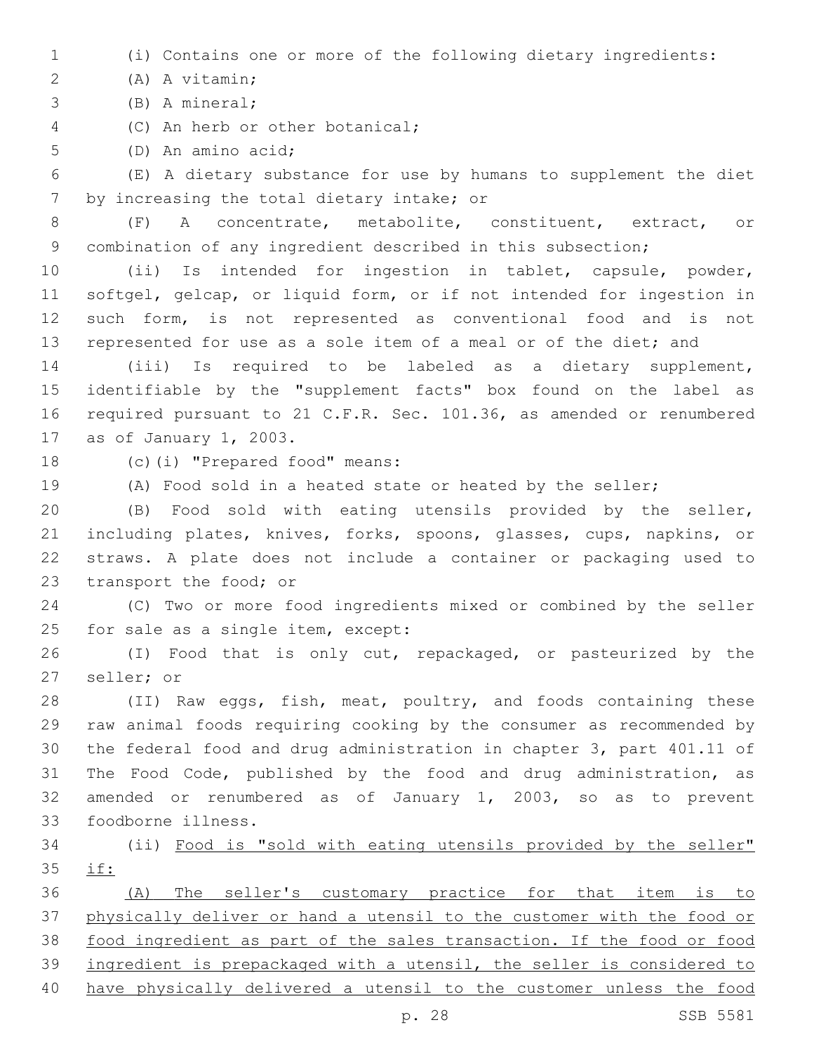(i) Contains one or more of the following dietary ingredients:

(A) A vitamin;

(B) A mineral;

(C) An herb or other botanical;

(D) An amino acid;

(E) A dietary substance for use by humans to supplement the diet by increasing the total dietary intake; or

(F) A concentrate, metabolite, constituent, extract, or combination of any ingredient described in this subsection;

(ii) Is intended for ingestion in tablet, capsule, powder, softgel, gelcap, or liquid form, or if not intended for ingestion in such form, is not represented as conventional food and is not represented for use as a sole item of a meal or of the diet; and

(iii) Is required to be labeled as a dietary supplement, identifiable by the "supplement facts" box found on the label as required pursuant to 21 C.F.R. Sec. 101.36, as amended or renumbered as of January 1, 2003.

(c)(i) "Prepared food" means:

(A) Food sold in a heated state or heated by the seller;

(B) Food sold with eating utensils provided by the seller, including plates, knives, forks, spoons, glasses, cups, napkins, or straws. A plate does not include a container or packaging used to transport the food; or

(C) Two or more food ingredients mixed or combined by the seller for sale as a single item, except:

(I) Food that is only cut, repackaged, or pasteurized by the seller; or

(II) Raw eggs, fish, meat, poultry, and foods containing these raw animal foods requiring cooking by the consumer as recommended by the federal food and drug administration in chapter 3, part 401.11 of The Food Code, published by the food and drug administration, as amended or renumbered as of January 1, 2003, so as to prevent foodborne illness.

(ii) Food is "sold with eating utensils provided by the seller" if:

(A) The seller's customary practice for that item is to physically deliver or hand a utensil to the customer with the food or food ingredient as part of the sales transaction. If the food or food ingredient is prepackaged with a utensil, the seller is considered to have physically delivered a utensil to the customer unless the food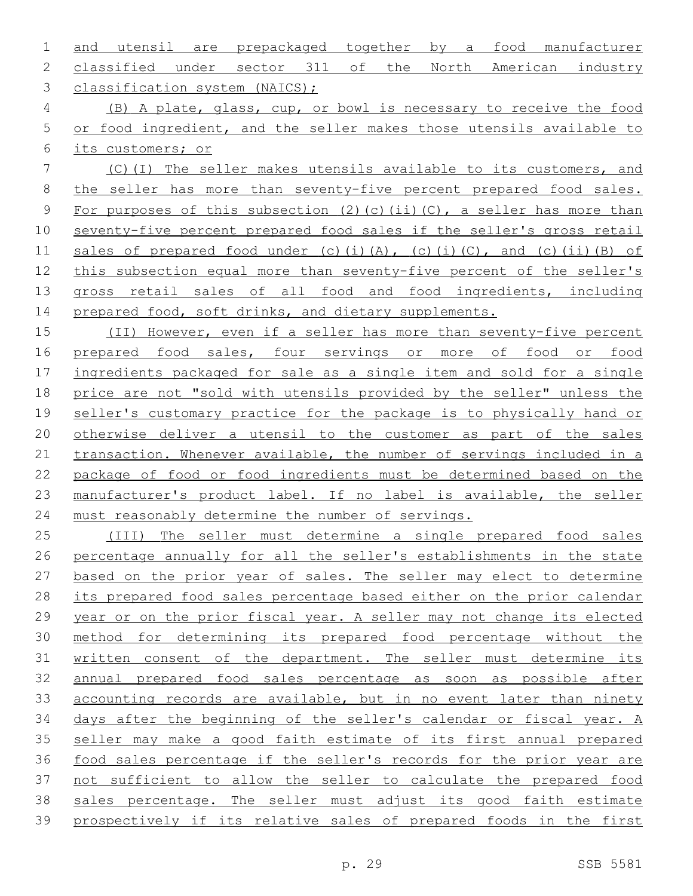and utensil are prepackaged together by a food manufacturer classified under sector 311 of the North American industry classification system (NAICS);

(B) A plate, glass, cup, or bowl is necessary to receive the food or food ingredient, and the seller makes those utensils available to its customers; or

(C)(I) The seller makes utensils available to its customers, and the seller has more than seventy-five percent prepared food sales. For purposes of this subsection (2)(c)(ii)(C), a seller has more than seventy-five percent prepared food sales if the seller's gross retail sales of prepared food under (c)(i)(A), (c)(i)(C), and (c)(ii)(B) of this subsection equal more than seventy-five percent of the seller's gross retail sales of all food and food ingredients, including prepared food, soft drinks, and dietary supplements.

(II) However, even if a seller has more than seventy-five percent prepared food sales, four servings or more of food or food ingredients packaged for sale as a single item and sold for a single price are not "sold with utensils provided by the seller" unless the seller's customary practice for the package is to physically hand or otherwise deliver a utensil to the customer as part of the sales transaction. Whenever available, the number of servings included in a package of food or food ingredients must be determined based on the manufacturer's product label. If no label is available, the seller must reasonably determine the number of servings.

(III) The seller must determine a single prepared food sales percentage annually for all the seller's establishments in the state based on the prior year of sales. The seller may elect to determine its prepared food sales percentage based either on the prior calendar year or on the prior fiscal year. A seller may not change its elected method for determining its prepared food percentage without the written consent of the department. The seller must determine its annual prepared food sales percentage as soon as possible after accounting records are available, but in no event later than ninety days after the beginning of the seller's calendar or fiscal year. A seller may make a good faith estimate of its first annual prepared food sales percentage if the seller's records for the prior year are not sufficient to allow the seller to calculate the prepared food sales percentage. The seller must adjust its good faith estimate prospectively if its relative sales of prepared foods in the first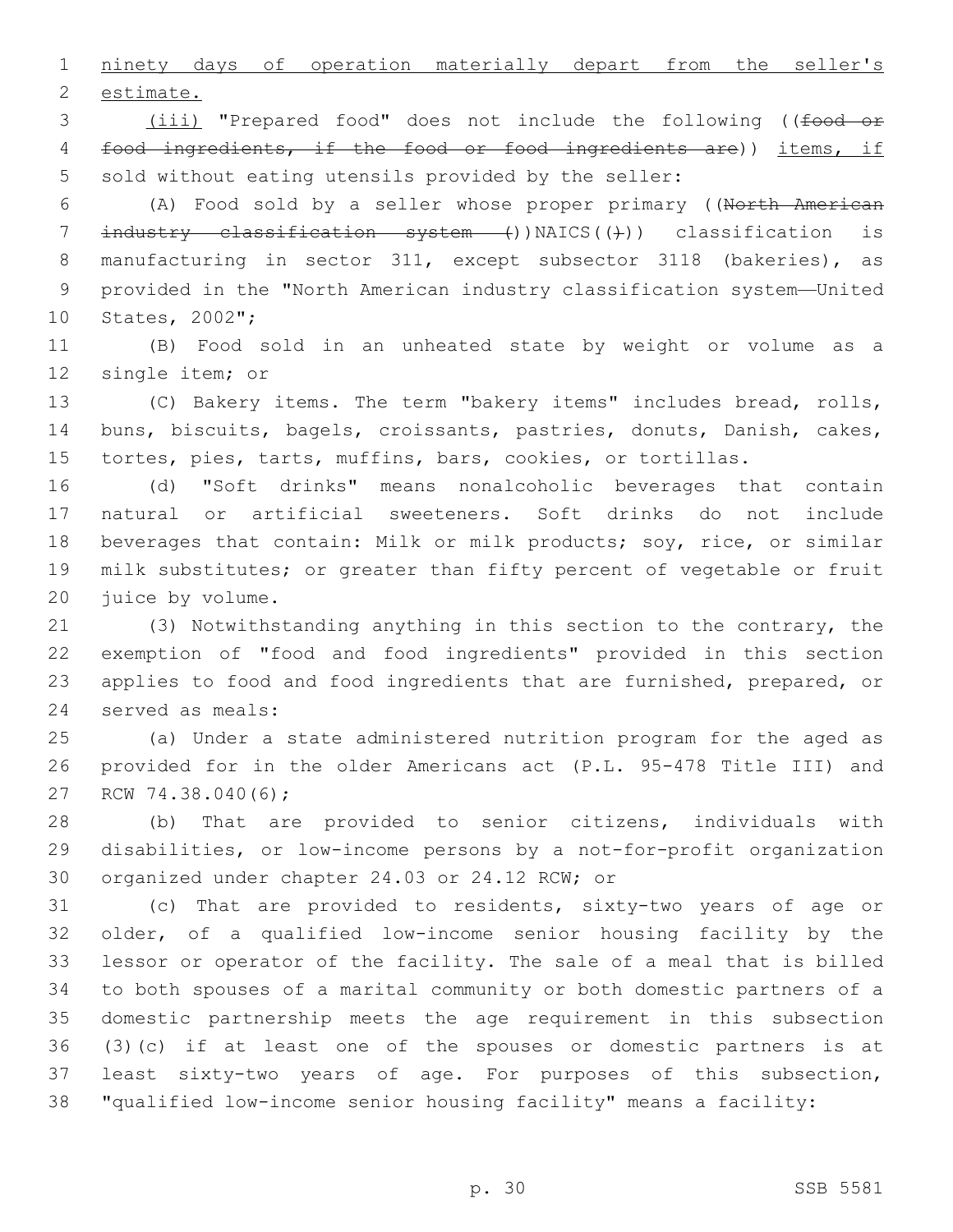ninety days of operation materially depart from the seller's estimate.

(iii) "Prepared food" does not include the following ((~~food or food ingredients, if the food or food ingredients are~~)) items, if sold without eating utensils provided by the seller:

(A) Food sold by a seller whose proper primary ((~~North American industry classification system (~~))NAICS((~~)~~)) classification is manufacturing in sector 311, except subsector 3118 (bakeries), as provided in the "North American industry classification system—United States, 2002";

(B) Food sold in an unheated state by weight or volume as a single item; or

(C) Bakery items. The term "bakery items" includes bread, rolls, buns, biscuits, bagels, croissants, pastries, donuts, Danish, cakes, tortes, pies, tarts, muffins, bars, cookies, or tortillas.

(d) "Soft drinks" means nonalcoholic beverages that contain natural or artificial sweeteners. Soft drinks do not include beverages that contain: Milk or milk products; soy, rice, or similar milk substitutes; or greater than fifty percent of vegetable or fruit juice by volume.

(3) Notwithstanding anything in this section to the contrary, the exemption of "food and food ingredients" provided in this section applies to food and food ingredients that are furnished, prepared, or served as meals:

(a) Under a state administered nutrition program for the aged as provided for in the older Americans act (P.L. 95-478 Title III) and RCW 74.38.040(6);

(b) That are provided to senior citizens, individuals with disabilities, or low-income persons by a not-for-profit organization organized under chapter 24.03 or 24.12 RCW; or

(c) That are provided to residents, sixty-two years of age or older, of a qualified low-income senior housing facility by the lessor or operator of the facility. The sale of a meal that is billed to both spouses of a marital community or both domestic partners of a domestic partnership meets the age requirement in this subsection (3)(c) if at least one of the spouses or domestic partners is at least sixty-two years of age. For purposes of this subsection, "qualified low-income senior housing facility" means a facility: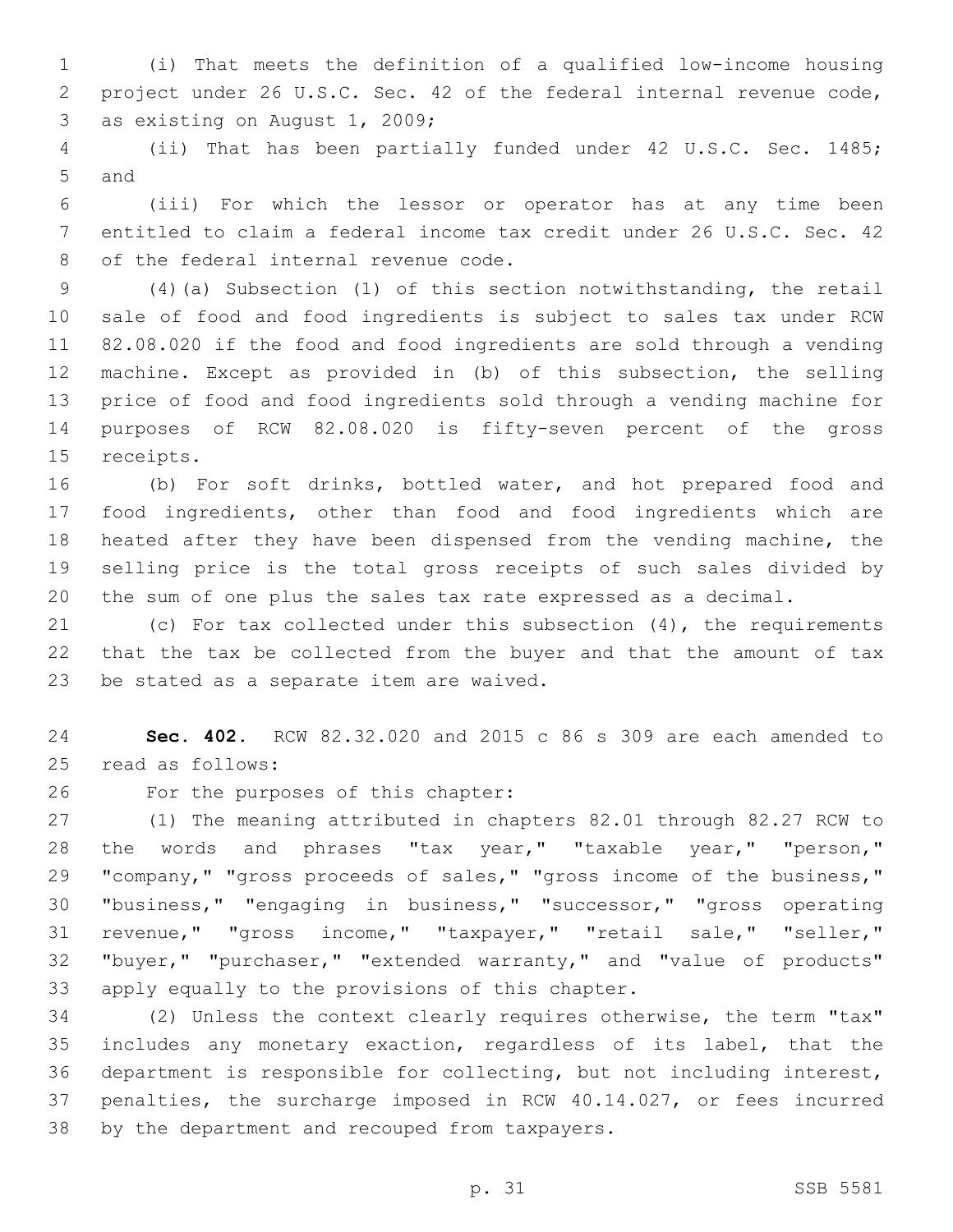(i) That meets the definition of a qualified low-income housing project under 26 U.S.C. Sec. 42 of the federal internal revenue code, as existing on August 1, 2009;

(ii) That has been partially funded under 42 U.S.C. Sec. 1485; and

(iii) For which the lessor or operator has at any time been entitled to claim a federal income tax credit under 26 U.S.C. Sec. 42 of the federal internal revenue code.

(4)(a) Subsection (1) of this section notwithstanding, the retail sale of food and food ingredients is subject to sales tax under RCW 82.08.020 if the food and food ingredients are sold through a vending machine. Except as provided in (b) of this subsection, the selling price of food and food ingredients sold through a vending machine for purposes of RCW 82.08.020 is fifty-seven percent of the gross receipts.

(b) For soft drinks, bottled water, and hot prepared food and food ingredients, other than food and food ingredients which are heated after they have been dispensed from the vending machine, the selling price is the total gross receipts of such sales divided by the sum of one plus the sales tax rate expressed as a decimal.

(c) For tax collected under this subsection (4), the requirements that the tax be collected from the buyer and that the amount of tax be stated as a separate item are waived.

**Sec. 402.** RCW 82.32.020 and 2015 c 86 s 309 are each amended to read as follows:

For the purposes of this chapter:

(1) The meaning attributed in chapters 82.01 through 82.27 RCW to the words and phrases "tax year," "taxable year," "person," "company," "gross proceeds of sales," "gross income of the business," "business," "engaging in business," "successor," "gross operating revenue," "gross income," "taxpayer," "retail sale," "seller," "buyer," "purchaser," "extended warranty," and "value of products" apply equally to the provisions of this chapter.

(2) Unless the context clearly requires otherwise, the term "tax" includes any monetary exaction, regardless of its label, that the department is responsible for collecting, but not including interest, penalties, the surcharge imposed in RCW 40.14.027, or fees incurred by the department and recouped from taxpayers.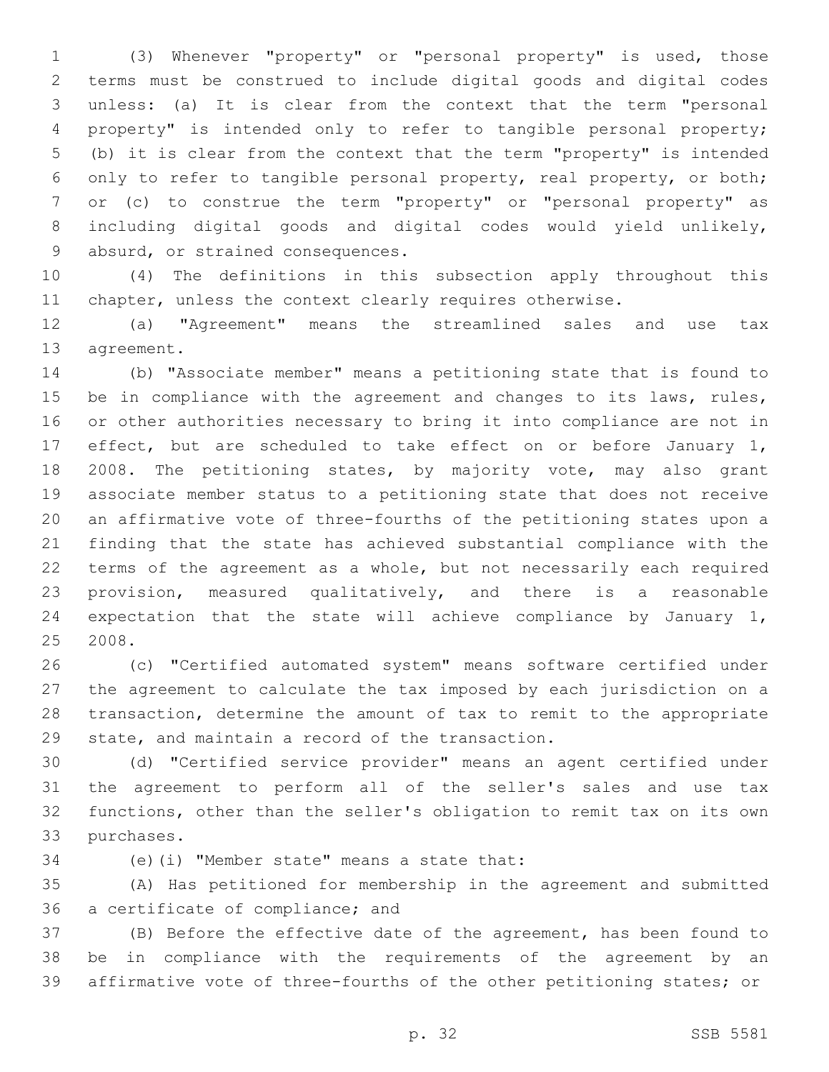(3) Whenever "property" or "personal property" is used, those terms must be construed to include digital goods and digital codes unless: (a) It is clear from the context that the term "personal property" is intended only to refer to tangible personal property; (b) it is clear from the context that the term "property" is intended only to refer to tangible personal property, real property, or both; or (c) to construe the term "property" or "personal property" as including digital goods and digital codes would yield unlikely, absurd, or strained consequences.

(4) The definitions in this subsection apply throughout this chapter, unless the context clearly requires otherwise.

(a) "Agreement" means the streamlined sales and use tax agreement.

(b) "Associate member" means a petitioning state that is found to be in compliance with the agreement and changes to its laws, rules, or other authorities necessary to bring it into compliance are not in effect, but are scheduled to take effect on or before January 1, 2008. The petitioning states, by majority vote, may also grant associate member status to a petitioning state that does not receive an affirmative vote of three-fourths of the petitioning states upon a finding that the state has achieved substantial compliance with the terms of the agreement as a whole, but not necessarily each required provision, measured qualitatively, and there is a reasonable expectation that the state will achieve compliance by January 1, 2008.

(c) "Certified automated system" means software certified under the agreement to calculate the tax imposed by each jurisdiction on a transaction, determine the amount of tax to remit to the appropriate state, and maintain a record of the transaction.

(d) "Certified service provider" means an agent certified under the agreement to perform all of the seller's sales and use tax functions, other than the seller's obligation to remit tax on its own purchases.

(e)(i) "Member state" means a state that:

(A) Has petitioned for membership in the agreement and submitted a certificate of compliance; and

(B) Before the effective date of the agreement, has been found to be in compliance with the requirements of the agreement by an affirmative vote of three-fourths of the other petitioning states; or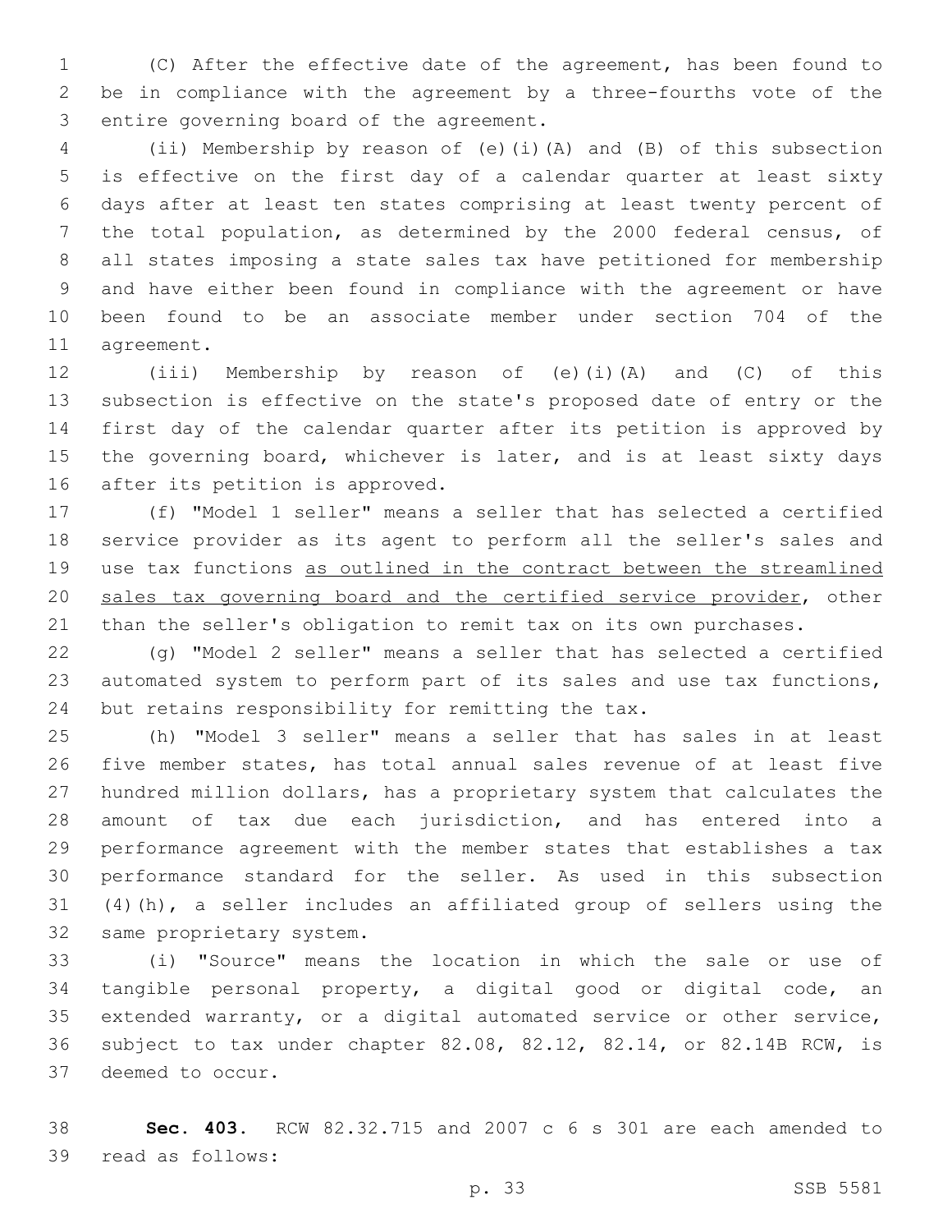(C) After the effective date of the agreement, has been found to be in compliance with the agreement by a three-fourths vote of the entire governing board of the agreement.

(ii) Membership by reason of (e)(i)(A) and (B) of this subsection is effective on the first day of a calendar quarter at least sixty days after at least ten states comprising at least twenty percent of the total population, as determined by the 2000 federal census, of all states imposing a state sales tax have petitioned for membership and have either been found in compliance with the agreement or have been found to be an associate member under section 704 of the agreement.

(iii) Membership by reason of (e)(i)(A) and (C) of this subsection is effective on the state's proposed date of entry or the first day of the calendar quarter after its petition is approved by the governing board, whichever is later, and is at least sixty days after its petition is approved.

(f) "Model 1 seller" means a seller that has selected a certified service provider as its agent to perform all the seller's sales and use tax functions <u>as outlined in the contract between the streamlined sales tax governing board and the certified service provider</u>, other than the seller's obligation to remit tax on its own purchases.

(g) "Model 2 seller" means a seller that has selected a certified automated system to perform part of its sales and use tax functions, but retains responsibility for remitting the tax.

(h) "Model 3 seller" means a seller that has sales in at least five member states, has total annual sales revenue of at least five hundred million dollars, has a proprietary system that calculates the amount of tax due each jurisdiction, and has entered into a performance agreement with the member states that establishes a tax performance standard for the seller. As used in this subsection (4)(h), a seller includes an affiliated group of sellers using the same proprietary system.

(i) "Source" means the location in which the sale or use of tangible personal property, a digital good or digital code, an extended warranty, or a digital automated service or other service, subject to tax under chapter 82.08, 82.12, 82.14, or 82.14B RCW, is deemed to occur.

**Sec. 403.** RCW 82.32.715 and 2007 c 6 s 301 are each amended to read as follows: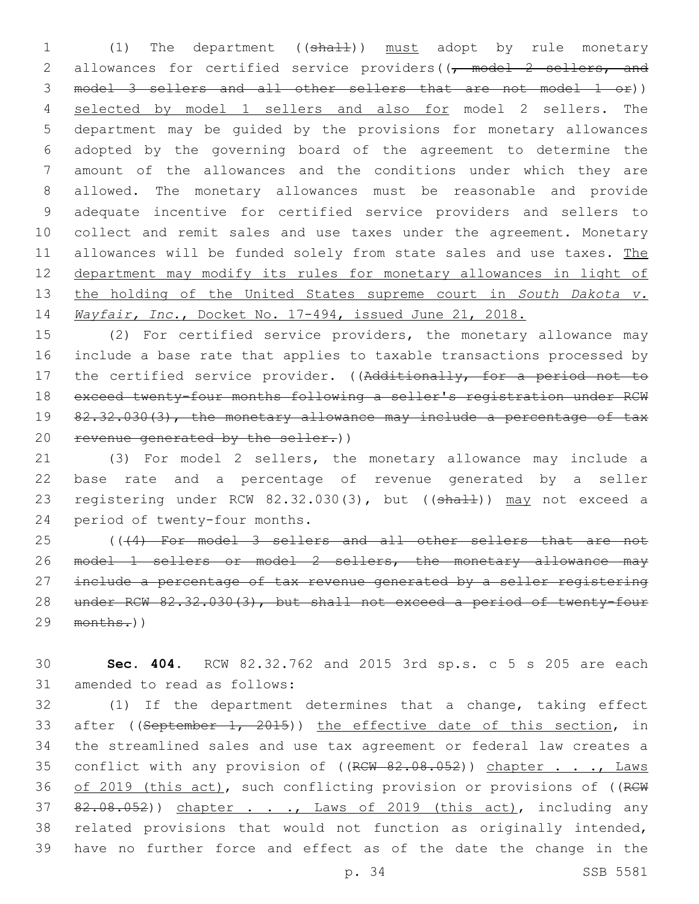(1) The department ((~~shall~~)) must adopt by rule monetary allowances for certified service providers((~~, model 2 sellers, and model 3 sellers and all other sellers that are not model 1 or~~)) selected by model 1 sellers and also for model 2 sellers. The department may be guided by the provisions for monetary allowances adopted by the governing board of the agreement to determine the amount of the allowances and the conditions under which they are allowed. The monetary allowances must be reasonable and provide adequate incentive for certified service providers and sellers to collect and remit sales and use taxes under the agreement. Monetary allowances will be funded solely from state sales and use taxes. The department may modify its rules for monetary allowances in light of the holding of the United States supreme court in *South Dakota v. Wayfair, Inc.*, Docket No. 17-494, issued June 21, 2018.

(2) For certified service providers, the monetary allowance may include a base rate that applies to taxable transactions processed by the certified service provider. ((~~Additionally, for a period not to exceed twenty-four months following a seller's registration under RCW 82.32.030(3), the monetary allowance may include a percentage of tax revenue generated by the seller.~~))

(3) For model 2 sellers, the monetary allowance may include a base rate and a percentage of revenue generated by a seller registering under RCW 82.32.030(3), but ((~~shall~~)) may not exceed a period of twenty-four months.

((~~(4) For model 3 sellers and all other sellers that are not model 1 sellers or model 2 sellers, the monetary allowance may include a percentage of tax revenue generated by a seller registering under RCW 82.32.030(3), but shall not exceed a period of twenty-four months.~~))

**Sec. 404.** RCW 82.32.762 and 2015 3rd sp.s. c 5 s 205 are each amended to read as follows:

(1) If the department determines that a change, taking effect after ((~~September 1, 2015~~)) the effective date of this section, in the streamlined sales and use tax agreement or federal law creates a conflict with any provision of ((~~RCW 82.08.052~~)) chapter . . ., Laws of 2019 (this act), such conflicting provision or provisions of ((~~RCW 82.08.052~~)) chapter . . ., Laws of 2019 (this act), including any related provisions that would not function as originally intended, have no further force and effect as of the date the change in the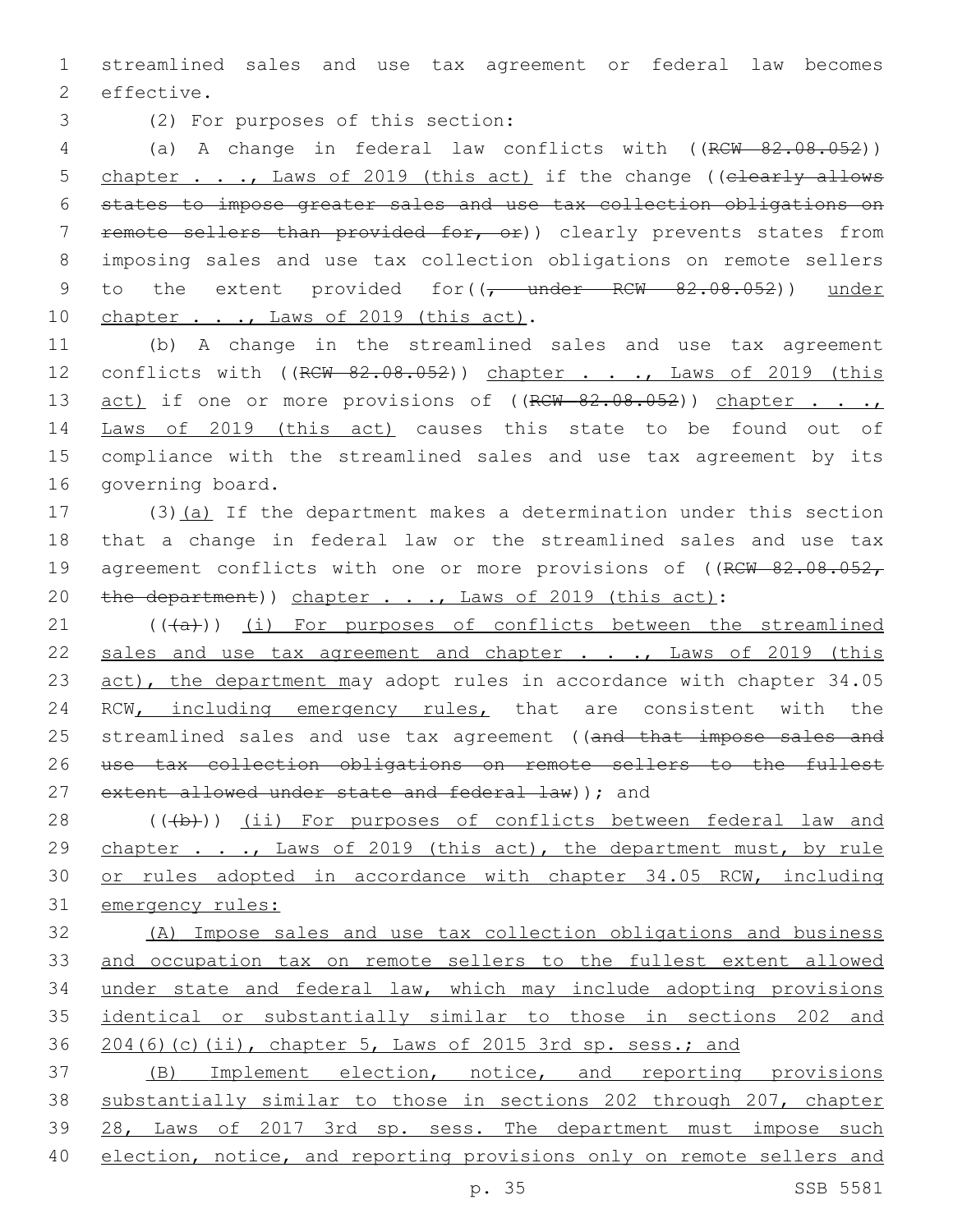streamlined sales and use tax agreement or federal law becomes effective.

(2) For purposes of this section:

(a) A change in federal law conflicts with ((RCW 82.08.052)) chapter . . ., Laws of 2019 (this act) if the change ((clearly allows states to impose greater sales and use tax collection obligations on remote sellers than provided for, or)) clearly prevents states from imposing sales and use tax collection obligations on remote sellers to the extent provided for((, under RCW 82.08.052)) under chapter . . ., Laws of 2019 (this act).

(b) A change in the streamlined sales and use tax agreement conflicts with ((RCW 82.08.052)) chapter . . ., Laws of 2019 (this act) if one or more provisions of ((RCW 82.08.052)) chapter . . ., Laws of 2019 (this act) causes this state to be found out of compliance with the streamlined sales and use tax agreement by its governing board.

(3)(a) If the department makes a determination under this section that a change in federal law or the streamlined sales and use tax agreement conflicts with one or more provisions of ((RCW 82.08.052, the department)) chapter . . ., Laws of 2019 (this act):

(((a))) (i) For purposes of conflicts between the streamlined sales and use tax agreement and chapter . . ., Laws of 2019 (this act), the department may adopt rules in accordance with chapter 34.05 RCW, including emergency rules, that are consistent with the streamlined sales and use tax agreement ((and that impose sales and use tax collection obligations on remote sellers to the fullest extent allowed under state and federal law)); and

(((b))) (ii) For purposes of conflicts between federal law and chapter . . ., Laws of 2019 (this act), the department must, by rule or rules adopted in accordance with chapter 34.05 RCW, including emergency rules:

(A) Impose sales and use tax collection obligations and business and occupation tax on remote sellers to the fullest extent allowed under state and federal law, which may include adopting provisions identical or substantially similar to those in sections 202 and 204(6)(c)(ii), chapter 5, Laws of 2015 3rd sp. sess.; and

(B) Implement election, notice, and reporting provisions substantially similar to those in sections 202 through 207, chapter 28, Laws of 2017 3rd sp. sess. The department must impose such election, notice, and reporting provisions only on remote sellers and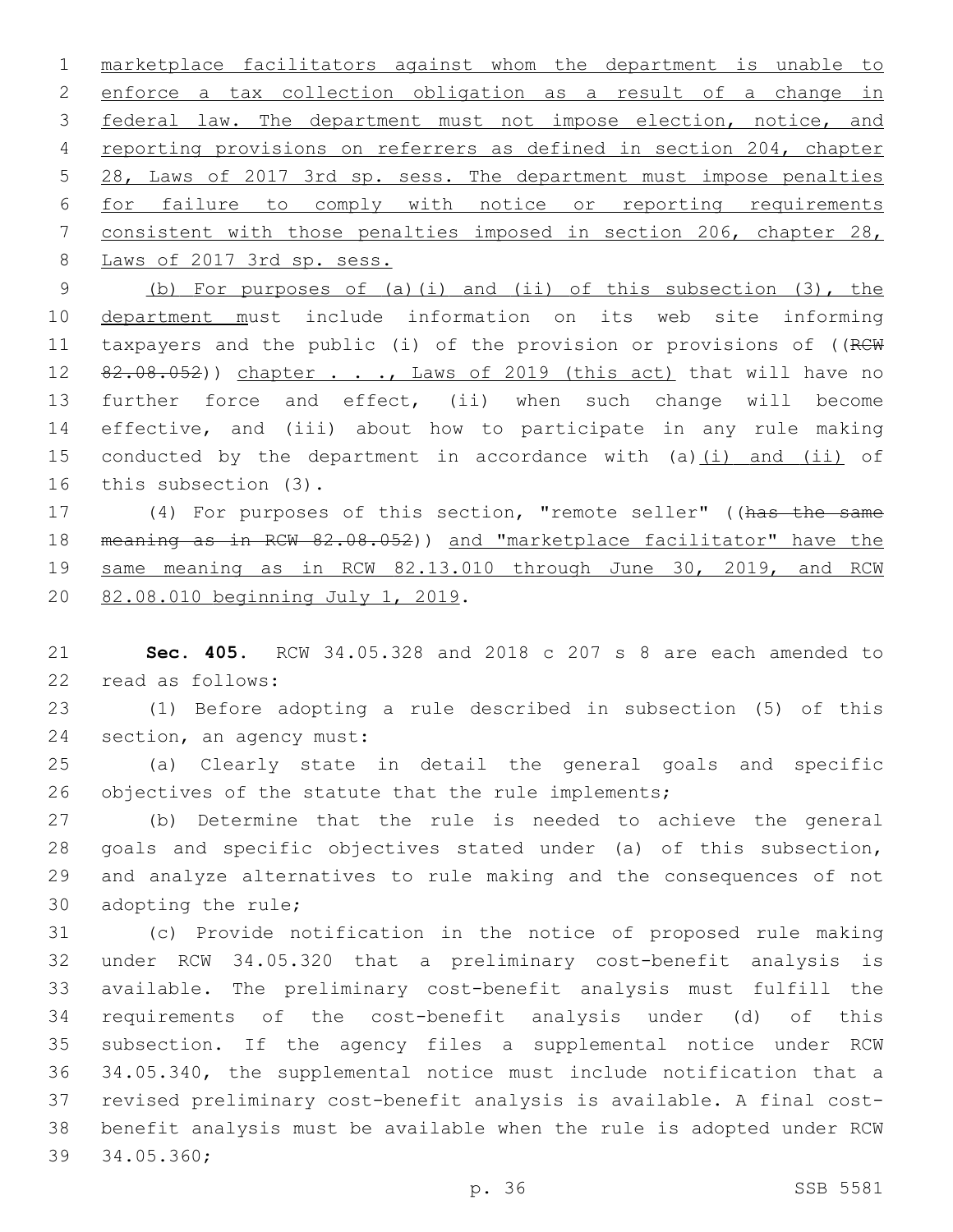marketplace facilitators against whom the department is unable to enforce a tax collection obligation as a result of a change in federal law. The department must not impose election, notice, and reporting provisions on referrers as defined in section 204, chapter 28, Laws of 2017 3rd sp. sess. The department must impose penalties for failure to comply with notice or reporting requirements consistent with those penalties imposed in section 206, chapter 28, Laws of 2017 3rd sp. sess.

(b) For purposes of (a)(i) and (ii) of this subsection (3), the department must include information on its web site informing taxpayers and the public (i) of the provision or provisions of ((RCW 82.08.052)) chapter . . ., Laws of 2019 (this act) that will have no further force and effect, (ii) when such change will become effective, and (iii) about how to participate in any rule making conducted by the department in accordance with (a)(i) and (ii) of this subsection (3).

(4) For purposes of this section, "remote seller" ((has the same meaning as in RCW 82.08.052)) and "marketplace facilitator" have the same meaning as in RCW 82.13.010 through June 30, 2019, and RCW 82.08.010 beginning July 1, 2019.

**Sec. 405.** RCW 34.05.328 and 2018 c 207 s 8 are each amended to read as follows:

(1) Before adopting a rule described in subsection (5) of this section, an agency must:

(a) Clearly state in detail the general goals and specific objectives of the statute that the rule implements;

(b) Determine that the rule is needed to achieve the general goals and specific objectives stated under (a) of this subsection, and analyze alternatives to rule making and the consequences of not adopting the rule;

(c) Provide notification in the notice of proposed rule making under RCW 34.05.320 that a preliminary cost-benefit analysis is available. The preliminary cost-benefit analysis must fulfill the requirements of the cost-benefit analysis under (d) of this subsection. If the agency files a supplemental notice under RCW 34.05.340, the supplemental notice must include notification that a revised preliminary cost-benefit analysis is available. A final cost-benefit analysis must be available when the rule is adopted under RCW 34.05.360;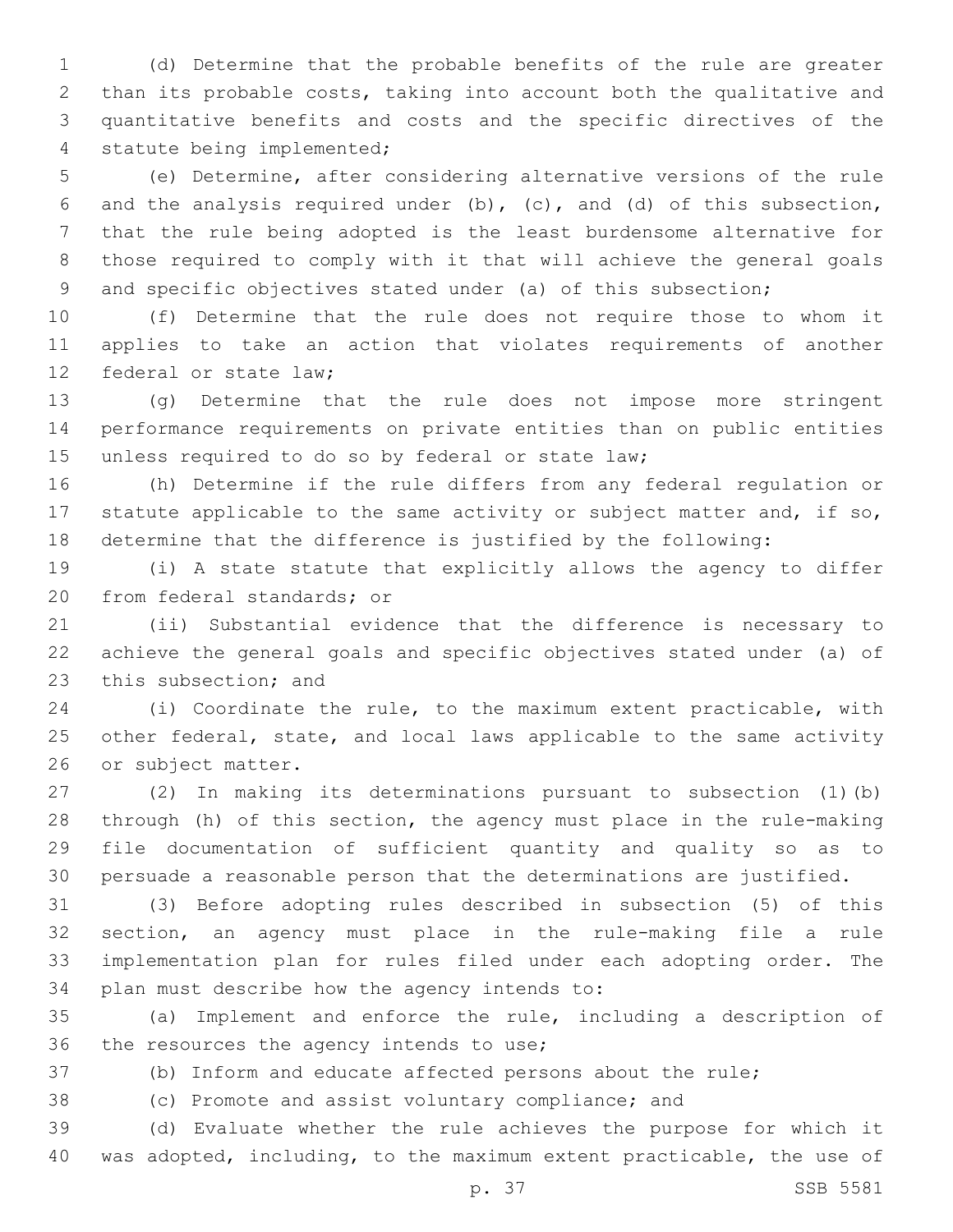(d) Determine that the probable benefits of the rule are greater than its probable costs, taking into account both the qualitative and quantitative benefits and costs and the specific directives of the statute being implemented;

(e) Determine, after considering alternative versions of the rule and the analysis required under (b), (c), and (d) of this subsection, that the rule being adopted is the least burdensome alternative for those required to comply with it that will achieve the general goals and specific objectives stated under (a) of this subsection;

(f) Determine that the rule does not require those to whom it applies to take an action that violates requirements of another federal or state law;

(g) Determine that the rule does not impose more stringent performance requirements on private entities than on public entities unless required to do so by federal or state law;

(h) Determine if the rule differs from any federal regulation or statute applicable to the same activity or subject matter and, if so, determine that the difference is justified by the following:

(i) A state statute that explicitly allows the agency to differ from federal standards; or

(ii) Substantial evidence that the difference is necessary to achieve the general goals and specific objectives stated under (a) of this subsection; and

(i) Coordinate the rule, to the maximum extent practicable, with other federal, state, and local laws applicable to the same activity or subject matter.

(2) In making its determinations pursuant to subsection (1)(b) through (h) of this section, the agency must place in the rule-making file documentation of sufficient quantity and quality so as to persuade a reasonable person that the determinations are justified.

(3) Before adopting rules described in subsection (5) of this section, an agency must place in the rule-making file a rule implementation plan for rules filed under each adopting order. The plan must describe how the agency intends to:

(a) Implement and enforce the rule, including a description of the resources the agency intends to use;

(b) Inform and educate affected persons about the rule;

(c) Promote and assist voluntary compliance; and

(d) Evaluate whether the rule achieves the purpose for which it was adopted, including, to the maximum extent practicable, the use of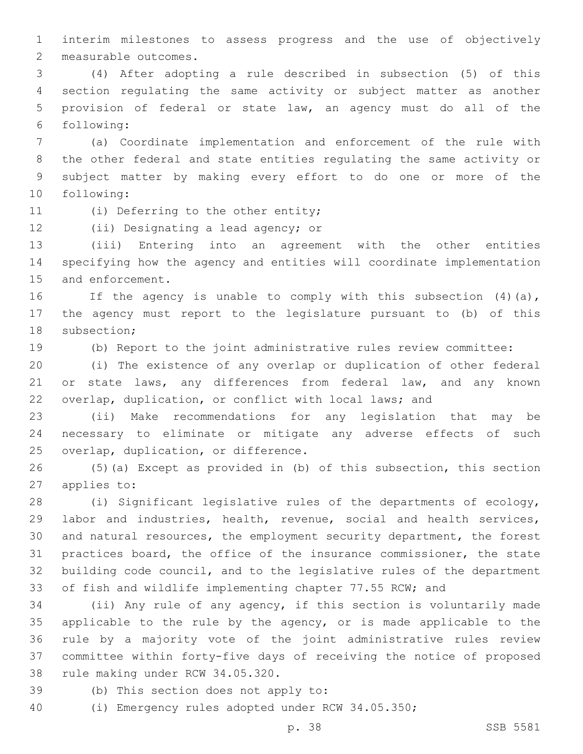interim milestones to assess progress and the use of objectively measurable outcomes.

(4) After adopting a rule described in subsection (5) of this section regulating the same activity or subject matter as another provision of federal or state law, an agency must do all of the following:

(a) Coordinate implementation and enforcement of the rule with the other federal and state entities regulating the same activity or subject matter by making every effort to do one or more of the following:

(i) Deferring to the other entity;

(ii) Designating a lead agency; or

(iii) Entering into an agreement with the other entities specifying how the agency and entities will coordinate implementation and enforcement.

If the agency is unable to comply with this subsection (4)(a), the agency must report to the legislature pursuant to (b) of this subsection;

(b) Report to the joint administrative rules review committee:

(i) The existence of any overlap or duplication of other federal or state laws, any differences from federal law, and any known overlap, duplication, or conflict with local laws; and

(ii) Make recommendations for any legislation that may be necessary to eliminate or mitigate any adverse effects of such overlap, duplication, or difference.

(5)(a) Except as provided in (b) of this subsection, this section applies to:

(i) Significant legislative rules of the departments of ecology, labor and industries, health, revenue, social and health services, and natural resources, the employment security department, the forest practices board, the office of the insurance commissioner, the state building code council, and to the legislative rules of the department of fish and wildlife implementing chapter 77.55 RCW; and

(ii) Any rule of any agency, if this section is voluntarily made applicable to the rule by the agency, or is made applicable to the rule by a majority vote of the joint administrative rules review committee within forty-five days of receiving the notice of proposed rule making under RCW 34.05.320.

(b) This section does not apply to:

(i) Emergency rules adopted under RCW 34.05.350;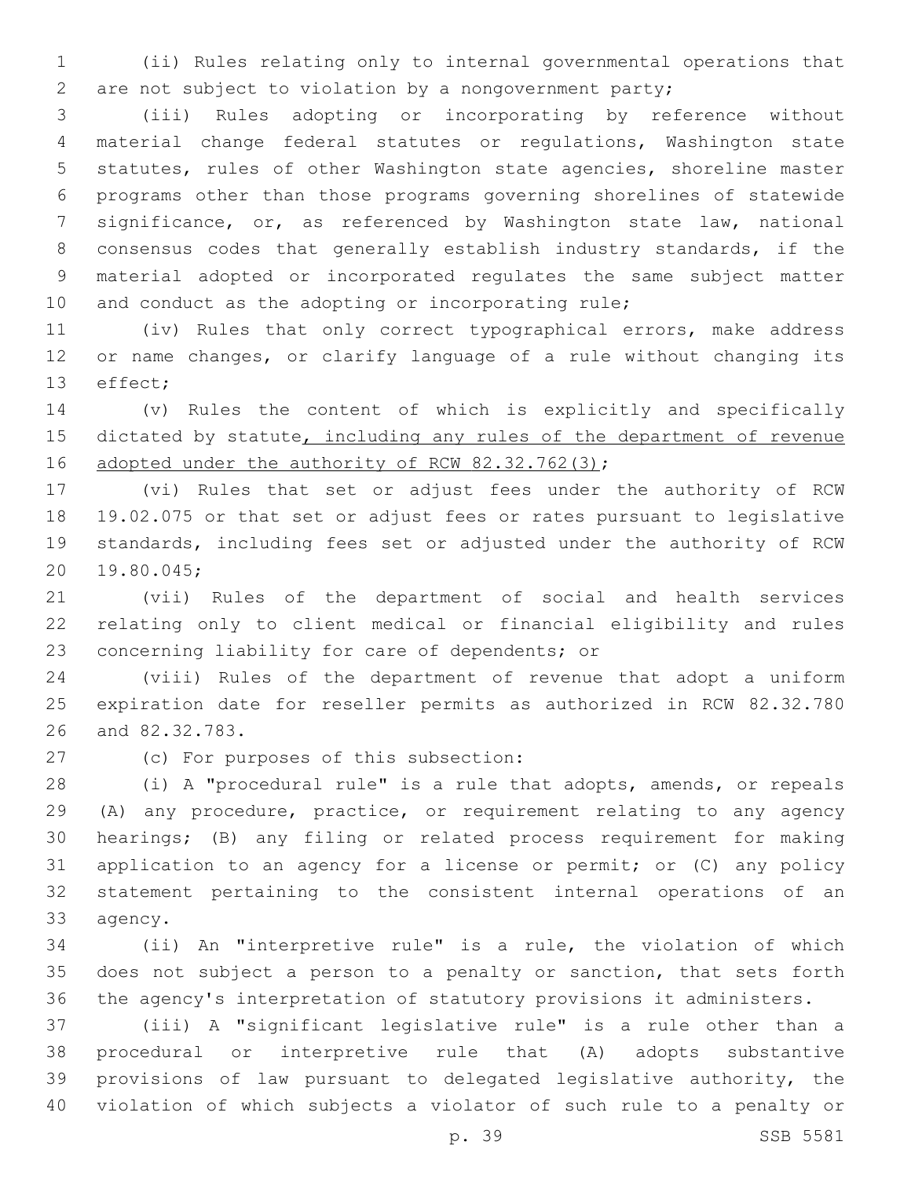(ii) Rules relating only to internal governmental operations that are not subject to violation by a nongovernment party;

(iii) Rules adopting or incorporating by reference without material change federal statutes or regulations, Washington state statutes, rules of other Washington state agencies, shoreline master programs other than those programs governing shorelines of statewide significance, or, as referenced by Washington state law, national consensus codes that generally establish industry standards, if the material adopted or incorporated regulates the same subject matter and conduct as the adopting or incorporating rule;

(iv) Rules that only correct typographical errors, make address or name changes, or clarify language of a rule without changing its effect;

(v) Rules the content of which is explicitly and specifically dictated by statute<u>, including any rules of the department of revenue adopted under the authority of RCW 82.32.762(3)</u>;

(vi) Rules that set or adjust fees under the authority of RCW 19.02.075 or that set or adjust fees or rates pursuant to legislative standards, including fees set or adjusted under the authority of RCW 19.80.045;

(vii) Rules of the department of social and health services relating only to client medical or financial eligibility and rules concerning liability for care of dependents; or

(viii) Rules of the department of revenue that adopt a uniform expiration date for reseller permits as authorized in RCW 82.32.780 and 82.32.783.

(c) For purposes of this subsection:

(i) A "procedural rule" is a rule that adopts, amends, or repeals (A) any procedure, practice, or requirement relating to any agency hearings; (B) any filing or related process requirement for making application to an agency for a license or permit; or (C) any policy statement pertaining to the consistent internal operations of an agency.

(ii) An "interpretive rule" is a rule, the violation of which does not subject a person to a penalty or sanction, that sets forth the agency's interpretation of statutory provisions it administers.

(iii) A "significant legislative rule" is a rule other than a procedural or interpretive rule that (A) adopts substantive provisions of law pursuant to delegated legislative authority, the violation of which subjects a violator of such rule to a penalty or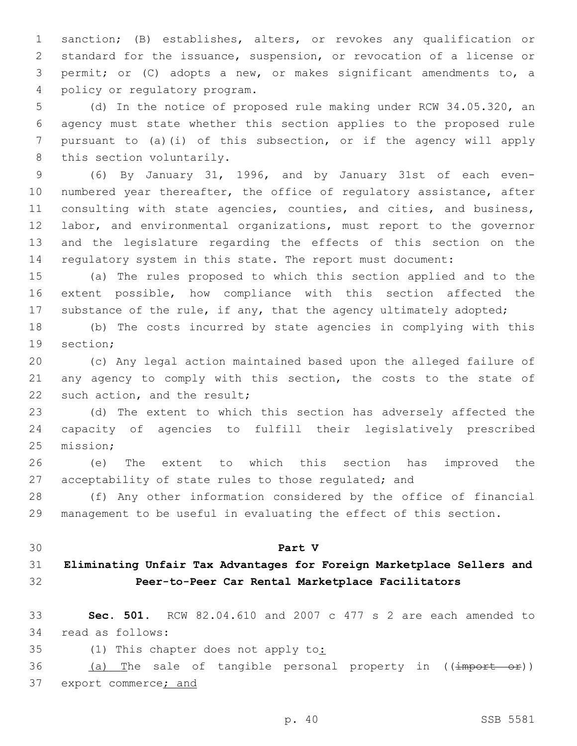sanction; (B) establishes, alters, or revokes any qualification or standard for the issuance, suspension, or revocation of a license or permit; or (C) adopts a new, or makes significant amendments to, a policy or regulatory program.

(d) In the notice of proposed rule making under RCW 34.05.320, an agency must state whether this section applies to the proposed rule pursuant to (a)(i) of this subsection, or if the agency will apply this section voluntarily.

(6) By January 31, 1996, and by January 31st of each even-numbered year thereafter, the office of regulatory assistance, after consulting with state agencies, counties, and cities, and business, labor, and environmental organizations, must report to the governor and the legislature regarding the effects of this section on the regulatory system in this state. The report must document:

(a) The rules proposed to which this section applied and to the extent possible, how compliance with this section affected the substance of the rule, if any, that the agency ultimately adopted;

(b) The costs incurred by state agencies in complying with this section;

(c) Any legal action maintained based upon the alleged failure of any agency to comply with this section, the costs to the state of such action, and the result;

(d) The extent to which this section has adversely affected the capacity of agencies to fulfill their legislatively prescribed mission;

(e) The extent to which this section has improved the acceptability of state rules to those regulated; and

(f) Any other information considered by the office of financial management to be useful in evaluating the effect of this section.

## Part V
## Eliminating Unfair Tax Advantages for Foreign Marketplace Sellers and Peer-to-Peer Car Rental Marketplace Facilitators

**Sec. 501.** RCW 82.04.610 and 2007 c 477 s 2 are each amended to read as follows:

(1) This chapter does not apply to:

(a) The sale of tangible personal property in ((~~import or~~)) export commerce; and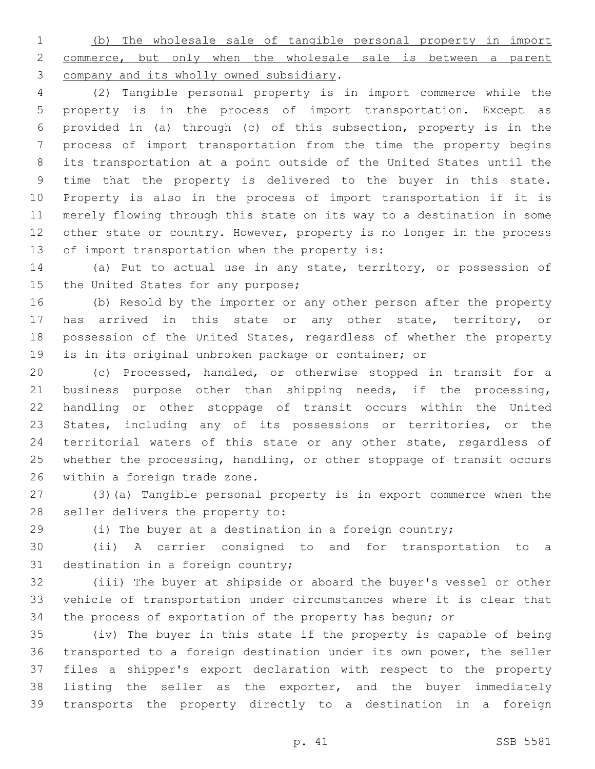<u>(b) The wholesale sale of tangible personal property in import commerce, but only when the wholesale sale is between a parent company and its wholly owned subsidiary</u>.

(2) Tangible personal property is in import commerce while the property is in the process of import transportation. Except as provided in (a) through (c) of this subsection, property is in the process of import transportation from the time the property begins its transportation at a point outside of the United States until the time that the property is delivered to the buyer in this state. Property is also in the process of import transportation if it is merely flowing through this state on its way to a destination in some other state or country. However, property is no longer in the process of import transportation when the property is:

(a) Put to actual use in any state, territory, or possession of the United States for any purpose;

(b) Resold by the importer or any other person after the property has arrived in this state or any other state, territory, or possession of the United States, regardless of whether the property is in its original unbroken package or container; or

(c) Processed, handled, or otherwise stopped in transit for a business purpose other than shipping needs, if the processing, handling or other stoppage of transit occurs within the United States, including any of its possessions or territories, or the territorial waters of this state or any other state, regardless of whether the processing, handling, or other stoppage of transit occurs within a foreign trade zone.

(3)(a) Tangible personal property is in export commerce when the seller delivers the property to:

(i) The buyer at a destination in a foreign country;

(ii) A carrier consigned to and for transportation to a destination in a foreign country;

(iii) The buyer at shipside or aboard the buyer's vessel or other vehicle of transportation under circumstances where it is clear that the process of exportation of the property has begun; or

(iv) The buyer in this state if the property is capable of being transported to a foreign destination under its own power, the seller files a shipper's export declaration with respect to the property listing the seller as the exporter, and the buyer immediately transports the property directly to a destination in a foreign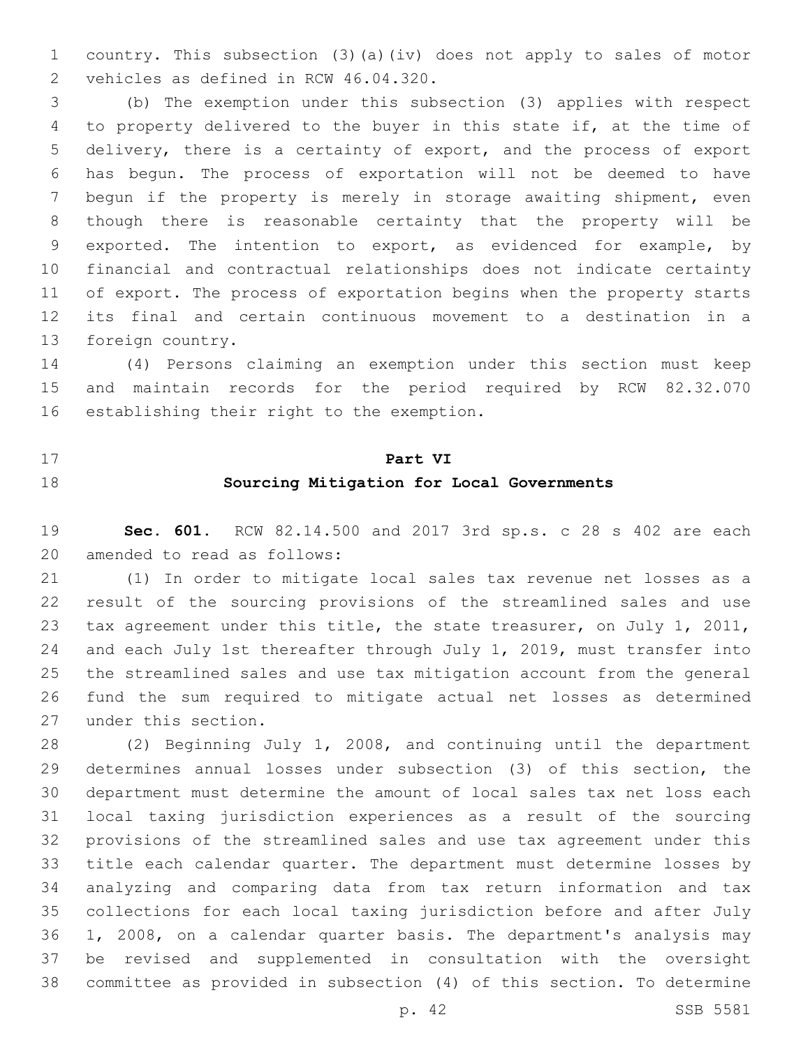country. This subsection (3)(a)(iv) does not apply to sales of motor vehicles as defined in RCW 46.04.320.

(b) The exemption under this subsection (3) applies with respect to property delivered to the buyer in this state if, at the time of delivery, there is a certainty of export, and the process of export has begun. The process of exportation will not be deemed to have begun if the property is merely in storage awaiting shipment, even though there is reasonable certainty that the property will be exported. The intention to export, as evidenced for example, by financial and contractual relationships does not indicate certainty of export. The process of exportation begins when the property starts its final and certain continuous movement to a destination in a foreign country.

(4) Persons claiming an exemption under this section must keep and maintain records for the period required by RCW 82.32.070 establishing their right to the exemption.

## Part VI
## Sourcing Mitigation for Local Governments

**Sec. 601.** RCW 82.14.500 and 2017 3rd sp.s. c 28 s 402 are each amended to read as follows:

(1) In order to mitigate local sales tax revenue net losses as a result of the sourcing provisions of the streamlined sales and use tax agreement under this title, the state treasurer, on July 1, 2011, and each July 1st thereafter through July 1, 2019, must transfer into the streamlined sales and use tax mitigation account from the general fund the sum required to mitigate actual net losses as determined under this section.

(2) Beginning July 1, 2008, and continuing until the department determines annual losses under subsection (3) of this section, the department must determine the amount of local sales tax net loss each local taxing jurisdiction experiences as a result of the sourcing provisions of the streamlined sales and use tax agreement under this title each calendar quarter. The department must determine losses by analyzing and comparing data from tax return information and tax collections for each local taxing jurisdiction before and after July 1, 2008, on a calendar quarter basis. The department's analysis may be revised and supplemented in consultation with the oversight committee as provided in subsection (4) of this section. To determine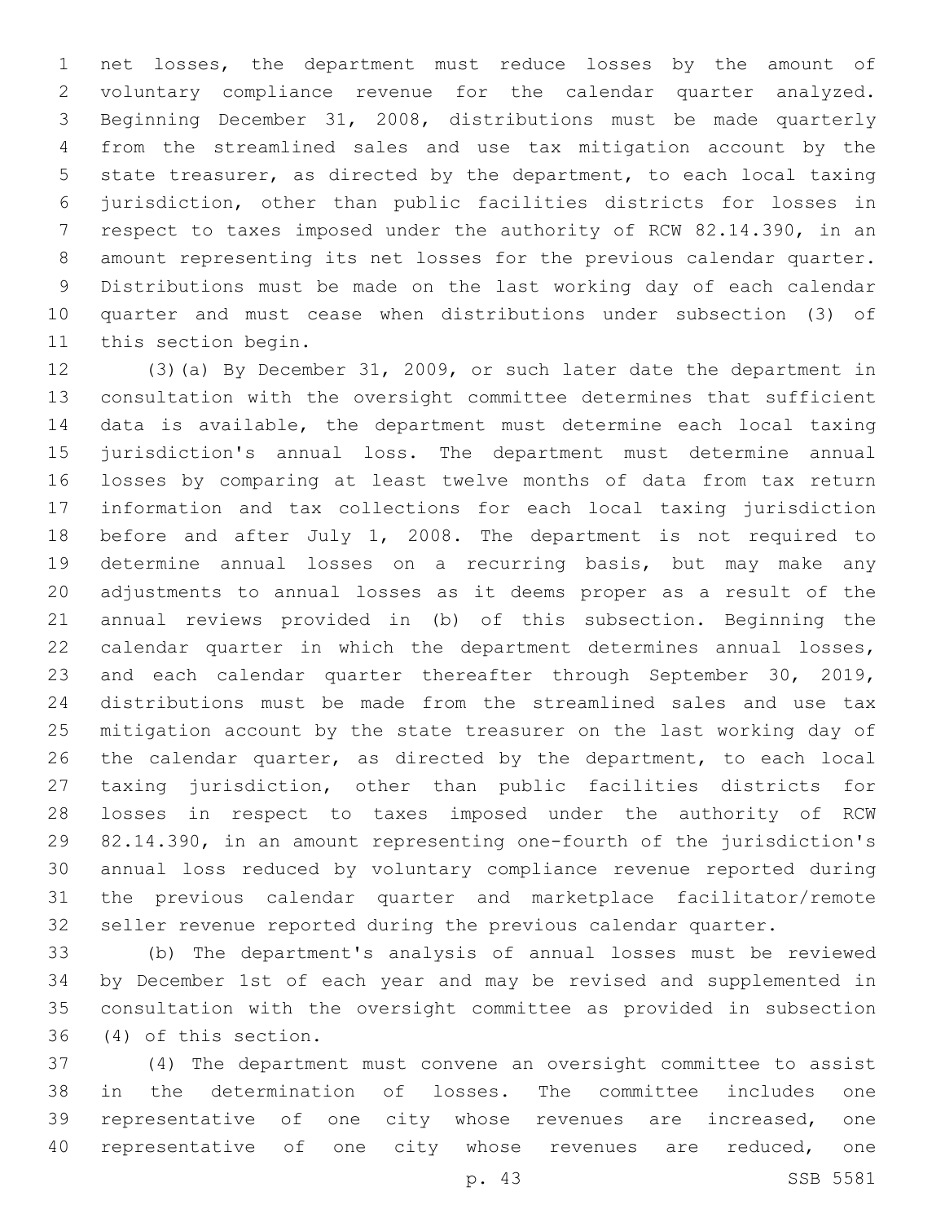net losses, the department must reduce losses by the amount of voluntary compliance revenue for the calendar quarter analyzed. Beginning December 31, 2008, distributions must be made quarterly from the streamlined sales and use tax mitigation account by the state treasurer, as directed by the department, to each local taxing jurisdiction, other than public facilities districts for losses in respect to taxes imposed under the authority of RCW 82.14.390, in an amount representing its net losses for the previous calendar quarter. Distributions must be made on the last working day of each calendar quarter and must cease when distributions under subsection (3) of this section begin.

(3)(a) By December 31, 2009, or such later date the department in consultation with the oversight committee determines that sufficient data is available, the department must determine each local taxing jurisdiction's annual loss. The department must determine annual losses by comparing at least twelve months of data from tax return information and tax collections for each local taxing jurisdiction before and after July 1, 2008. The department is not required to determine annual losses on a recurring basis, but may make any adjustments to annual losses as it deems proper as a result of the annual reviews provided in (b) of this subsection. Beginning the calendar quarter in which the department determines annual losses, and each calendar quarter thereafter through September 30, 2019, distributions must be made from the streamlined sales and use tax mitigation account by the state treasurer on the last working day of the calendar quarter, as directed by the department, to each local taxing jurisdiction, other than public facilities districts for losses in respect to taxes imposed under the authority of RCW 82.14.390, in an amount representing one-fourth of the jurisdiction's annual loss reduced by voluntary compliance revenue reported during the previous calendar quarter and marketplace facilitator/remote seller revenue reported during the previous calendar quarter.

(b) The department's analysis of annual losses must be reviewed by December 1st of each year and may be revised and supplemented in consultation with the oversight committee as provided in subsection (4) of this section.

(4) The department must convene an oversight committee to assist in the determination of losses. The committee includes one representative of one city whose revenues are increased, one representative of one city whose revenues are reduced, one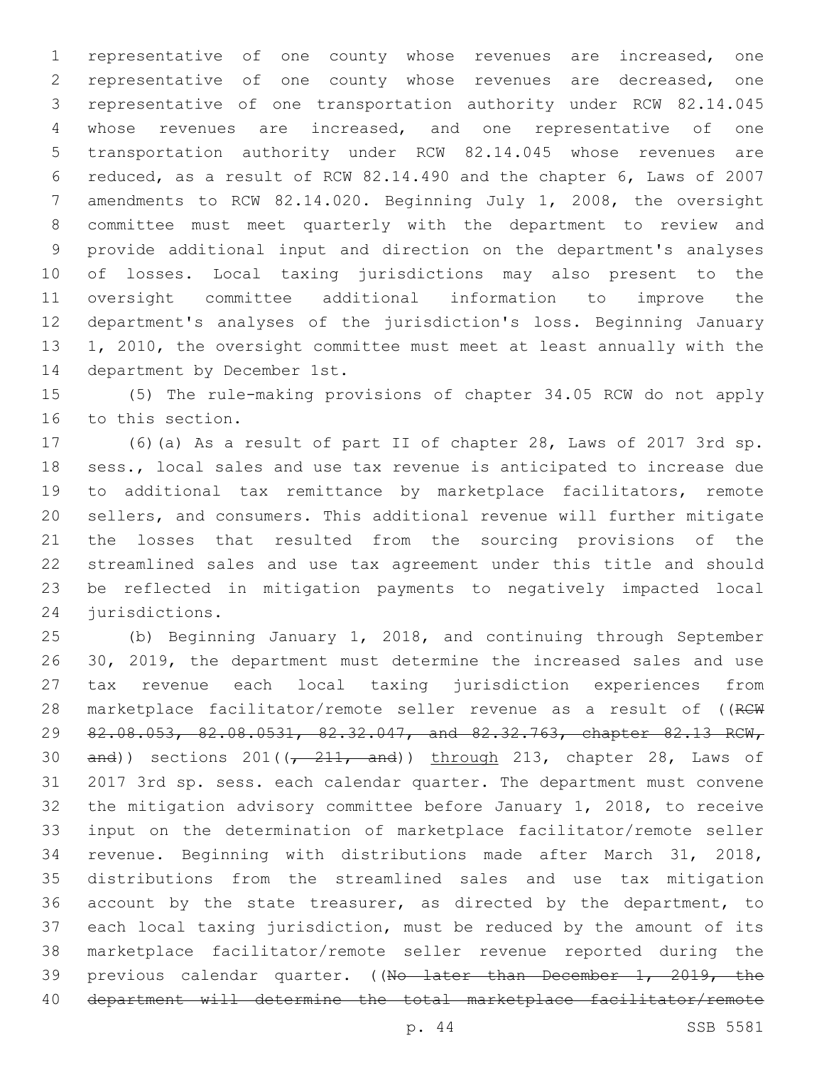representative of one county whose revenues are increased, one representative of one county whose revenues are decreased, one representative of one transportation authority under RCW 82.14.045 whose revenues are increased, and one representative of one transportation authority under RCW 82.14.045 whose revenues are reduced, as a result of RCW 82.14.490 and the chapter 6, Laws of 2007 amendments to RCW 82.14.020. Beginning July 1, 2008, the oversight committee must meet quarterly with the department to review and provide additional input and direction on the department's analyses of losses. Local taxing jurisdictions may also present to the oversight committee additional information to improve the department's analyses of the jurisdiction's loss. Beginning January 1, 2010, the oversight committee must meet at least annually with the department by December 1st.

(5) The rule-making provisions of chapter 34.05 RCW do not apply to this section.

(6)(a) As a result of part II of chapter 28, Laws of 2017 3rd sp. sess., local sales and use tax revenue is anticipated to increase due to additional tax remittance by marketplace facilitators, remote sellers, and consumers. This additional revenue will further mitigate the losses that resulted from the sourcing provisions of the streamlined sales and use tax agreement under this title and should be reflected in mitigation payments to negatively impacted local jurisdictions.

(b) Beginning January 1, 2018, and continuing through September 30, 2019, the department must determine the increased sales and use tax revenue each local taxing jurisdiction experiences from marketplace facilitator/remote seller revenue as a result of ((~~RCW 82.08.053, 82.08.0531, 82.32.047, and 82.32.763, chapter 82.13 RCW, and~~)) sections 201((~~, 211, and~~)) <u>through</u> 213, chapter 28, Laws of 2017 3rd sp. sess. each calendar quarter. The department must convene the mitigation advisory committee before January 1, 2018, to receive input on the determination of marketplace facilitator/remote seller revenue. Beginning with distributions made after March 31, 2018, distributions from the streamlined sales and use tax mitigation account by the state treasurer, as directed by the department, to each local taxing jurisdiction, must be reduced by the amount of its marketplace facilitator/remote seller revenue reported during the previous calendar quarter. ((~~No later than December 1, 2019, the department will determine the total marketplace facilitator/remote~~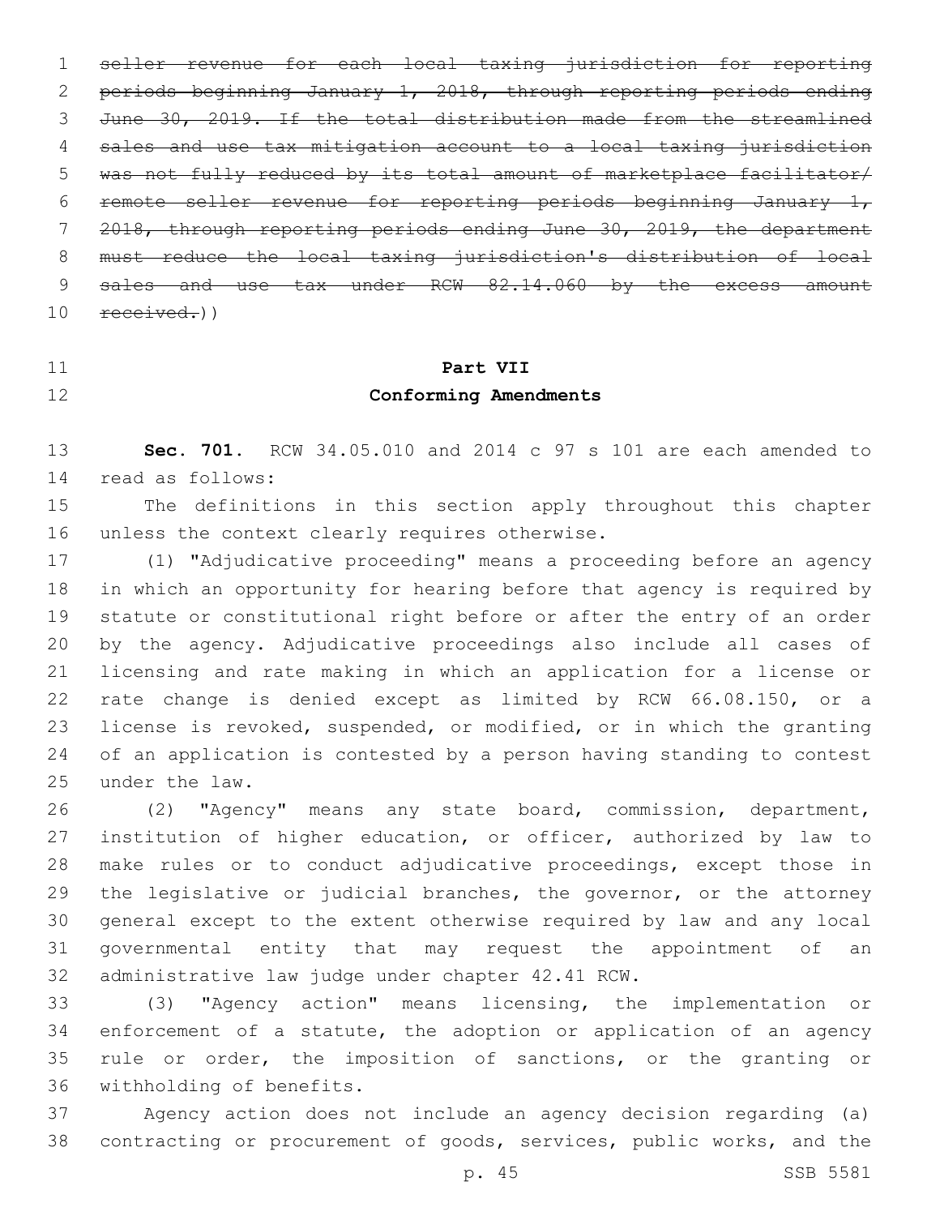~~seller revenue for each local taxing jurisdiction for reporting periods beginning January 1, 2018, through reporting periods ending June 30, 2019. If the total distribution made from the streamlined sales and use tax mitigation account to a local taxing jurisdiction was not fully reduced by its total amount of marketplace facilitator/ remote seller revenue for reporting periods beginning January 1, 2018, through reporting periods ending June 30, 2019, the department must reduce the local taxing jurisdiction's distribution of local sales and use tax under RCW 82.14.060 by the excess amount received.~~))

**Part VII**
**Conforming Amendments**

**Sec. 701.** RCW 34.05.010 and 2014 c 97 s 101 are each amended to read as follows:

The definitions in this section apply throughout this chapter unless the context clearly requires otherwise.

(1) "Adjudicative proceeding" means a proceeding before an agency in which an opportunity for hearing before that agency is required by statute or constitutional right before or after the entry of an order by the agency. Adjudicative proceedings also include all cases of licensing and rate making in which an application for a license or rate change is denied except as limited by RCW 66.08.150, or a license is revoked, suspended, or modified, or in which the granting of an application is contested by a person having standing to contest under the law.

(2) "Agency" means any state board, commission, department, institution of higher education, or officer, authorized by law to make rules or to conduct adjudicative proceedings, except those in the legislative or judicial branches, the governor, or the attorney general except to the extent otherwise required by law and any local governmental entity that may request the appointment of an administrative law judge under chapter 42.41 RCW.

(3) "Agency action" means licensing, the implementation or enforcement of a statute, the adoption or application of an agency rule or order, the imposition of sanctions, or the granting or withholding of benefits.

Agency action does not include an agency decision regarding (a) contracting or procurement of goods, services, public works, and the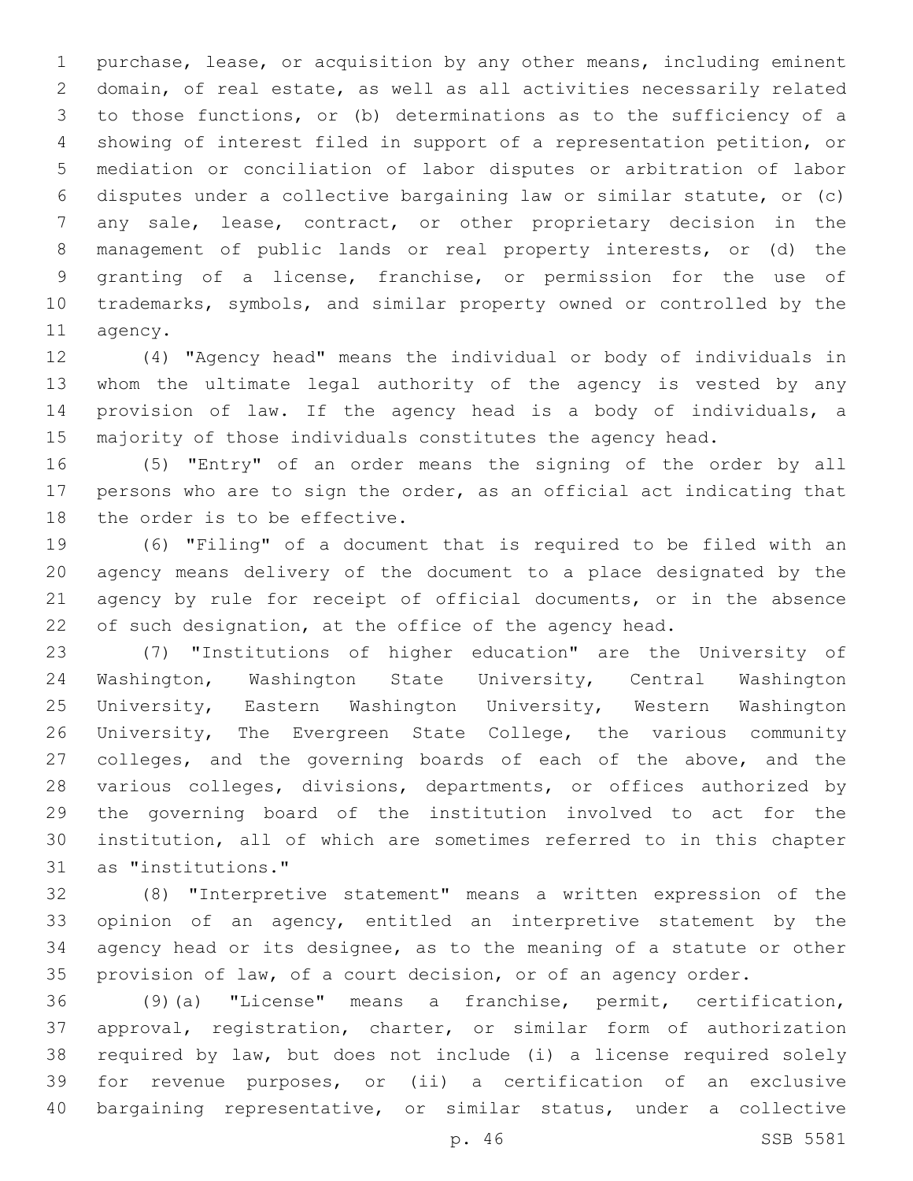purchase, lease, or acquisition by any other means, including eminent domain, of real estate, as well as all activities necessarily related to those functions, or (b) determinations as to the sufficiency of a showing of interest filed in support of a representation petition, or mediation or conciliation of labor disputes or arbitration of labor disputes under a collective bargaining law or similar statute, or (c) any sale, lease, contract, or other proprietary decision in the management of public lands or real property interests, or (d) the granting of a license, franchise, or permission for the use of trademarks, symbols, and similar property owned or controlled by the agency.

(4) "Agency head" means the individual or body of individuals in whom the ultimate legal authority of the agency is vested by any provision of law. If the agency head is a body of individuals, a majority of those individuals constitutes the agency head.

(5) "Entry" of an order means the signing of the order by all persons who are to sign the order, as an official act indicating that the order is to be effective.

(6) "Filing" of a document that is required to be filed with an agency means delivery of the document to a place designated by the agency by rule for receipt of official documents, or in the absence of such designation, at the office of the agency head.

(7) "Institutions of higher education" are the University of Washington, Washington State University, Central Washington University, Eastern Washington University, Western Washington University, The Evergreen State College, the various community colleges, and the governing boards of each of the above, and the various colleges, divisions, departments, or offices authorized by the governing board of the institution involved to act for the institution, all of which are sometimes referred to in this chapter as "institutions."

(8) "Interpretive statement" means a written expression of the opinion of an agency, entitled an interpretive statement by the agency head or its designee, as to the meaning of a statute or other provision of law, of a court decision, or of an agency order.

(9)(a) "License" means a franchise, permit, certification, approval, registration, charter, or similar form of authorization required by law, but does not include (i) a license required solely for revenue purposes, or (ii) a certification of an exclusive bargaining representative, or similar status, under a collective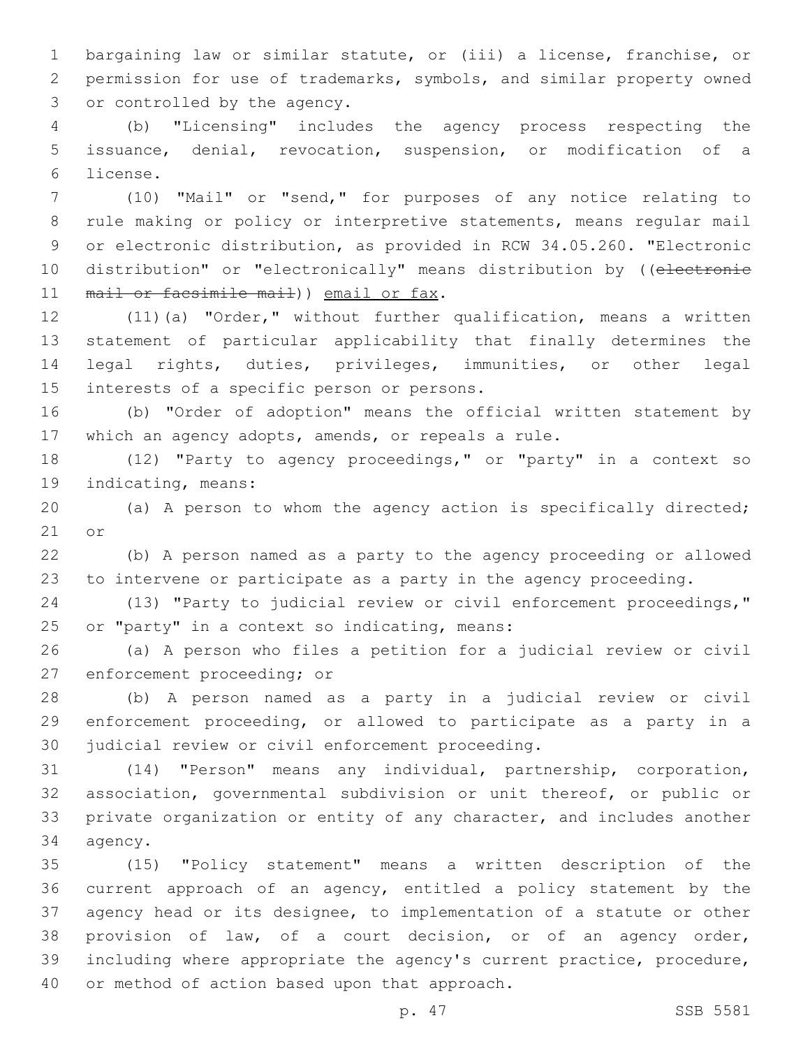bargaining law or similar statute, or (iii) a license, franchise, or permission for use of trademarks, symbols, and similar property owned or controlled by the agency.

(b) "Licensing" includes the agency process respecting the issuance, denial, revocation, suspension, or modification of a license.

(10) "Mail" or "send," for purposes of any notice relating to rule making or policy or interpretive statements, means regular mail or electronic distribution, as provided in RCW 34.05.260. "Electronic distribution" or "electronically" means distribution by ((~~electronic mail or facsimile mail~~)) <u>email or fax</u>.

(11)(a) "Order," without further qualification, means a written statement of particular applicability that finally determines the legal rights, duties, privileges, immunities, or other legal interests of a specific person or persons.

(b) "Order of adoption" means the official written statement by which an agency adopts, amends, or repeals a rule.

(12) "Party to agency proceedings," or "party" in a context so indicating, means:

(a) A person to whom the agency action is specifically directed; or

(b) A person named as a party to the agency proceeding or allowed to intervene or participate as a party in the agency proceeding.

(13) "Party to judicial review or civil enforcement proceedings," or "party" in a context so indicating, means:

(a) A person who files a petition for a judicial review or civil enforcement proceeding; or

(b) A person named as a party in a judicial review or civil enforcement proceeding, or allowed to participate as a party in a judicial review or civil enforcement proceeding.

(14) "Person" means any individual, partnership, corporation, association, governmental subdivision or unit thereof, or public or private organization or entity of any character, and includes another agency.

(15) "Policy statement" means a written description of the current approach of an agency, entitled a policy statement by the agency head or its designee, to implementation of a statute or other provision of law, of a court decision, or of an agency order, including where appropriate the agency's current practice, procedure, or method of action based upon that approach.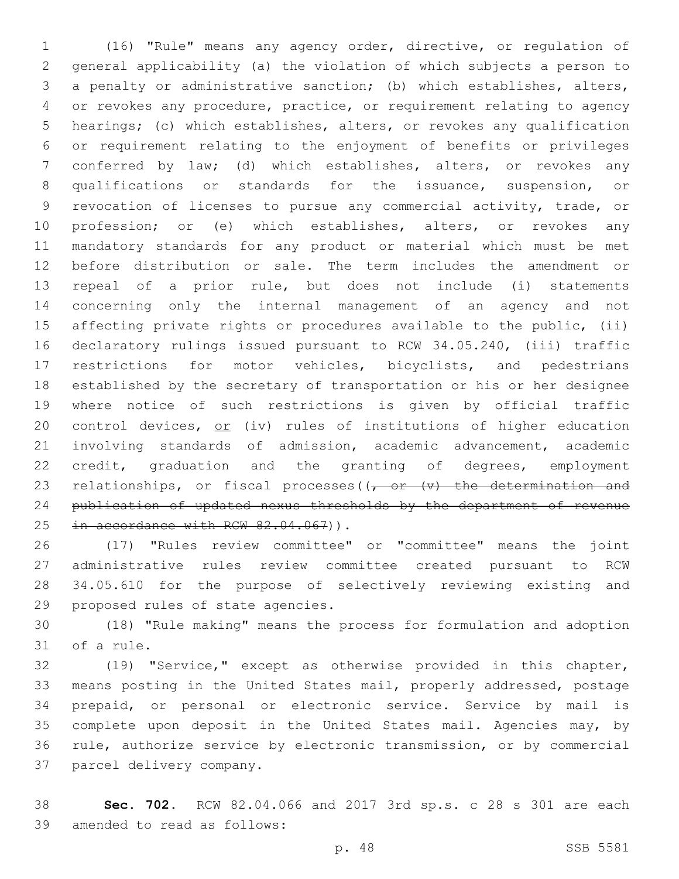(16) "Rule" means any agency order, directive, or regulation of general applicability (a) the violation of which subjects a person to a penalty or administrative sanction; (b) which establishes, alters, or revokes any procedure, practice, or requirement relating to agency hearings; (c) which establishes, alters, or revokes any qualification or requirement relating to the enjoyment of benefits or privileges conferred by law; (d) which establishes, alters, or revokes any qualifications or standards for the issuance, suspension, or revocation of licenses to pursue any commercial activity, trade, or profession; or (e) which establishes, alters, or revokes any mandatory standards for any product or material which must be met before distribution or sale. The term includes the amendment or repeal of a prior rule, but does not include (i) statements concerning only the internal management of an agency and not affecting private rights or procedures available to the public, (ii) declaratory rulings issued pursuant to RCW 34.05.240, (iii) traffic restrictions for motor vehicles, bicyclists, and pedestrians established by the secretary of transportation or his or her designee where notice of such restrictions is given by official traffic control devices, <u>or</u> (iv) rules of institutions of higher education involving standards of admission, academic advancement, academic credit, graduation and the granting of degrees, employment relationships, or fiscal processes((~~, or (v) the determination and publication of updated nexus thresholds by the department of revenue in accordance with RCW 82.04.067~~)).

(17) "Rules review committee" or "committee" means the joint administrative rules review committee created pursuant to RCW 34.05.610 for the purpose of selectively reviewing existing and proposed rules of state agencies.

(18) "Rule making" means the process for formulation and adoption of a rule.

(19) "Service," except as otherwise provided in this chapter, means posting in the United States mail, properly addressed, postage prepaid, or personal or electronic service. Service by mail is complete upon deposit in the United States mail. Agencies may, by rule, authorize service by electronic transmission, or by commercial parcel delivery company.

**Sec. 702.** RCW 82.04.066 and 2017 3rd sp.s. c 28 s 301 are each amended to read as follows: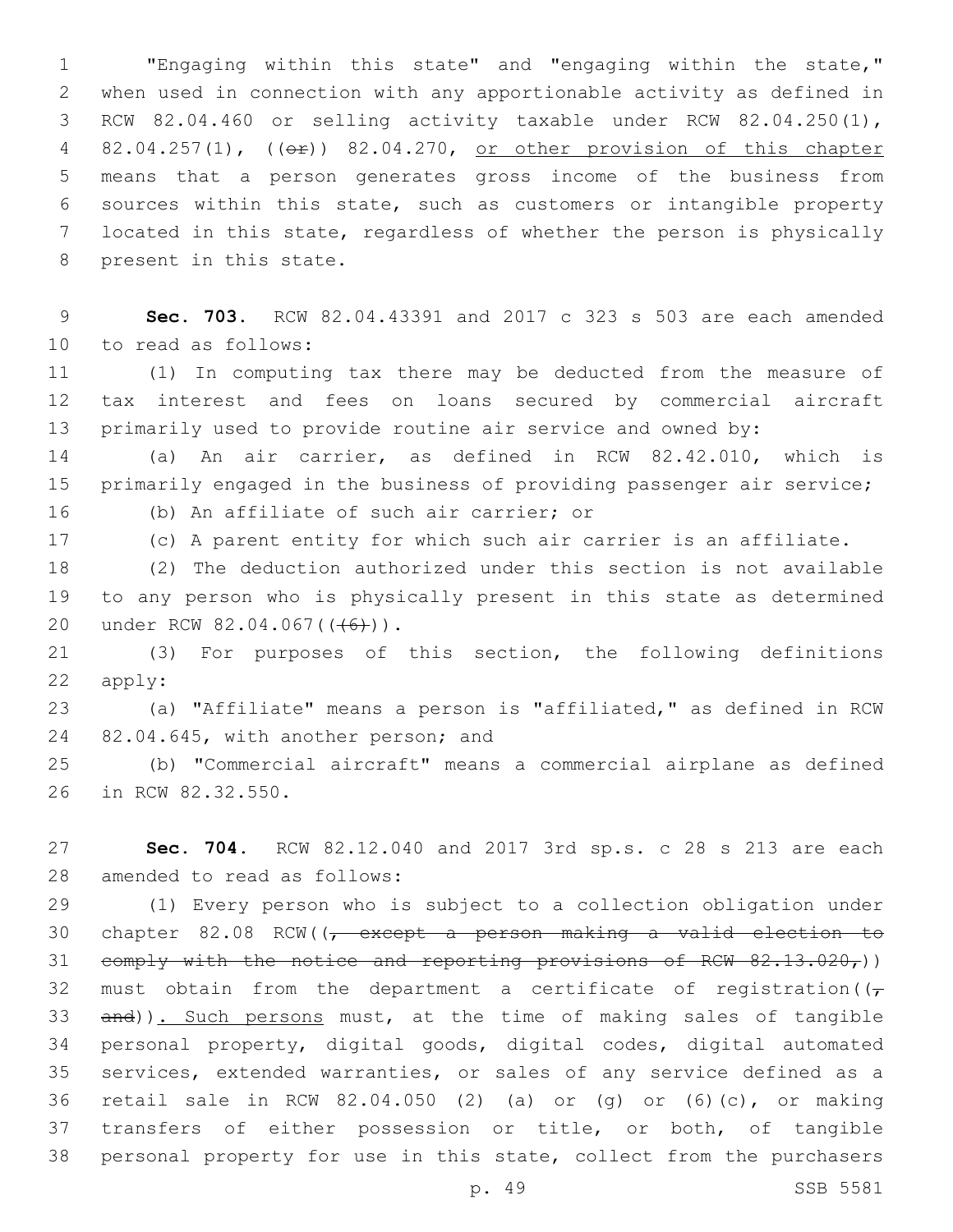"Engaging within this state" and "engaging within the state," when used in connection with any apportionable activity as defined in RCW 82.04.460 or selling activity taxable under RCW 82.04.250(1), 82.04.257(1), ((~~or~~)) 82.04.270, <u>or other provision of this chapter</u> means that a person generates gross income of the business from sources within this state, such as customers or intangible property located in this state, regardless of whether the person is physically present in this state.

**Sec. 703.** RCW 82.04.43391 and 2017 c 323 s 503 are each amended to read as follows:

(1) In computing tax there may be deducted from the measure of tax interest and fees on loans secured by commercial aircraft primarily used to provide routine air service and owned by:

(a) An air carrier, as defined in RCW 82.42.010, which is primarily engaged in the business of providing passenger air service;

(b) An affiliate of such air carrier; or

(c) A parent entity for which such air carrier is an affiliate.

(2) The deduction authorized under this section is not available to any person who is physically present in this state as determined under RCW 82.04.067((~~(6)~~)).

(3) For purposes of this section, the following definitions apply:

(a) "Affiliate" means a person is "affiliated," as defined in RCW 82.04.645, with another person; and

(b) "Commercial aircraft" means a commercial airplane as defined in RCW 82.32.550.

**Sec. 704.** RCW 82.12.040 and 2017 3rd sp.s. c 28 s 213 are each amended to read as follows:

(1) Every person who is subject to a collection obligation under chapter 82.08 RCW((~~, except a person making a valid election to comply with the notice and reporting provisions of RCW 82.13.020,~~)) must obtain from the department a certificate of registration((~~, and~~))<u>. Such persons</u> must, at the time of making sales of tangible personal property, digital goods, digital codes, digital automated services, extended warranties, or sales of any service defined as a retail sale in RCW 82.04.050 (2) (a) or (g) or (6)(c), or making transfers of either possession or title, or both, of tangible personal property for use in this state, collect from the purchasers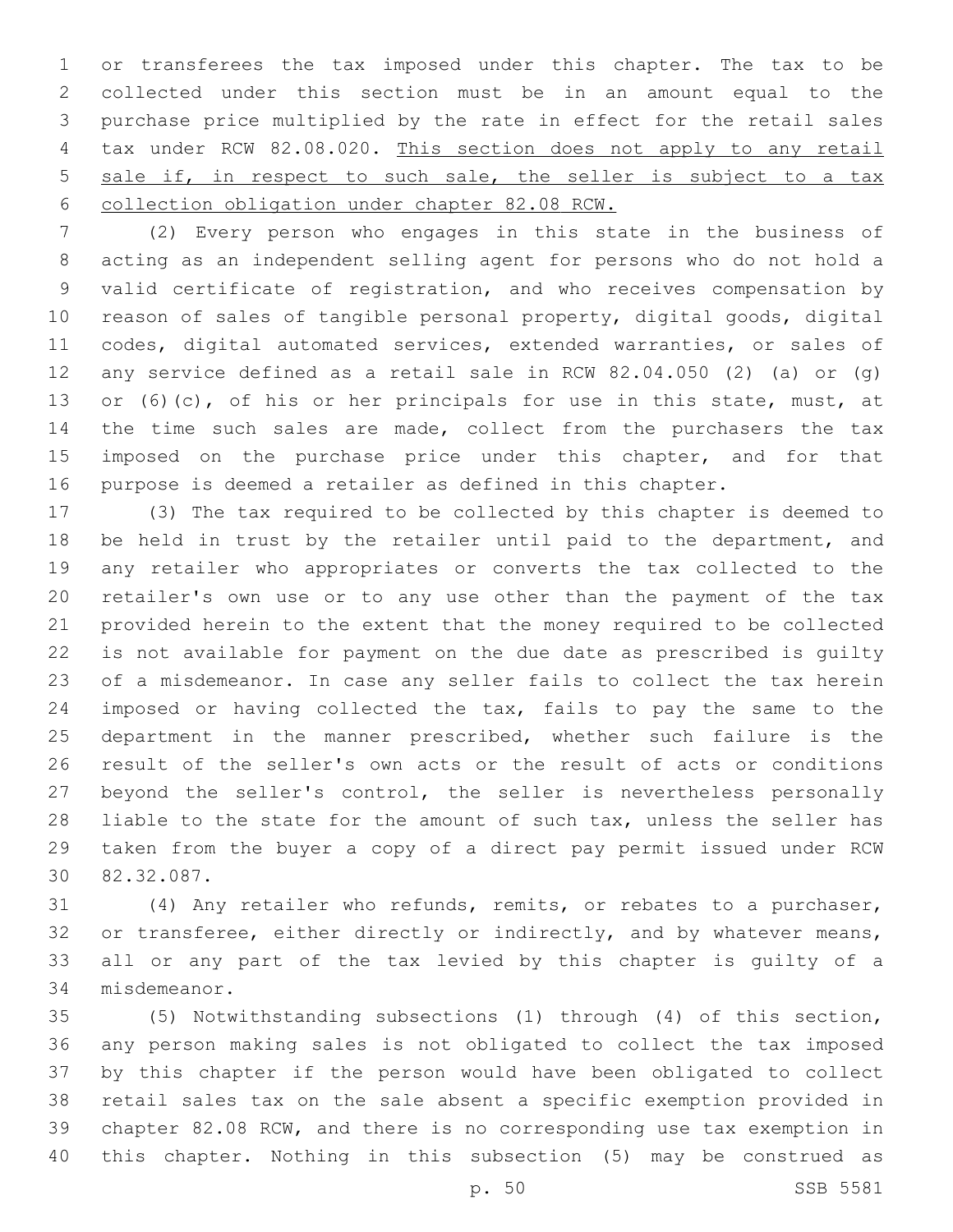or transferees the tax imposed under this chapter. The tax to be collected under this section must be in an amount equal to the purchase price multiplied by the rate in effect for the retail sales tax under RCW 82.08.020. <u>This section does not apply to any retail sale if, in respect to such sale, the seller is subject to a tax collection obligation under chapter 82.08 RCW.</u>

(2) Every person who engages in this state in the business of acting as an independent selling agent for persons who do not hold a valid certificate of registration, and who receives compensation by reason of sales of tangible personal property, digital goods, digital codes, digital automated services, extended warranties, or sales of any service defined as a retail sale in RCW 82.04.050 (2) (a) or (g) or (6)(c), of his or her principals for use in this state, must, at the time such sales are made, collect from the purchasers the tax imposed on the purchase price under this chapter, and for that purpose is deemed a retailer as defined in this chapter.

(3) The tax required to be collected by this chapter is deemed to be held in trust by the retailer until paid to the department, and any retailer who appropriates or converts the tax collected to the retailer's own use or to any use other than the payment of the tax provided herein to the extent that the money required to be collected is not available for payment on the due date as prescribed is guilty of a misdemeanor. In case any seller fails to collect the tax herein imposed or having collected the tax, fails to pay the same to the department in the manner prescribed, whether such failure is the result of the seller's own acts or the result of acts or conditions beyond the seller's control, the seller is nevertheless personally liable to the state for the amount of such tax, unless the seller has taken from the buyer a copy of a direct pay permit issued under RCW 82.32.087.

(4) Any retailer who refunds, remits, or rebates to a purchaser, or transferee, either directly or indirectly, and by whatever means, all or any part of the tax levied by this chapter is guilty of a misdemeanor.

(5) Notwithstanding subsections (1) through (4) of this section, any person making sales is not obligated to collect the tax imposed by this chapter if the person would have been obligated to collect retail sales tax on the sale absent a specific exemption provided in chapter 82.08 RCW, and there is no corresponding use tax exemption in this chapter. Nothing in this subsection (5) may be construed as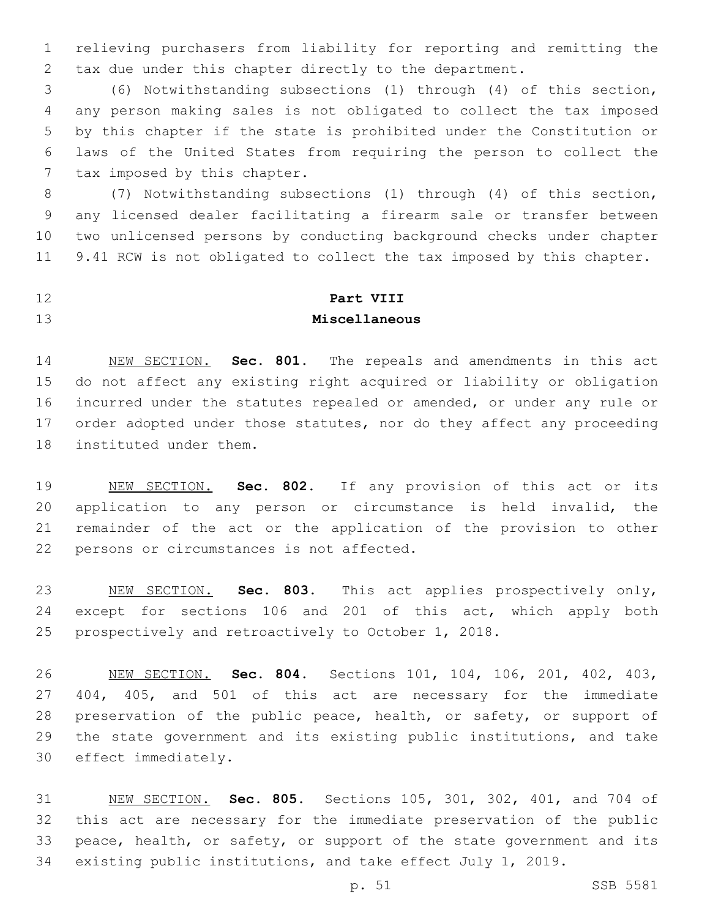relieving purchasers from liability for reporting and remitting the tax due under this chapter directly to the department.

(6) Notwithstanding subsections (1) through (4) of this section, any person making sales is not obligated to collect the tax imposed by this chapter if the state is prohibited under the Constitution or laws of the United States from requiring the person to collect the tax imposed by this chapter.

(7) Notwithstanding subsections (1) through (4) of this section, any licensed dealer facilitating a firearm sale or transfer between two unlicensed persons by conducting background checks under chapter 9.41 RCW is not obligated to collect the tax imposed by this chapter.

## Part VIII
## Miscellaneous

NEW SECTION. **Sec. 801.** The repeals and amendments in this act do not affect any existing right acquired or liability or obligation incurred under the statutes repealed or amended, or under any rule or order adopted under those statutes, nor do they affect any proceeding instituted under them.

NEW SECTION. **Sec. 802.** If any provision of this act or its application to any person or circumstance is held invalid, the remainder of the act or the application of the provision to other persons or circumstances is not affected.

NEW SECTION. **Sec. 803.** This act applies prospectively only, except for sections 106 and 201 of this act, which apply both prospectively and retroactively to October 1, 2018.

NEW SECTION. **Sec. 804.** Sections 101, 104, 106, 201, 402, 403, 404, 405, and 501 of this act are necessary for the immediate preservation of the public peace, health, or safety, or support of the state government and its existing public institutions, and take effect immediately.

NEW SECTION. **Sec. 805.** Sections 105, 301, 302, 401, and 704 of this act are necessary for the immediate preservation of the public peace, health, or safety, or support of the state government and its existing public institutions, and take effect July 1, 2019.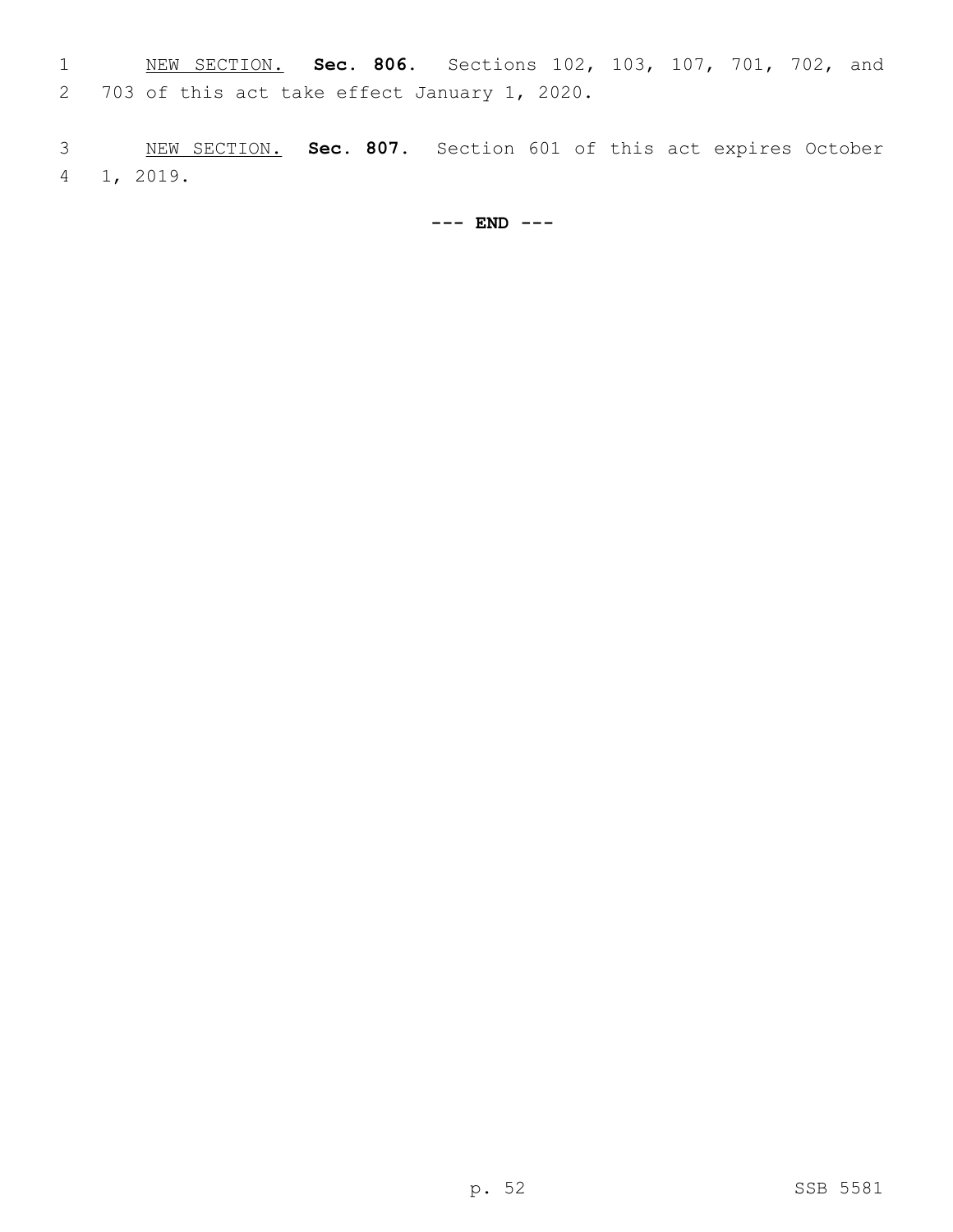NEW SECTION. **Sec. 806.** Sections 102, 103, 107, 701, 702, and 703 of this act take effect January 1, 2020.

NEW SECTION. **Sec. 807.** Section 601 of this act expires October 1, 2019.

**--- END ---**